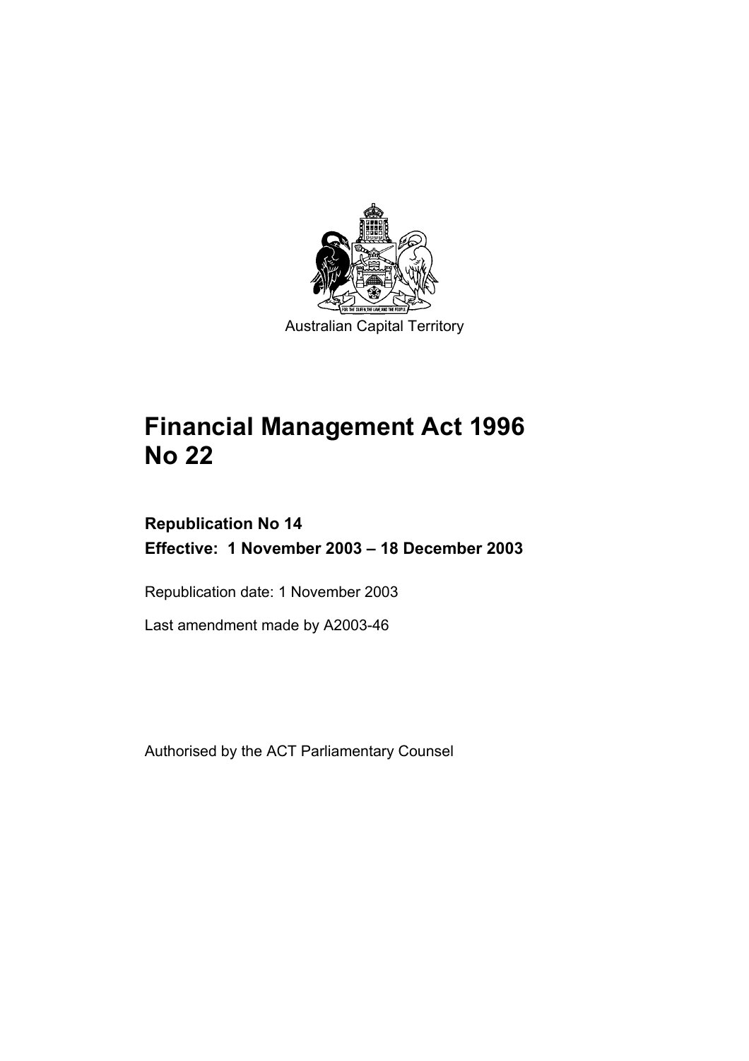Australian Capital Territory

# Financial Management Act 1996 No 22

**Republication No 14**

**Effective: 1 November 2003 – 18 December 2003**

Republication date: 1 November 2003

Last amendment made by A2003-46

Authorised by the ACT Parliamentary Counsel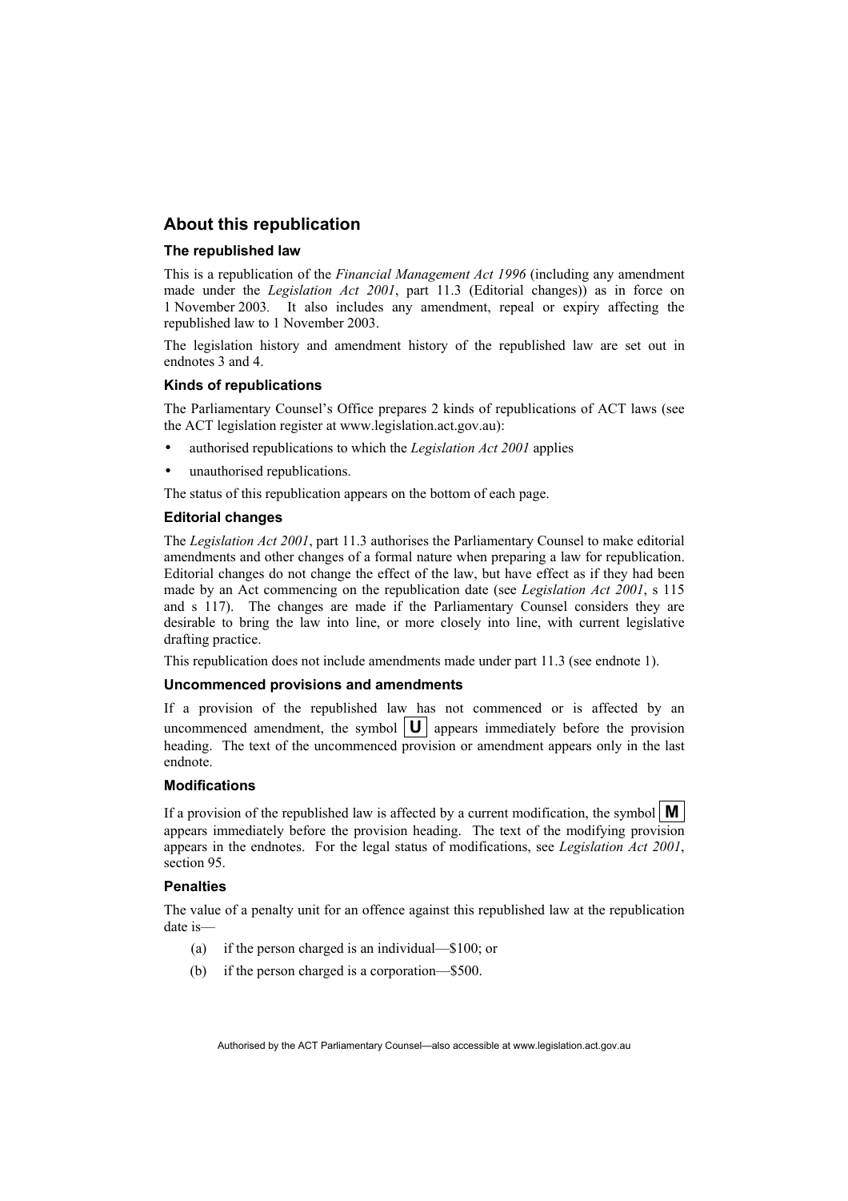## About this republication

### The republished law

This is a republication of the *Financial Management Act 1996* (including any amendment made under the *Legislation Act 2001*, part 11.3 (Editorial changes)) as in force on 1 November 2003*.* It also includes any amendment, repeal or expiry affecting the republished law to 1 November 2003.

The legislation history and amendment history of the republished law are set out in endnotes 3 and 4.

### Kinds of republications

The Parliamentary Counsel's Office prepares 2 kinds of republications of ACT laws (see the ACT legislation register at www.legislation.act.gov.au):

- authorised republications to which the *Legislation Act 2001* applies
- unauthorised republications.

The status of this republication appears on the bottom of each page.

### Editorial changes

The *Legislation Act 2001*, part 11.3 authorises the Parliamentary Counsel to make editorial amendments and other changes of a formal nature when preparing a law for republication. Editorial changes do not change the effect of the law, but have effect as if they had been made by an Act commencing on the republication date (see *Legislation Act 2001*, s 115 and s 117). The changes are made if the Parliamentary Counsel considers they are desirable to bring the law into line, or more closely into line, with current legislative drafting practice.

This republication does not include amendments made under part 11.3 (see endnote 1).

### Uncommenced provisions and amendments

If a provision of the republished law has not commenced or is affected by an uncommenced amendment, the symbol **U** appears immediately before the provision heading. The text of the uncommenced provision or amendment appears only in the last endnote.

### Modifications

If a provision of the republished law is affected by a current modification, the symbol **M** appears immediately before the provision heading. The text of the modifying provision appears in the endnotes. For the legal status of modifications, see *Legislation Act 2001*, section 95.

### Penalties

The value of a penalty unit for an offence against this republished law at the republication date is—

(a) if the person charged is an individual—$100; or

(b) if the person charged is a corporation—$500.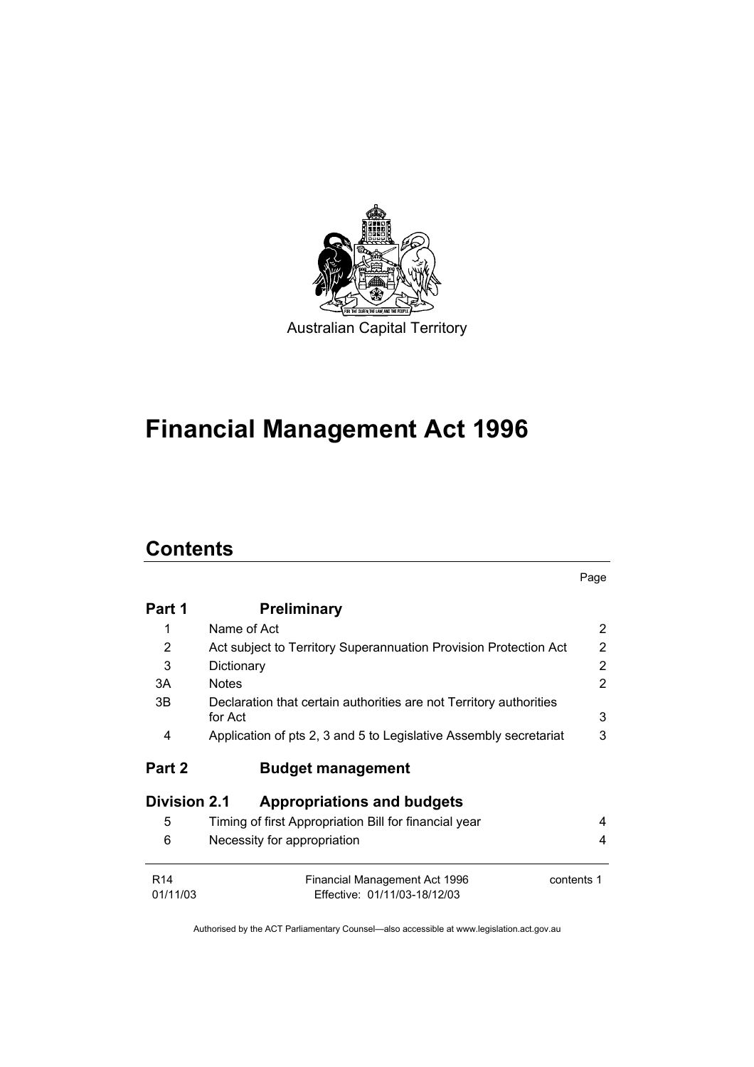Australian Capital Territory

# Financial Management Act 1996

## Contents

| | | Page |
|---|---|---|
| **Part 1** | **Preliminary** | |
| 1 | Name of Act | 2 |
| 2 | Act subject to Territory Superannuation Provision Protection Act | 2 |
| 3 | Dictionary | 2 |
| 3A | Notes | 2 |
| 3B | Declaration that certain authorities are not Territory authorities for Act | 3 |
| 4 | Application of pts 2, 3 and 5 to Legislative Assembly secretariat | 3 |
| **Part 2** | **Budget management** | |
| **Division 2.1** | **Appropriations and budgets** | |
| 5 | Timing of first Appropriation Bill for financial year | 4 |
| 6 | Necessity for appropriation | 4 |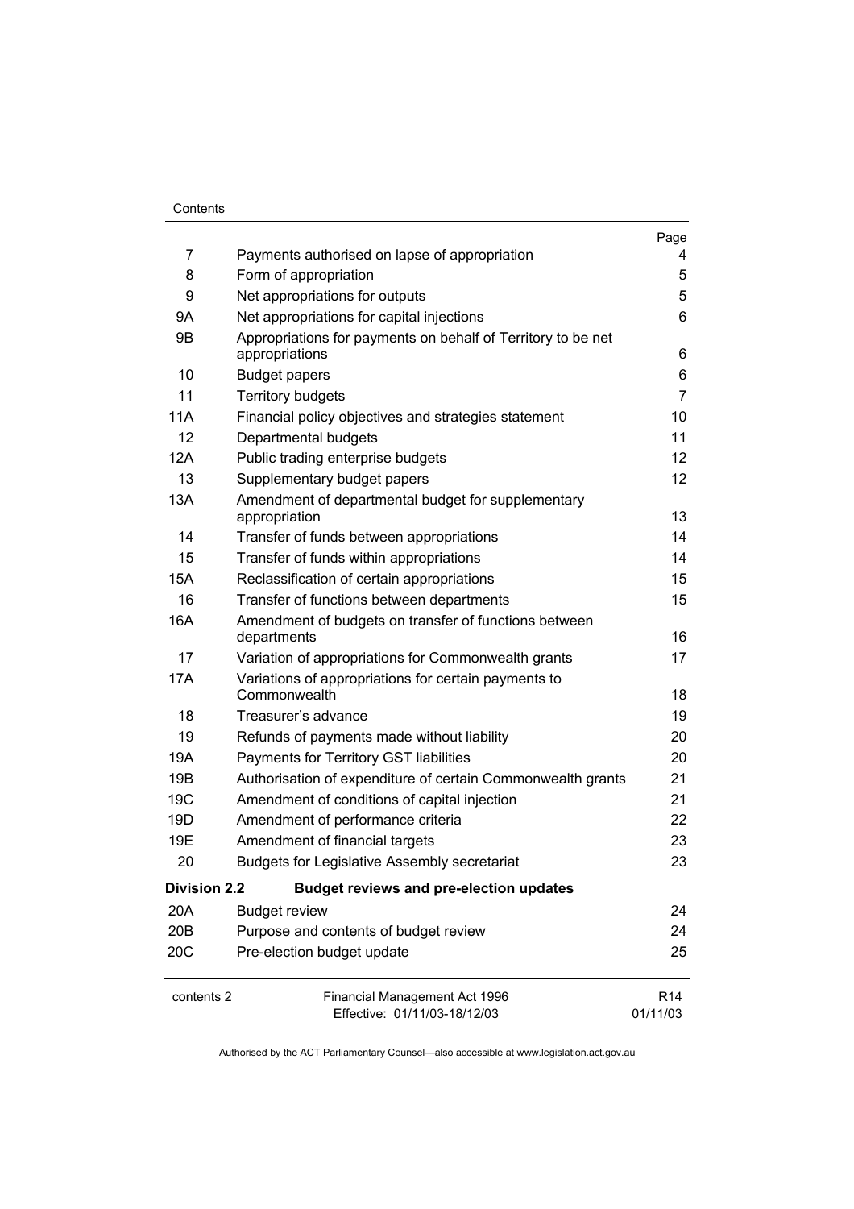| | | Page |
|---|---|---|
| 7 | Payments authorised on lapse of appropriation | 4 |
| 8 | Form of appropriation | 5 |
| 9 | Net appropriations for outputs | 5 |
| 9A | Net appropriations for capital injections | 6 |
| 9B | Appropriations for payments on behalf of Territory to be net appropriations | 6 |
| 10 | Budget papers | 6 |
| 11 | Territory budgets | 7 |
| 11A | Financial policy objectives and strategies statement | 10 |
| 12 | Departmental budgets | 11 |
| 12A | Public trading enterprise budgets | 12 |
| 13 | Supplementary budget papers | 12 |
| 13A | Amendment of departmental budget for supplementary appropriation | 13 |
| 14 | Transfer of funds between appropriations | 14 |
| 15 | Transfer of funds within appropriations | 14 |
| 15A | Reclassification of certain appropriations | 15 |
| 16 | Transfer of functions between departments | 15 |
| 16A | Amendment of budgets on transfer of functions between departments | 16 |
| 17 | Variation of appropriations for Commonwealth grants | 17 |
| 17A | Variations of appropriations for certain payments to Commonwealth | 18 |
| 18 | Treasurer's advance | 19 |
| 19 | Refunds of payments made without liability | 20 |
| 19A | Payments for Territory GST liabilities | 20 |
| 19B | Authorisation of expenditure of certain Commonwealth grants | 21 |
| 19C | Amendment of conditions of capital injection | 21 |
| 19D | Amendment of performance criteria | 22 |
| 19E | Amendment of financial targets | 23 |
| 20 | Budgets for Legislative Assembly secretariat | 23 |
| **Division 2.2** | **Budget reviews and pre-election updates** | |
| 20A | Budget review | 24 |
| 20B | Purpose and contents of budget review | 24 |
| 20C | Pre-election budget update | 25 |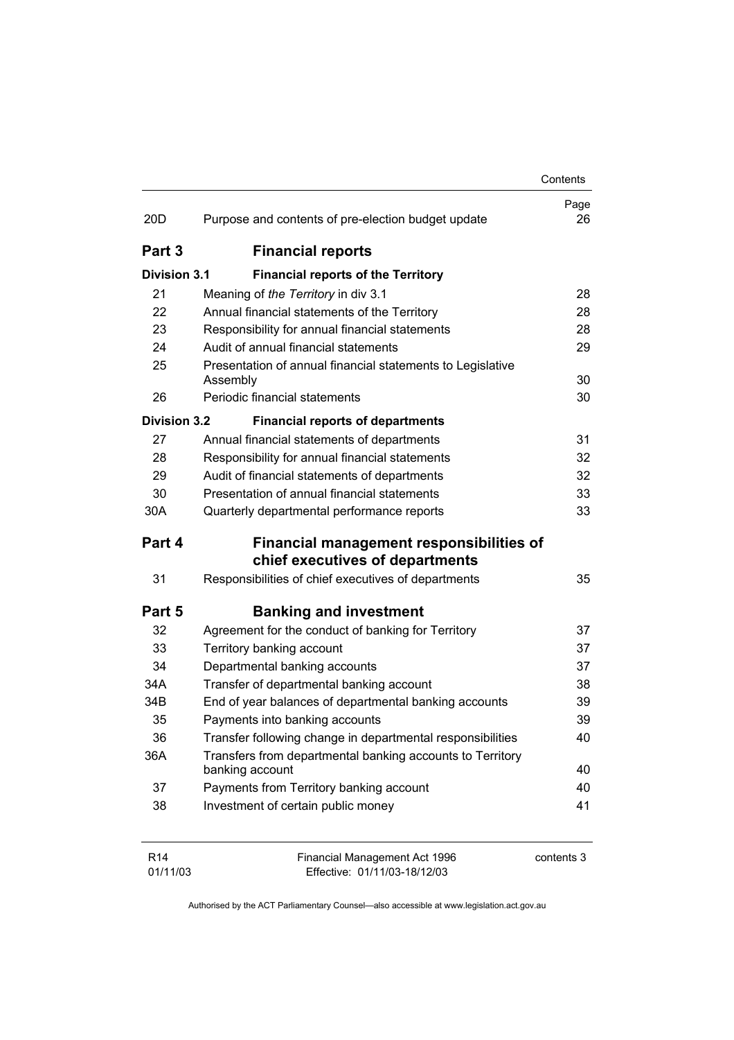| | | Page |
|---|---|---|
| 20D | Purpose and contents of pre-election budget update | 26 |
| **Part 3** | **Financial reports** | |
| **Division 3.1** | **Financial reports of the Territory** | |
| 21 | Meaning of *the Territory* in div 3.1 | 28 |
| 22 | Annual financial statements of the Territory | 28 |
| 23 | Responsibility for annual financial statements | 28 |
| 24 | Audit of annual financial statements | 29 |
| 25 | Presentation of annual financial statements to Legislative Assembly | 30 |
| 26 | Periodic financial statements | 30 |
| **Division 3.2** | **Financial reports of departments** | |
| 27 | Annual financial statements of departments | 31 |
| 28 | Responsibility for annual financial statements | 32 |
| 29 | Audit of financial statements of departments | 32 |
| 30 | Presentation of annual financial statements | 33 |
| 30A | Quarterly departmental performance reports | 33 |
| **Part 4** | **Financial management responsibilities of chief executives of departments** | |
| 31 | Responsibilities of chief executives of departments | 35 |
| **Part 5** | **Banking and investment** | |
| 32 | Agreement for the conduct of banking for Territory | 37 |
| 33 | Territory banking account | 37 |
| 34 | Departmental banking accounts | 37 |
| 34A | Transfer of departmental banking account | 38 |
| 34B | End of year balances of departmental banking accounts | 39 |
| 35 | Payments into banking accounts | 39 |
| 36 | Transfer following change in departmental responsibilities | 40 |
| 36A | Transfers from departmental banking accounts to Territory banking account | 40 |
| 37 | Payments from Territory banking account | 40 |
| 38 | Investment of certain public money | 41 |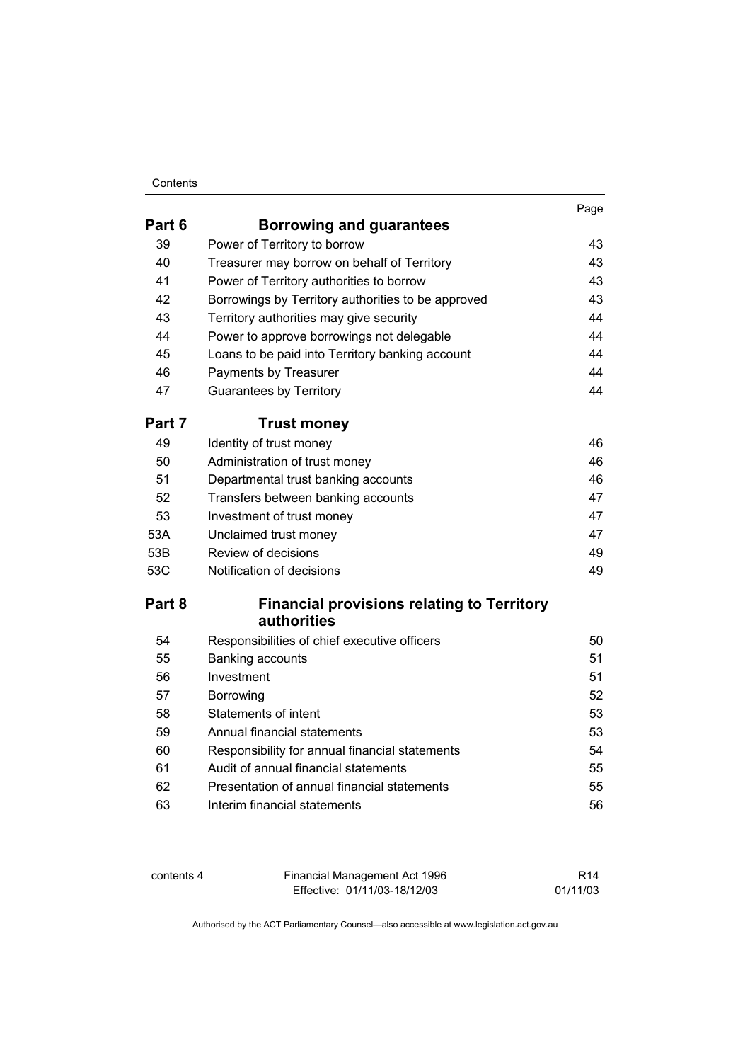| | | Page |
|---|---|---|
| **Part 6** | **Borrowing and guarantees** | |
| 39 | Power of Territory to borrow | 43 |
| 40 | Treasurer may borrow on behalf of Territory | 43 |
| 41 | Power of Territory authorities to borrow | 43 |
| 42 | Borrowings by Territory authorities to be approved | 43 |
| 43 | Territory authorities may give security | 44 |
| 44 | Power to approve borrowings not delegable | 44 |
| 45 | Loans to be paid into Territory banking account | 44 |
| 46 | Payments by Treasurer | 44 |
| 47 | Guarantees by Territory | 44 |
| **Part 7** | **Trust money** | |
| 49 | Identity of trust money | 46 |
| 50 | Administration of trust money | 46 |
| 51 | Departmental trust banking accounts | 46 |
| 52 | Transfers between banking accounts | 47 |
| 53 | Investment of trust money | 47 |
| 53A | Unclaimed trust money | 47 |
| 53B | Review of decisions | 49 |
| 53C | Notification of decisions | 49 |
| **Part 8** | **Financial provisions relating to Territory authorities** | |
| 54 | Responsibilities of chief executive officers | 50 |
| 55 | Banking accounts | 51 |
| 56 | Investment | 51 |
| 57 | Borrowing | 52 |
| 58 | Statements of intent | 53 |
| 59 | Annual financial statements | 53 |
| 60 | Responsibility for annual financial statements | 54 |
| 61 | Audit of annual financial statements | 55 |
| 62 | Presentation of annual financial statements | 55 |
| 63 | Interim financial statements | 56 |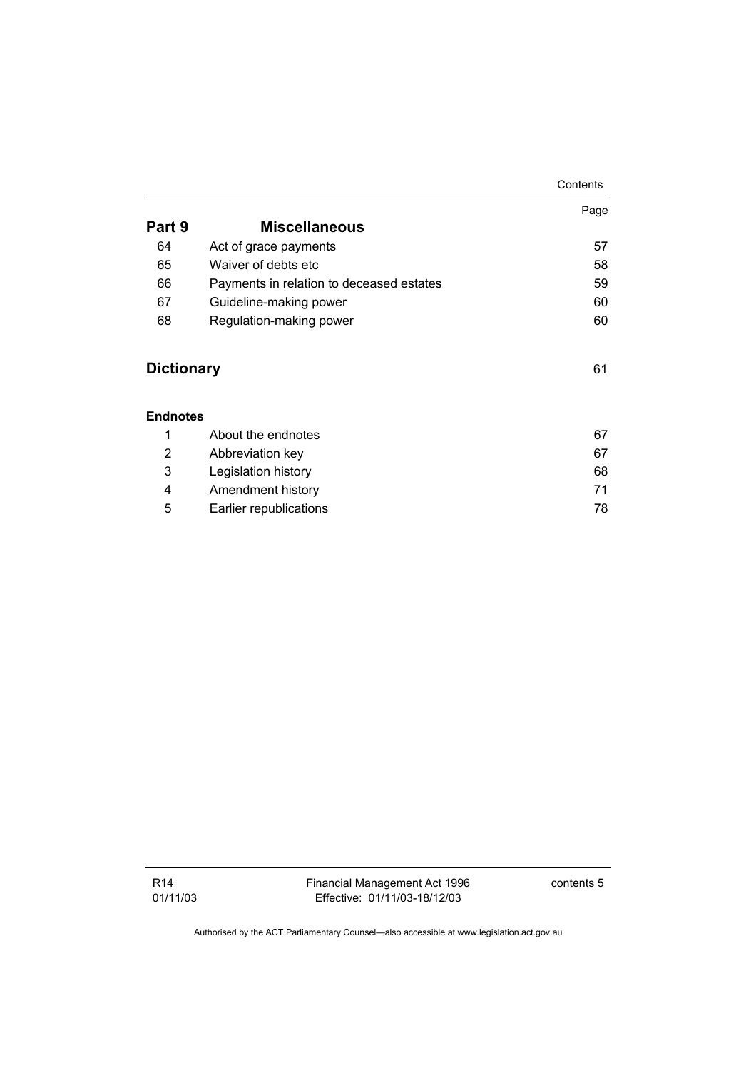| | | Page |
|---|---|---|
| **Part 9** | **Miscellaneous** | |
| 64 | Act of grace payments | 57 |
| 65 | Waiver of debts etc | 58 |
| 66 | Payments in relation to deceased estates | 59 |
| 67 | Guideline-making power | 60 |
| 68 | Regulation-making power | 60 |

**Dictionary** 61

**Endnotes**

| | | |
|---|---|---|
| 1 | About the endnotes | 67 |
| 2 | Abbreviation key | 67 |
| 3 | Legislation history | 68 |
| 4 | Amendment history | 71 |
| 5 | Earlier republications | 78 |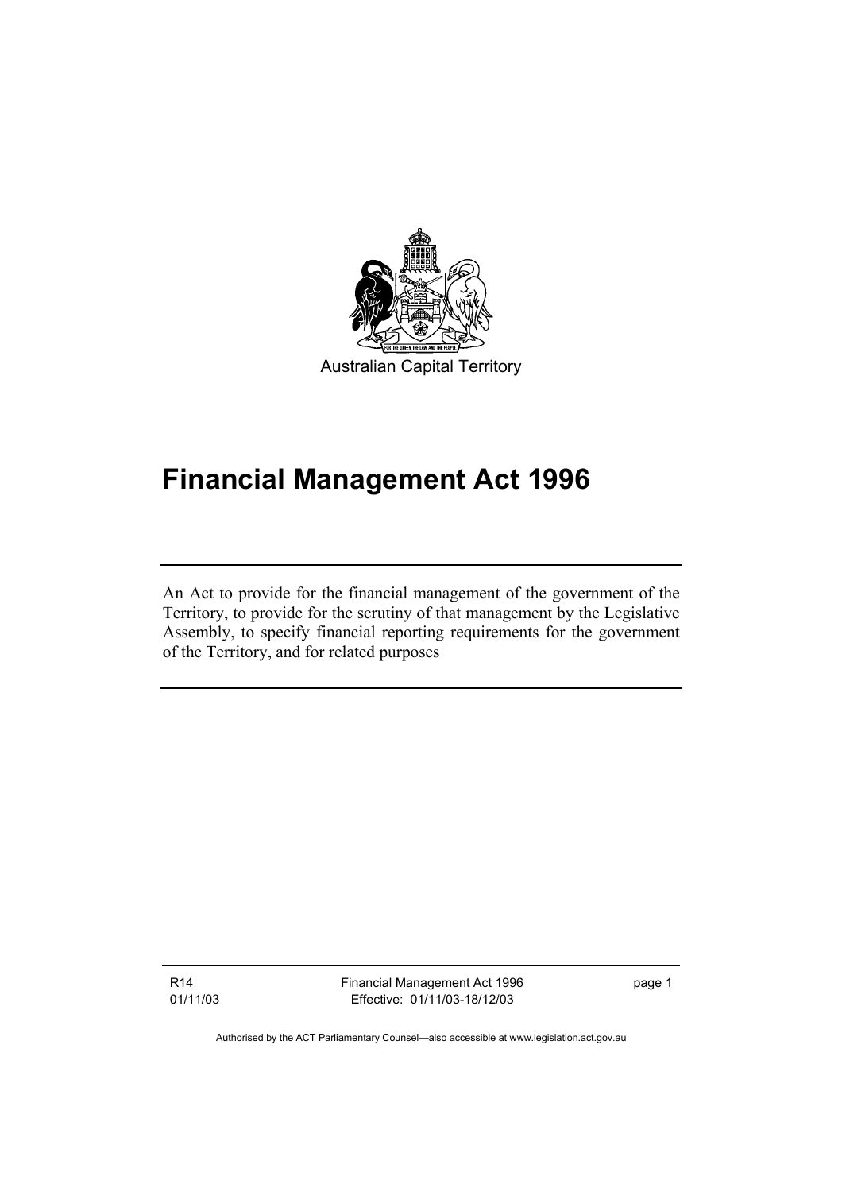Australian Capital Territory

# Financial Management Act 1996

An Act to provide for the financial management of the government of the Territory, to provide for the scrutiny of that management by the Legislative Assembly, to specify financial reporting requirements for the government of the Territory, and for related purposes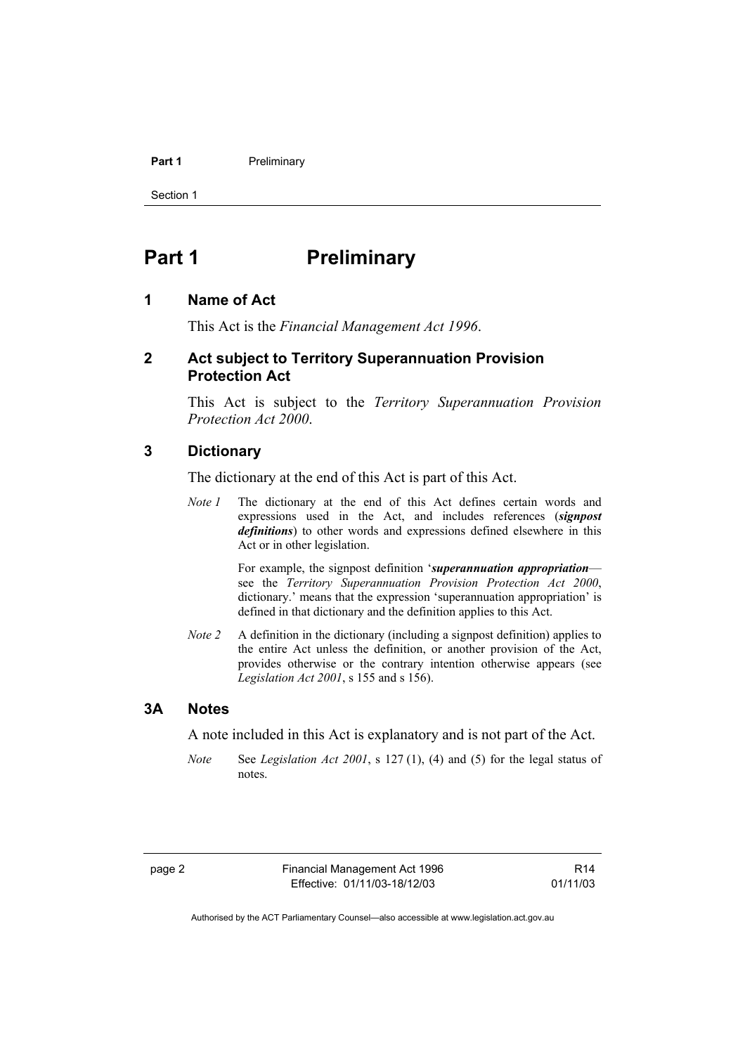# Part 1 Preliminary

## 1 Name of Act

This Act is the *Financial Management Act 1996*.

## 2 Act subject to Territory Superannuation Provision Protection Act

This Act is subject to the *Territory Superannuation Provision Protection Act 2000*.

## 3 Dictionary

The dictionary at the end of this Act is part of this Act.

*Note 1* The dictionary at the end of this Act defines certain words and expressions used in the Act, and includes references (***signpost definitions***) to other words and expressions defined elsewhere in this Act or in other legislation.

For example, the signpost definition '***superannuation appropriation***—see the *Territory Superannuation Provision Protection Act 2000*, dictionary.' means that the expression 'superannuation appropriation' is defined in that dictionary and the definition applies to this Act.

*Note 2* A definition in the dictionary (including a signpost definition) applies to the entire Act unless the definition, or another provision of the Act, provides otherwise or the contrary intention otherwise appears (see *Legislation Act 2001*, s 155 and s 156).

## 3A Notes

A note included in this Act is explanatory and is not part of the Act.

*Note* See *Legislation Act 2001*, s 127 (1), (4) and (5) for the legal status of notes.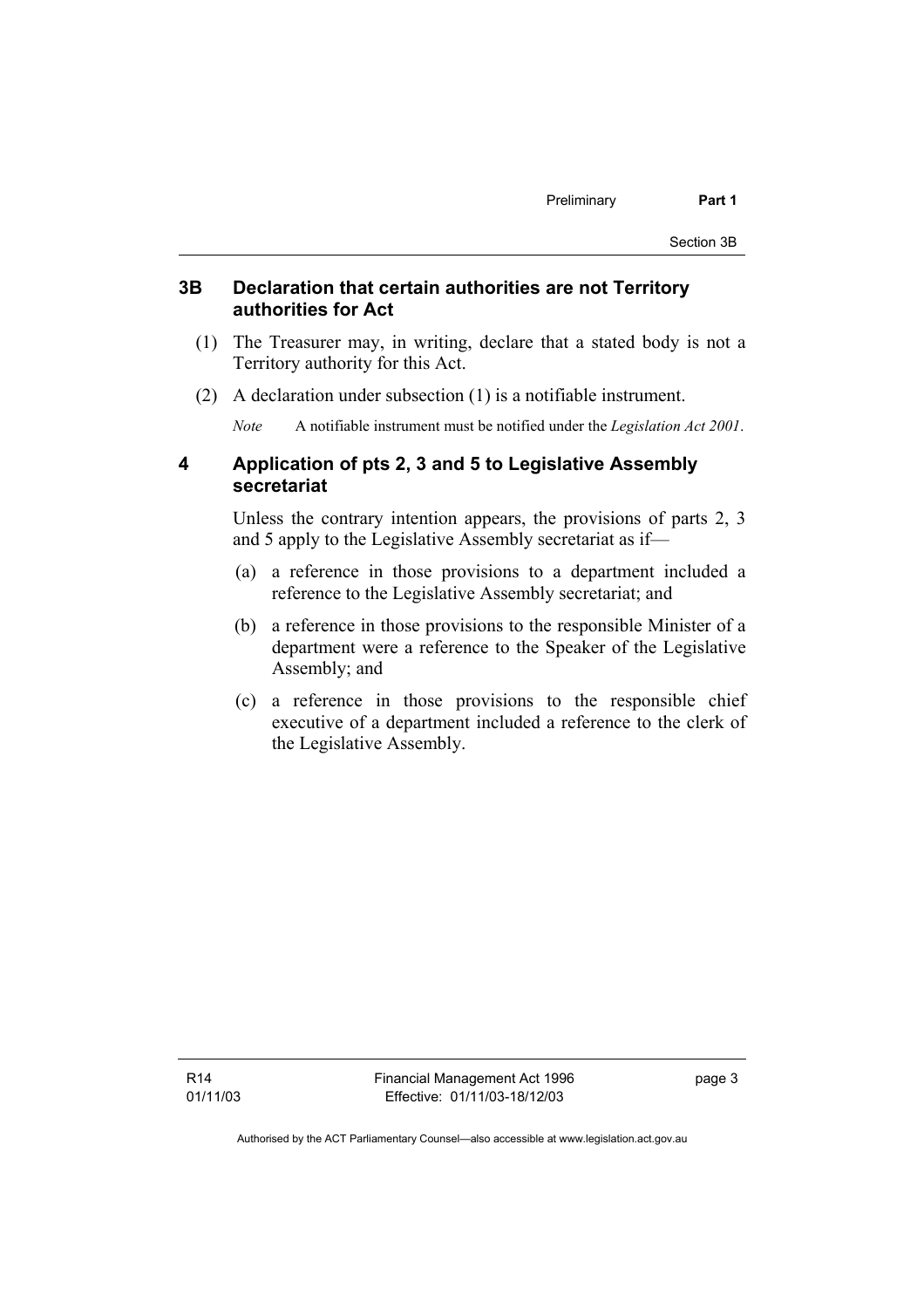## 3B Declaration that certain authorities are not Territory authorities for Act

(1) The Treasurer may, in writing, declare that a stated body is not a Territory authority for this Act.

(2) A declaration under subsection (1) is a notifiable instrument.

*Note* A notifiable instrument must be notified under the *Legislation Act 2001*.

## 4 Application of pts 2, 3 and 5 to Legislative Assembly secretariat

Unless the contrary intention appears, the provisions of parts 2, 3 and 5 apply to the Legislative Assembly secretariat as if—

(a) a reference in those provisions to a department included a reference to the Legislative Assembly secretariat; and

(b) a reference in those provisions to the responsible Minister of a department were a reference to the Speaker of the Legislative Assembly; and

(c) a reference in those provisions to the responsible chief executive of a department included a reference to the clerk of the Legislative Assembly.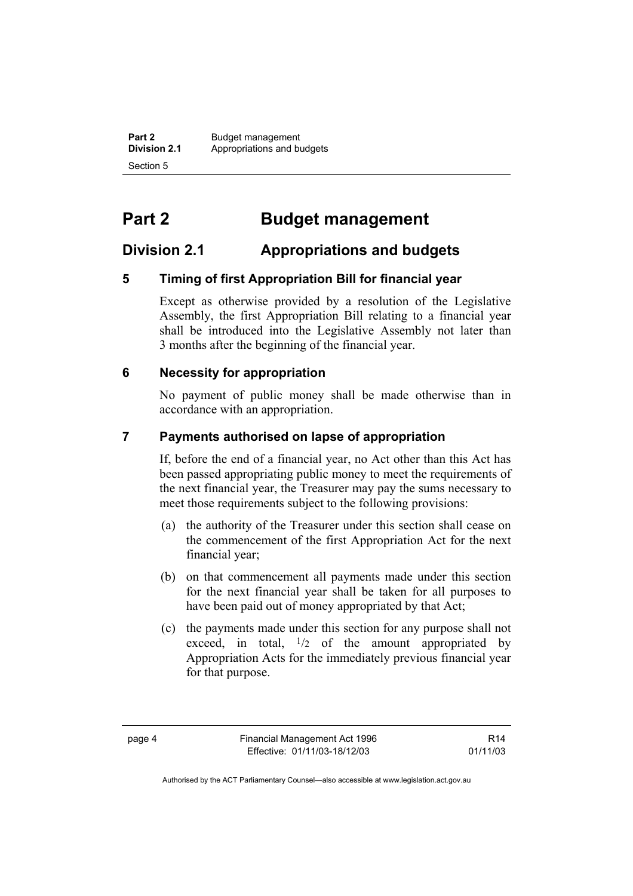# Part 2 Budget management

## Division 2.1 Appropriations and budgets

### 5 Timing of first Appropriation Bill for financial year

Except as otherwise provided by a resolution of the Legislative Assembly, the first Appropriation Bill relating to a financial year shall be introduced into the Legislative Assembly not later than 3 months after the beginning of the financial year.

### 6 Necessity for appropriation

No payment of public money shall be made otherwise than in accordance with an appropriation.

### 7 Payments authorised on lapse of appropriation

If, before the end of a financial year, no Act other than this Act has been passed appropriating public money to meet the requirements of the next financial year, the Treasurer may pay the sums necessary to meet those requirements subject to the following provisions:

(a) the authority of the Treasurer under this section shall cease on the commencement of the first Appropriation Act for the next financial year;

(b) on that commencement all payments made under this section for the next financial year shall be taken for all purposes to have been paid out of money appropriated by that Act;

(c) the payments made under this section for any purpose shall not exceed, in total, $^1/_2$ of the amount appropriated by Appropriation Acts for the immediately previous financial year for that purpose.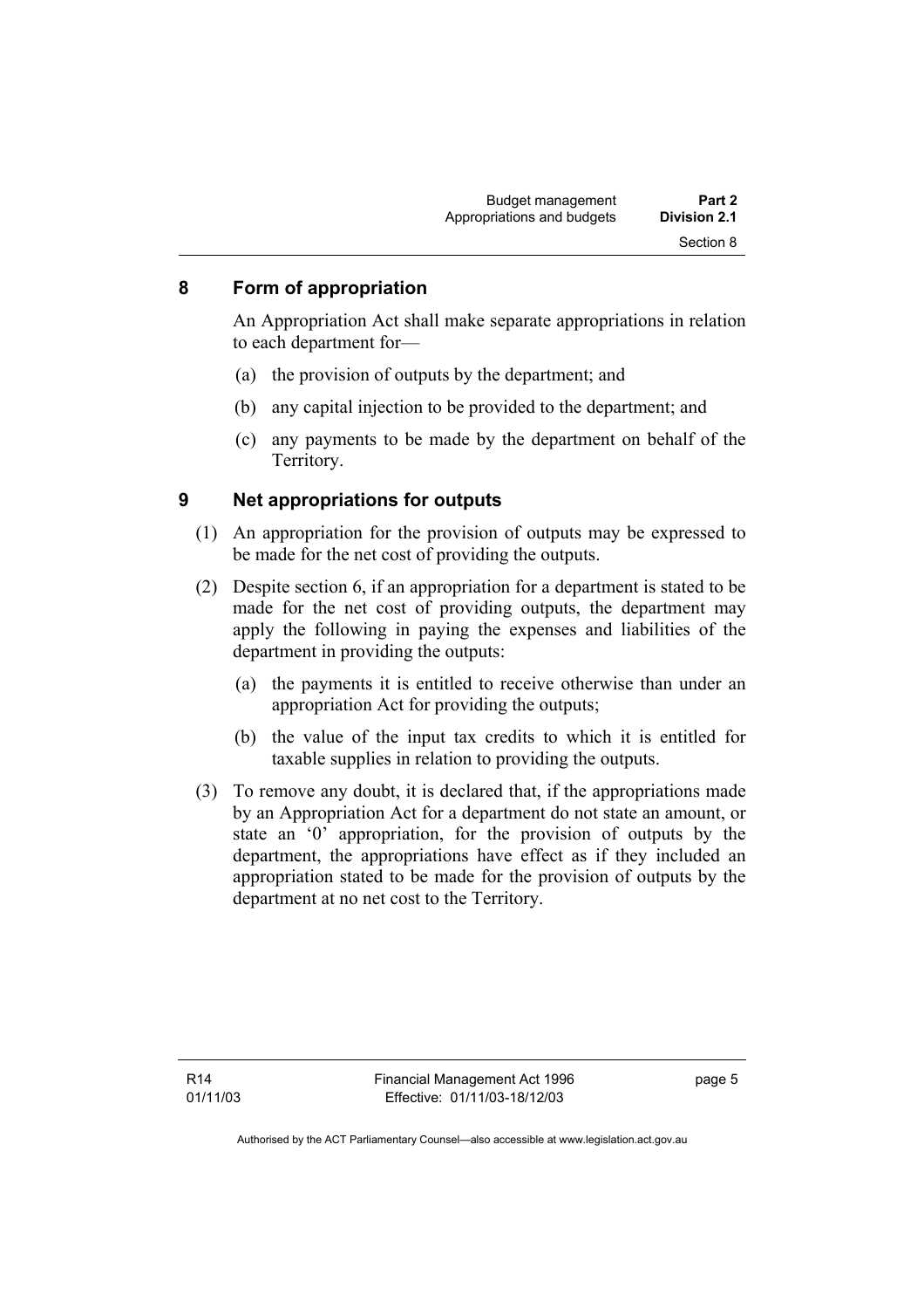## 8 Form of appropriation

An Appropriation Act shall make separate appropriations in relation to each department for—

(a) the provision of outputs by the department; and

(b) any capital injection to be provided to the department; and

(c) any payments to be made by the department on behalf of the Territory.

## 9 Net appropriations for outputs

(1) An appropriation for the provision of outputs may be expressed to be made for the net cost of providing the outputs.

(2) Despite section 6, if an appropriation for a department is stated to be made for the net cost of providing outputs, the department may apply the following in paying the expenses and liabilities of the department in providing the outputs:

(a) the payments it is entitled to receive otherwise than under an appropriation Act for providing the outputs;

(b) the value of the input tax credits to which it is entitled for taxable supplies in relation to providing the outputs.

(3) To remove any doubt, it is declared that, if the appropriations made by an Appropriation Act for a department do not state an amount, or state an '0' appropriation, for the provision of outputs by the department, the appropriations have effect as if they included an appropriation stated to be made for the provision of outputs by the department at no net cost to the Territory.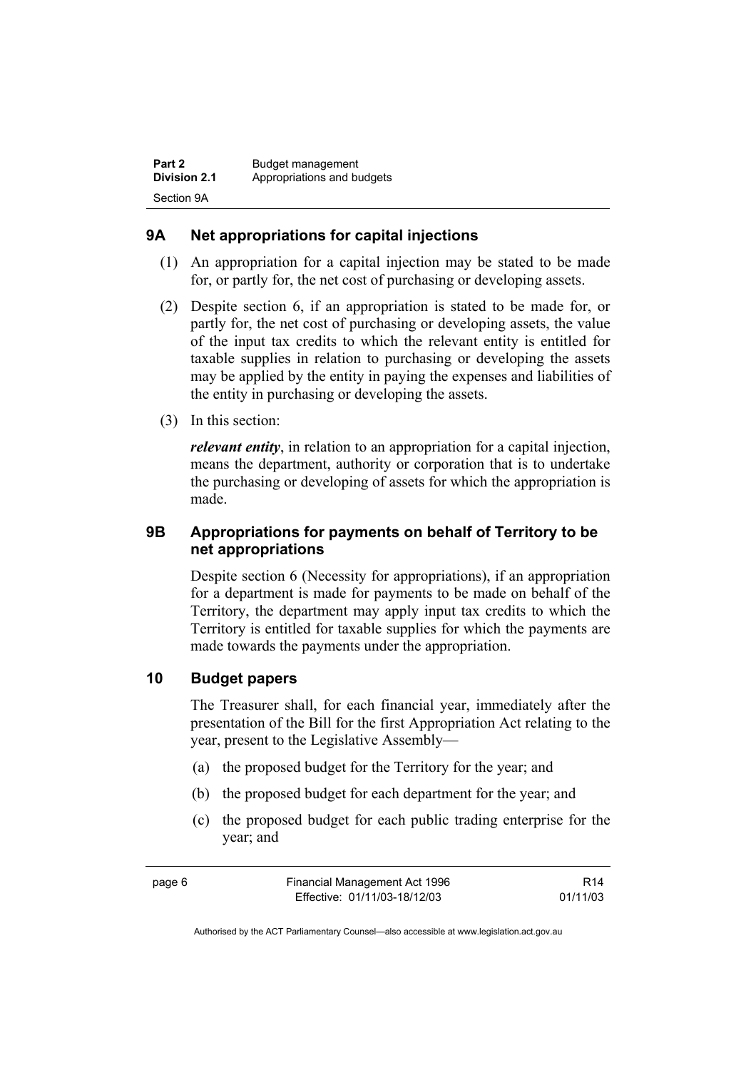## 9A Net appropriations for capital injections

(1) An appropriation for a capital injection may be stated to be made for, or partly for, the net cost of purchasing or developing assets.

(2) Despite section 6, if an appropriation is stated to be made for, or partly for, the net cost of purchasing or developing assets, the value of the input tax credits to which the relevant entity is entitled for taxable supplies in relation to purchasing or developing the assets may be applied by the entity in paying the expenses and liabilities of the entity in purchasing or developing the assets.

(3) In this section:

***relevant entity***, in relation to an appropriation for a capital injection, means the department, authority or corporation that is to undertake the purchasing or developing of assets for which the appropriation is made.

## 9B Appropriations for payments on behalf of Territory to be net appropriations

Despite section 6 (Necessity for appropriations), if an appropriation for a department is made for payments to be made on behalf of the Territory, the department may apply input tax credits to which the Territory is entitled for taxable supplies for which the payments are made towards the payments under the appropriation.

## 10 Budget papers

The Treasurer shall, for each financial year, immediately after the presentation of the Bill for the first Appropriation Act relating to the year, present to the Legislative Assembly—

(a) the proposed budget for the Territory for the year; and

(b) the proposed budget for each department for the year; and

(c) the proposed budget for each public trading enterprise for the year; and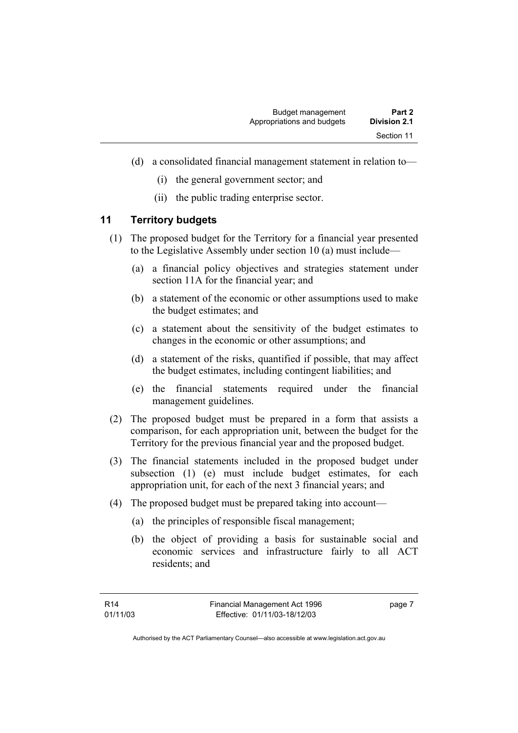(d) a consolidated financial management statement in relation to—

  (i) the general government sector; and

  (ii) the public trading enterprise sector.

## 11 Territory budgets

(1) The proposed budget for the Territory for a financial year presented to the Legislative Assembly under section 10 (a) must include—

  (a) a financial policy objectives and strategies statement under section 11A for the financial year; and

  (b) a statement of the economic or other assumptions used to make the budget estimates; and

  (c) a statement about the sensitivity of the budget estimates to changes in the economic or other assumptions; and

  (d) a statement of the risks, quantified if possible, that may affect the budget estimates, including contingent liabilities; and

  (e) the financial statements required under the financial management guidelines.

(2) The proposed budget must be prepared in a form that assists a comparison, for each appropriation unit, between the budget for the Territory for the previous financial year and the proposed budget.

(3) The financial statements included in the proposed budget under subsection (1) (e) must include budget estimates, for each appropriation unit, for each of the next 3 financial years; and

(4) The proposed budget must be prepared taking into account—

  (a) the principles of responsible fiscal management;

  (b) the object of providing a basis for sustainable social and economic services and infrastructure fairly to all ACT residents; and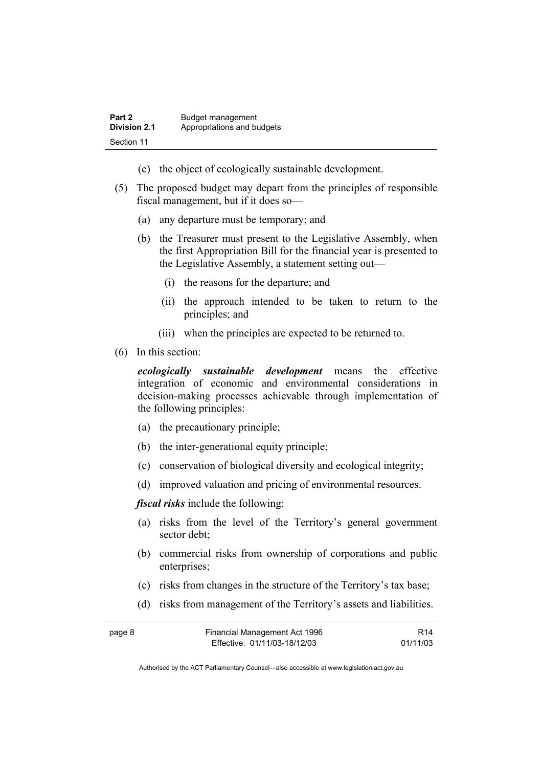(c) the object of ecologically sustainable development.

(5) The proposed budget may depart from the principles of responsible fiscal management, but if it does so—

(a) any departure must be temporary; and

(b) the Treasurer must present to the Legislative Assembly, when the first Appropriation Bill for the financial year is presented to the Legislative Assembly, a statement setting out—

(i) the reasons for the departure; and

(ii) the approach intended to be taken to return to the principles; and

(iii) when the principles are expected to be returned to.

(6) In this section:

***ecologically sustainable development*** means the effective integration of economic and environmental considerations in decision-making processes achievable through implementation of the following principles:

(a) the precautionary principle;

(b) the inter-generational equity principle;

(c) conservation of biological diversity and ecological integrity;

(d) improved valuation and pricing of environmental resources.

***fiscal risks*** include the following:

(a) risks from the level of the Territory's general government sector debt;

(b) commercial risks from ownership of corporations and public enterprises;

(c) risks from changes in the structure of the Territory's tax base;

(d) risks from management of the Territory's assets and liabilities.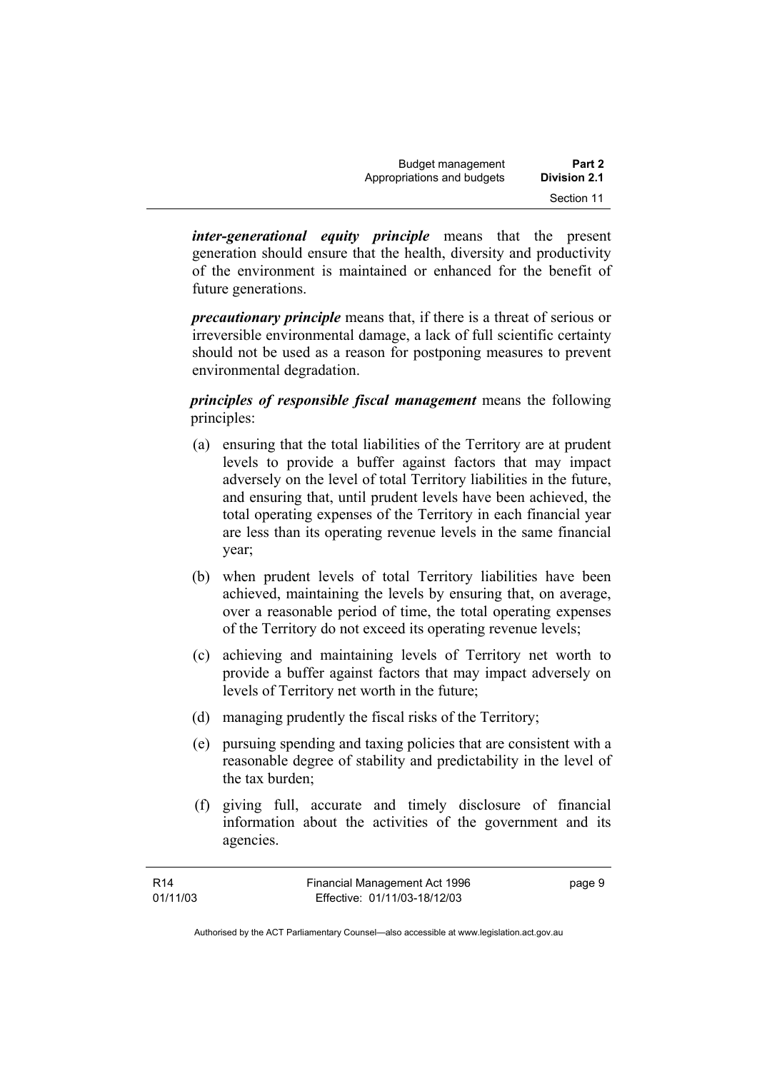***inter-generational equity principle*** means that the present generation should ensure that the health, diversity and productivity of the environment is maintained or enhanced for the benefit of future generations.

***precautionary principle*** means that, if there is a threat of serious or irreversible environmental damage, a lack of full scientific certainty should not be used as a reason for postponing measures to prevent environmental degradation.

***principles of responsible fiscal management*** means the following principles:

(a) ensuring that the total liabilities of the Territory are at prudent levels to provide a buffer against factors that may impact adversely on the level of total Territory liabilities in the future, and ensuring that, until prudent levels have been achieved, the total operating expenses of the Territory in each financial year are less than its operating revenue levels in the same financial year;

(b) when prudent levels of total Territory liabilities have been achieved, maintaining the levels by ensuring that, on average, over a reasonable period of time, the total operating expenses of the Territory do not exceed its operating revenue levels;

(c) achieving and maintaining levels of Territory net worth to provide a buffer against factors that may impact adversely on levels of Territory net worth in the future;

(d) managing prudently the fiscal risks of the Territory;

(e) pursuing spending and taxing policies that are consistent with a reasonable degree of stability and predictability in the level of the tax burden;

(f) giving full, accurate and timely disclosure of financial information about the activities of the government and its agencies.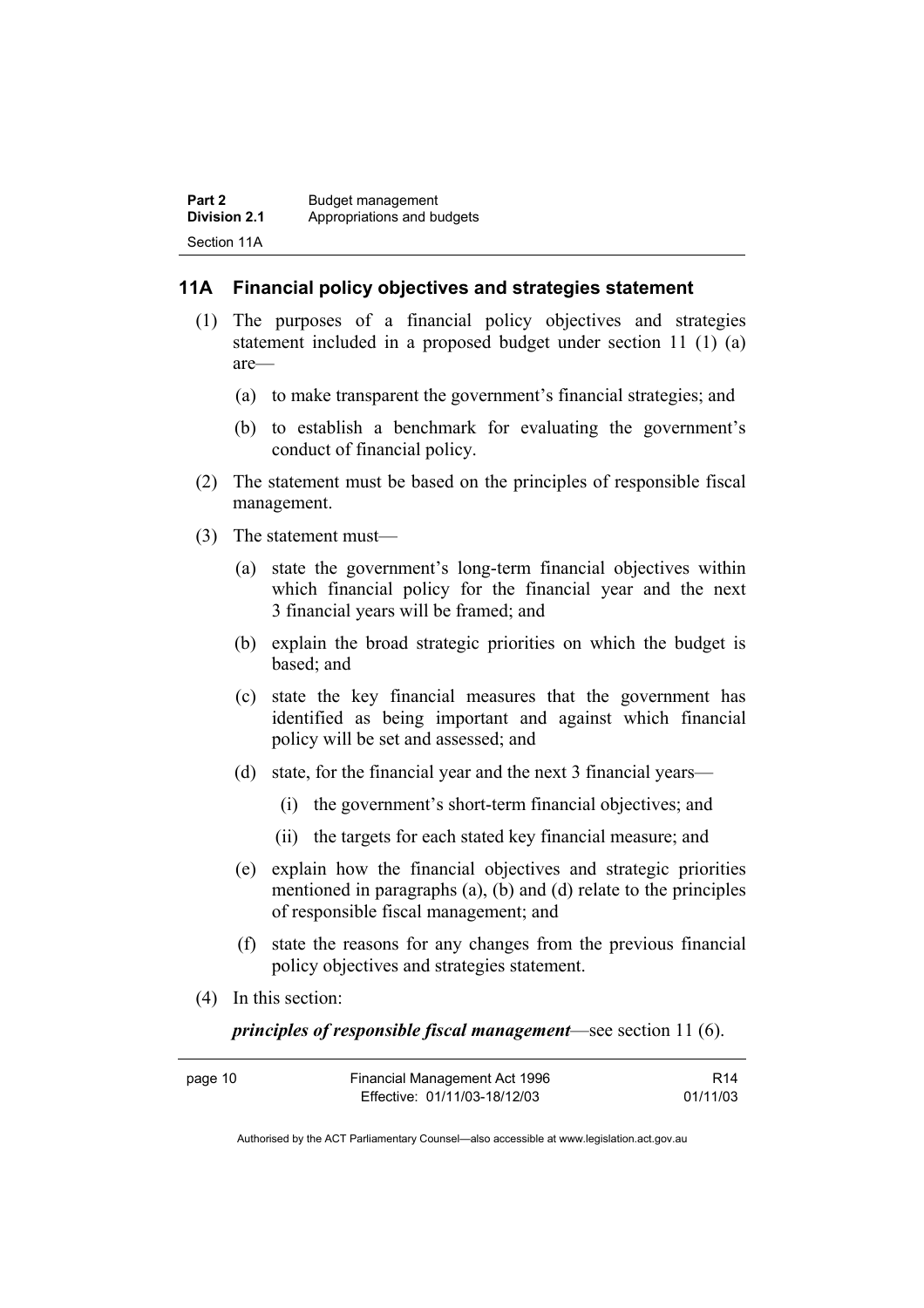## 11A Financial policy objectives and strategies statement

(1) The purposes of a financial policy objectives and strategies statement included in a proposed budget under section 11 (1) (a) are—

(a) to make transparent the government's financial strategies; and

(b) to establish a benchmark for evaluating the government's conduct of financial policy.

(2) The statement must be based on the principles of responsible fiscal management.

(3) The statement must—

(a) state the government's long-term financial objectives within which financial policy for the financial year and the next 3 financial years will be framed; and

(b) explain the broad strategic priorities on which the budget is based; and

(c) state the key financial measures that the government has identified as being important and against which financial policy will be set and assessed; and

(d) state, for the financial year and the next 3 financial years—

(i) the government's short-term financial objectives; and

(ii) the targets for each stated key financial measure; and

(e) explain how the financial objectives and strategic priorities mentioned in paragraphs (a), (b) and (d) relate to the principles of responsible fiscal management; and

(f) state the reasons for any changes from the previous financial policy objectives and strategies statement.

(4) In this section:

***principles of responsible fiscal management***—see section 11 (6).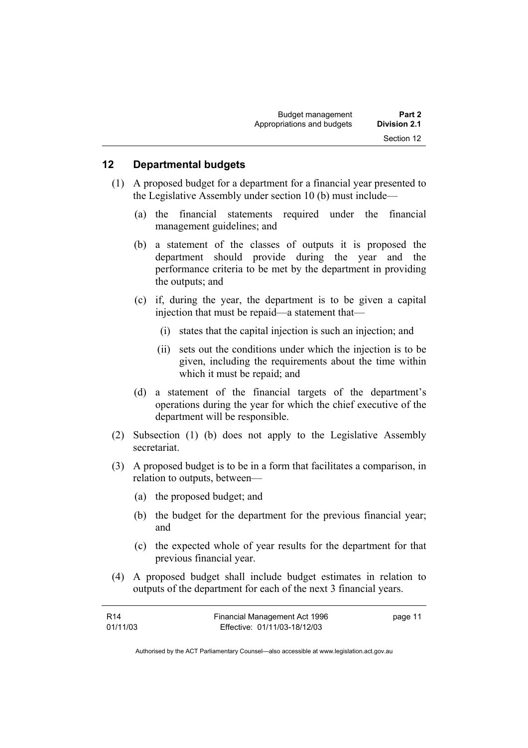## 12 Departmental budgets

(1) A proposed budget for a department for a financial year presented to the Legislative Assembly under section 10 (b) must include—

(a) the financial statements required under the financial management guidelines; and

(b) a statement of the classes of outputs it is proposed the department should provide during the year and the performance criteria to be met by the department in providing the outputs; and

(c) if, during the year, the department is to be given a capital injection that must be repaid—a statement that—

(i) states that the capital injection is such an injection; and

(ii) sets out the conditions under which the injection is to be given, including the requirements about the time within which it must be repaid; and

(d) a statement of the financial targets of the department's operations during the year for which the chief executive of the department will be responsible.

(2) Subsection (1) (b) does not apply to the Legislative Assembly secretariat.

(3) A proposed budget is to be in a form that facilitates a comparison, in relation to outputs, between—

(a) the proposed budget; and

(b) the budget for the department for the previous financial year; and

(c) the expected whole of year results for the department for that previous financial year.

(4) A proposed budget shall include budget estimates in relation to outputs of the department for each of the next 3 financial years.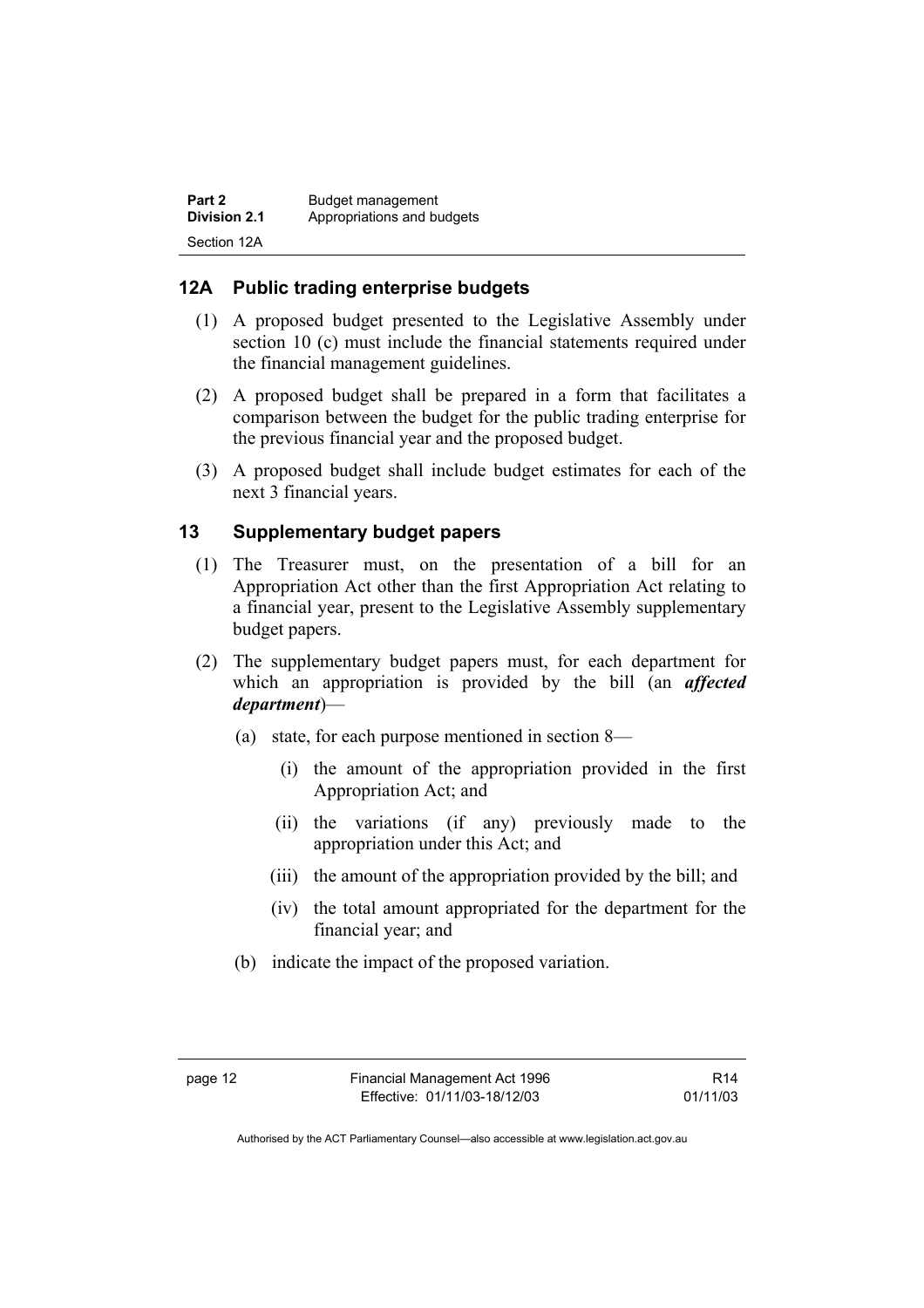## 12A Public trading enterprise budgets

(1) A proposed budget presented to the Legislative Assembly under section 10 (c) must include the financial statements required under the financial management guidelines.

(2) A proposed budget shall be prepared in a form that facilitates a comparison between the budget for the public trading enterprise for the previous financial year and the proposed budget.

(3) A proposed budget shall include budget estimates for each of the next 3 financial years.

## 13 Supplementary budget papers

(1) The Treasurer must, on the presentation of a bill for an Appropriation Act other than the first Appropriation Act relating to a financial year, present to the Legislative Assembly supplementary budget papers.

(2) The supplementary budget papers must, for each department for which an appropriation is provided by the bill (an ***affected department***)—

(a) state, for each purpose mentioned in section 8—

(i) the amount of the appropriation provided in the first Appropriation Act; and

(ii) the variations (if any) previously made to the appropriation under this Act; and

(iii) the amount of the appropriation provided by the bill; and

(iv) the total amount appropriated for the department for the financial year; and

(b) indicate the impact of the proposed variation.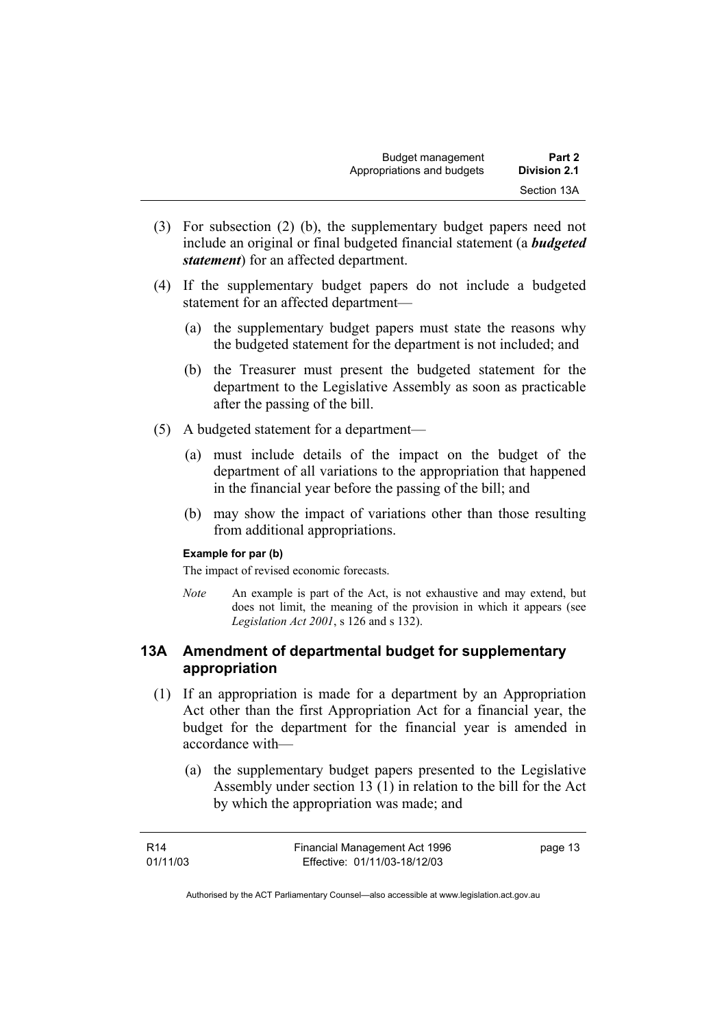(3) For subsection (2) (b), the supplementary budget papers need not include an original or final budgeted financial statement (a ***budgeted statement***) for an affected department.

(4) If the supplementary budget papers do not include a budgeted statement for an affected department—

(a) the supplementary budget papers must state the reasons why the budgeted statement for the department is not included; and

(b) the Treasurer must present the budgeted statement for the department to the Legislative Assembly as soon as practicable after the passing of the bill.

(5) A budgeted statement for a department—

(a) must include details of the impact on the budget of the department of all variations to the appropriation that happened in the financial year before the passing of the bill; and

(b) may show the impact of variations other than those resulting from additional appropriations.

**Example for par (b)**

The impact of revised economic forecasts.

*Note* An example is part of the Act, is not exhaustive and may extend, but does not limit, the meaning of the provision in which it appears (see *Legislation Act 2001*, s 126 and s 132).

### 13A Amendment of departmental budget for supplementary appropriation

(1) If an appropriation is made for a department by an Appropriation Act other than the first Appropriation Act for a financial year, the budget for the department for the financial year is amended in accordance with—

(a) the supplementary budget papers presented to the Legislative Assembly under section 13 (1) in relation to the bill for the Act by which the appropriation was made; and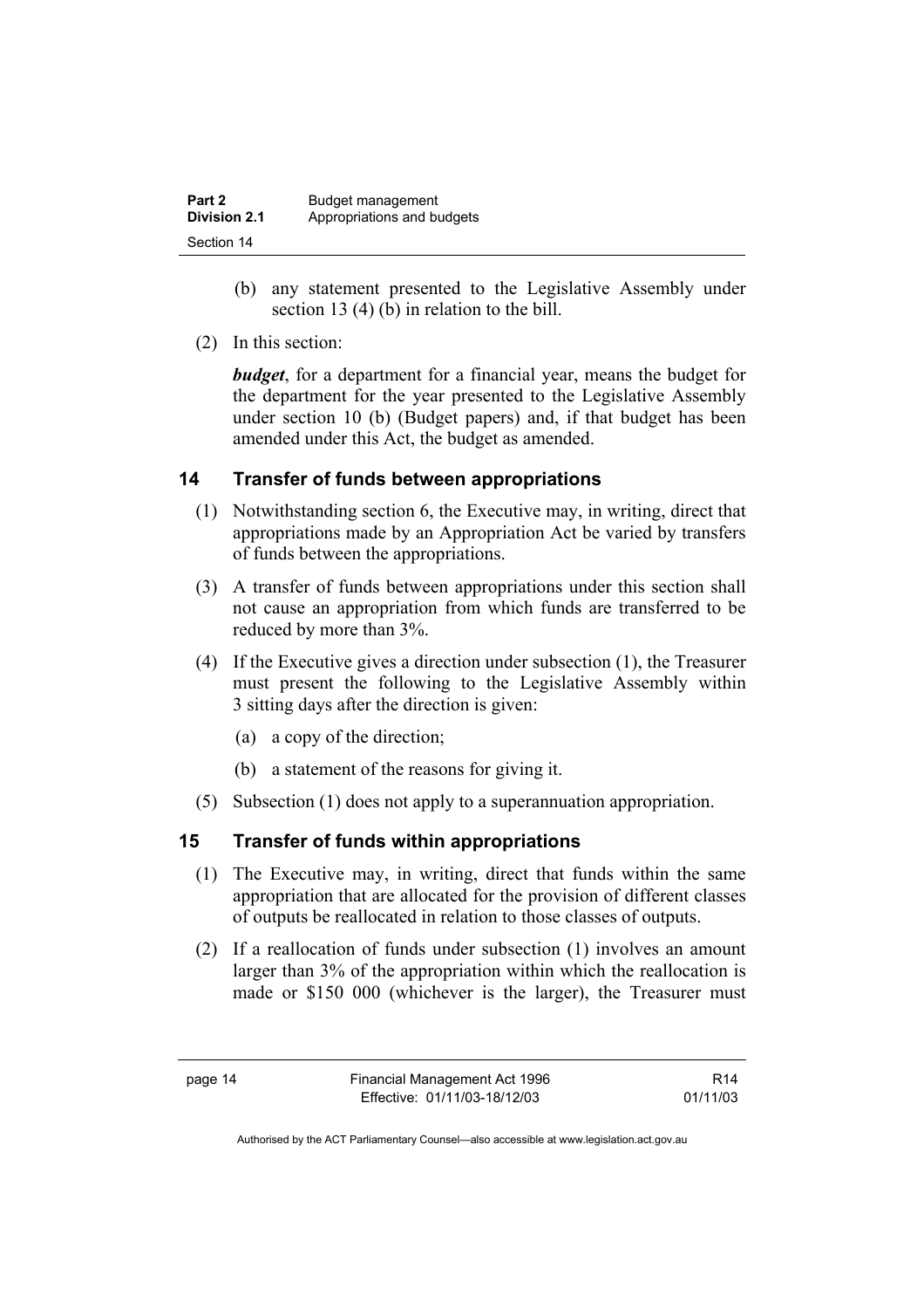(b) any statement presented to the Legislative Assembly under section 13 (4) (b) in relation to the bill.

(2) In this section:

***budget***, for a department for a financial year, means the budget for the department for the year presented to the Legislative Assembly under section 10 (b) (Budget papers) and, if that budget has been amended under this Act, the budget as amended.

## 14 Transfer of funds between appropriations

(1) Notwithstanding section 6, the Executive may, in writing, direct that appropriations made by an Appropriation Act be varied by transfers of funds between the appropriations.

(3) A transfer of funds between appropriations under this section shall not cause an appropriation from which funds are transferred to be reduced by more than 3%.

(4) If the Executive gives a direction under subsection (1), the Treasurer must present the following to the Legislative Assembly within 3 sitting days after the direction is given:

(a) a copy of the direction;

(b) a statement of the reasons for giving it.

(5) Subsection (1) does not apply to a superannuation appropriation.

## 15 Transfer of funds within appropriations

(1) The Executive may, in writing, direct that funds within the same appropriation that are allocated for the provision of different classes of outputs be reallocated in relation to those classes of outputs.

(2) If a reallocation of funds under subsection (1) involves an amount larger than 3% of the appropriation within which the reallocation is made or $150 000 (whichever is the larger), the Treasurer must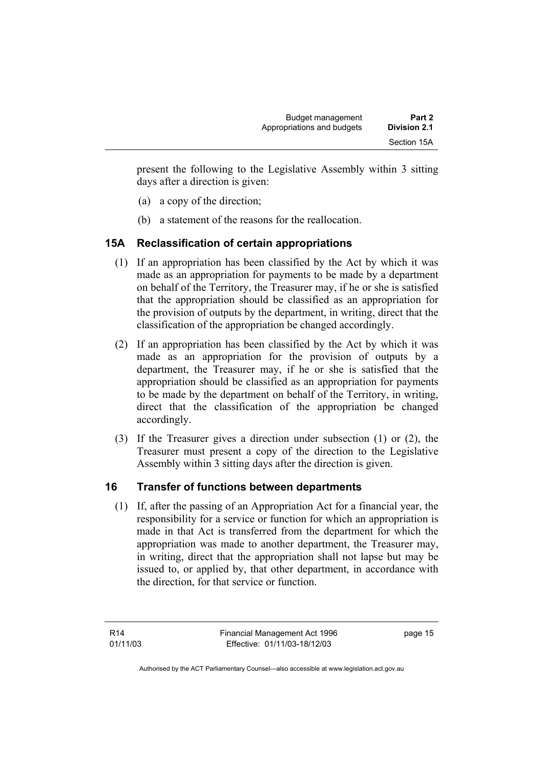present the following to the Legislative Assembly within 3 sitting days after a direction is given:

(a) a copy of the direction;

(b) a statement of the reasons for the reallocation.

## 15A Reclassification of certain appropriations

(1) If an appropriation has been classified by the Act by which it was made as an appropriation for payments to be made by a department on behalf of the Territory, the Treasurer may, if he or she is satisfied that the appropriation should be classified as an appropriation for the provision of outputs by the department, in writing, direct that the classification of the appropriation be changed accordingly.

(2) If an appropriation has been classified by the Act by which it was made as an appropriation for the provision of outputs by a department, the Treasurer may, if he or she is satisfied that the appropriation should be classified as an appropriation for payments to be made by the department on behalf of the Territory, in writing, direct that the classification of the appropriation be changed accordingly.

(3) If the Treasurer gives a direction under subsection (1) or (2), the Treasurer must present a copy of the direction to the Legislative Assembly within 3 sitting days after the direction is given.

## 16 Transfer of functions between departments

(1) If, after the passing of an Appropriation Act for a financial year, the responsibility for a service or function for which an appropriation is made in that Act is transferred from the department for which the appropriation was made to another department, the Treasurer may, in writing, direct that the appropriation shall not lapse but may be issued to, or applied by, that other department, in accordance with the direction, for that service or function.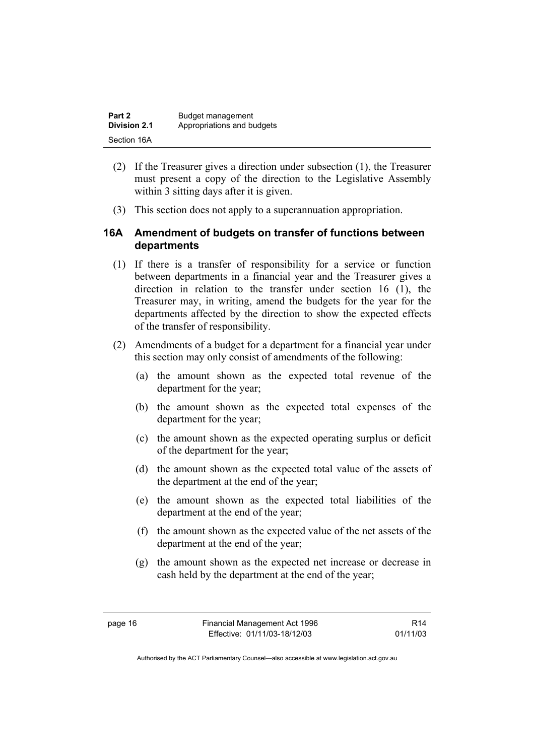(2) If the Treasurer gives a direction under subsection (1), the Treasurer must present a copy of the direction to the Legislative Assembly within 3 sitting days after it is given.

(3) This section does not apply to a superannuation appropriation.

### 16A Amendment of budgets on transfer of functions between departments

(1) If there is a transfer of responsibility for a service or function between departments in a financial year and the Treasurer gives a direction in relation to the transfer under section 16 (1), the Treasurer may, in writing, amend the budgets for the year for the departments affected by the direction to show the expected effects of the transfer of responsibility.

(2) Amendments of a budget for a department for a financial year under this section may only consist of amendments of the following:

(a) the amount shown as the expected total revenue of the department for the year;

(b) the amount shown as the expected total expenses of the department for the year;

(c) the amount shown as the expected operating surplus or deficit of the department for the year;

(d) the amount shown as the expected total value of the assets of the department at the end of the year;

(e) the amount shown as the expected total liabilities of the department at the end of the year;

(f) the amount shown as the expected value of the net assets of the department at the end of the year;

(g) the amount shown as the expected net increase or decrease in cash held by the department at the end of the year;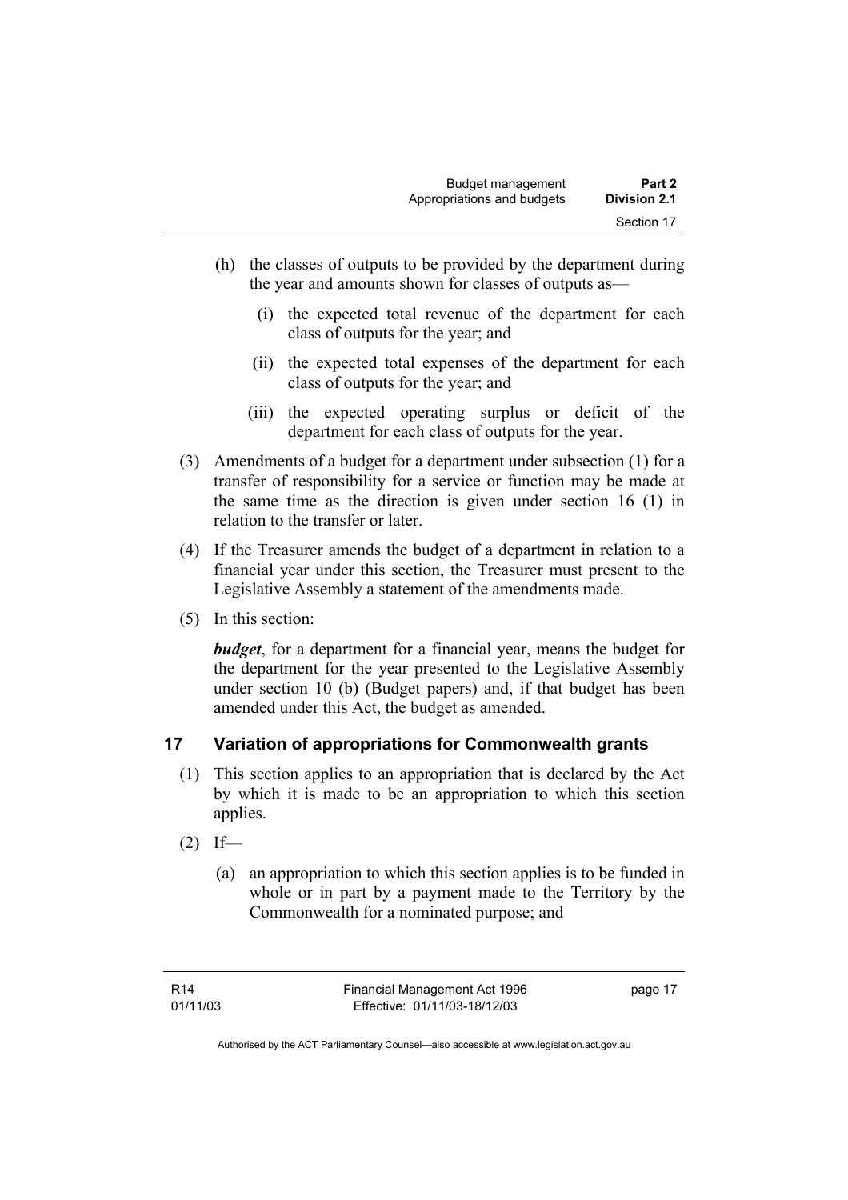(h) the classes of outputs to be provided by the department during the year and amounts shown for classes of outputs as—

  (i) the expected total revenue of the department for each class of outputs for the year; and

  (ii) the expected total expenses of the department for each class of outputs for the year; and

  (iii) the expected operating surplus or deficit of the department for each class of outputs for the year.

(3) Amendments of a budget for a department under subsection (1) for a transfer of responsibility for a service or function may be made at the same time as the direction is given under section 16 (1) in relation to the transfer or later.

(4) If the Treasurer amends the budget of a department in relation to a financial year under this section, the Treasurer must present to the Legislative Assembly a statement of the amendments made.

(5) In this section:

***budget***, for a department for a financial year, means the budget for the department for the year presented to the Legislative Assembly under section 10 (b) (Budget papers) and, if that budget has been amended under this Act, the budget as amended.

## 17 Variation of appropriations for Commonwealth grants

(1) This section applies to an appropriation that is declared by the Act by which it is made to be an appropriation to which this section applies.

(2) If—

(a) an appropriation to which this section applies is to be funded in whole or in part by a payment made to the Territory by the Commonwealth for a nominated purpose; and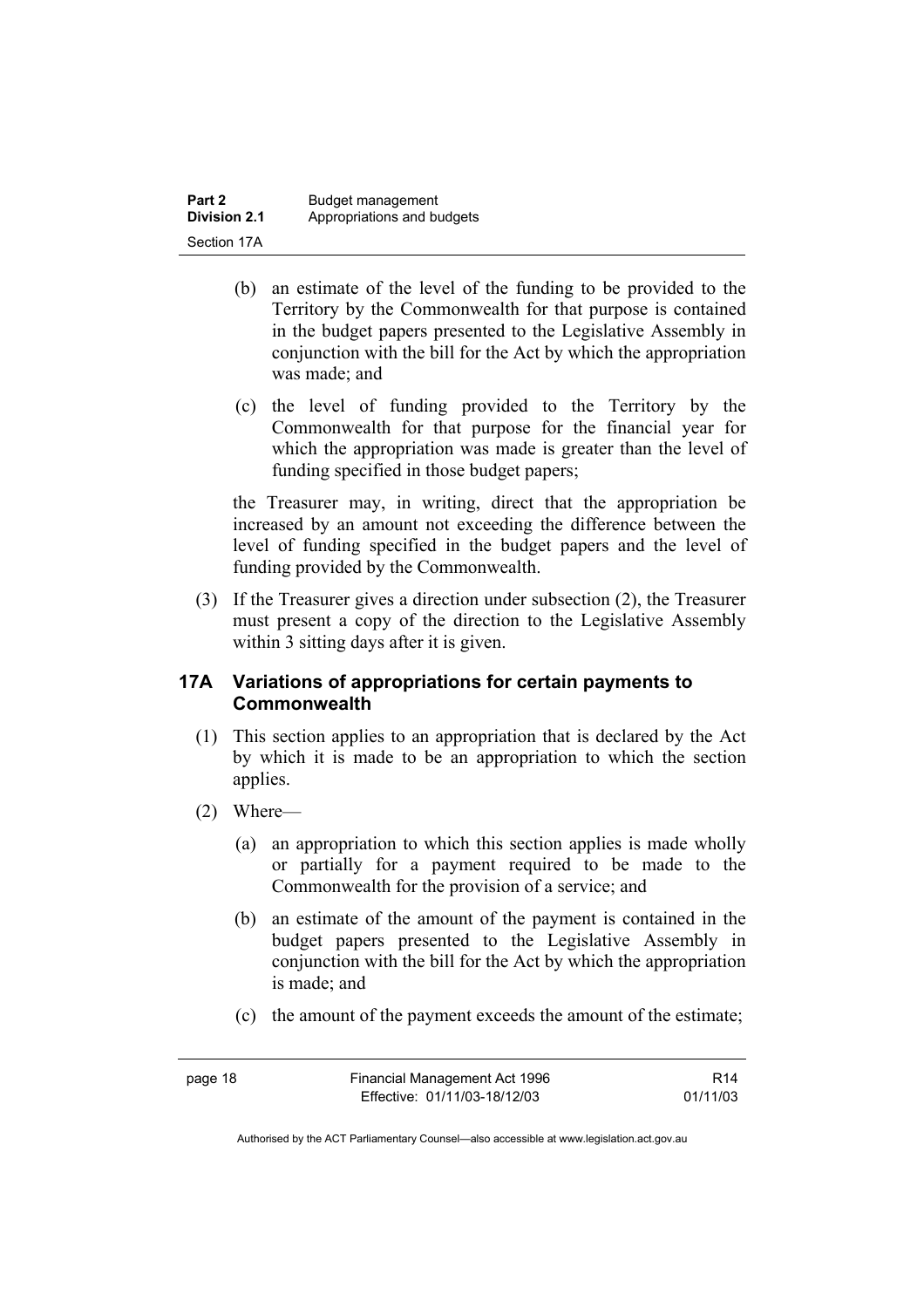(b) an estimate of the level of the funding to be provided to the Territory by the Commonwealth for that purpose is contained in the budget papers presented to the Legislative Assembly in conjunction with the bill for the Act by which the appropriation was made; and

(c) the level of funding provided to the Territory by the Commonwealth for that purpose for the financial year for which the appropriation was made is greater than the level of funding specified in those budget papers;

the Treasurer may, in writing, direct that the appropriation be increased by an amount not exceeding the difference between the level of funding specified in the budget papers and the level of funding provided by the Commonwealth.

(3) If the Treasurer gives a direction under subsection (2), the Treasurer must present a copy of the direction to the Legislative Assembly within 3 sitting days after it is given.

### 17A Variations of appropriations for certain payments to Commonwealth

(1) This section applies to an appropriation that is declared by the Act by which it is made to be an appropriation to which the section applies.

(2) Where—

(a) an appropriation to which this section applies is made wholly or partially for a payment required to be made to the Commonwealth for the provision of a service; and

(b) an estimate of the amount of the payment is contained in the budget papers presented to the Legislative Assembly in conjunction with the bill for the Act by which the appropriation is made; and

(c) the amount of the payment exceeds the amount of the estimate;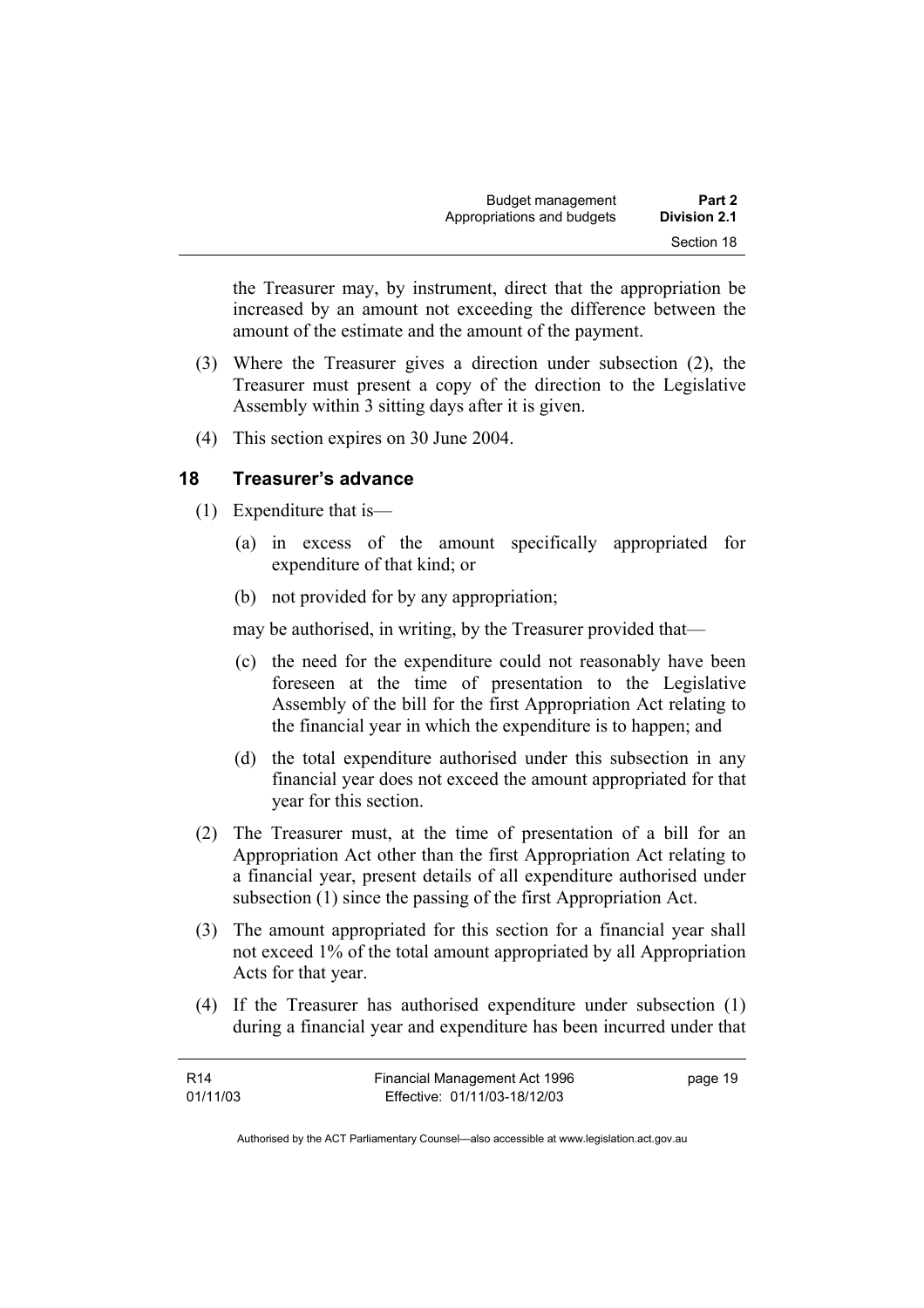the Treasurer may, by instrument, direct that the appropriation be increased by an amount not exceeding the difference between the amount of the estimate and the amount of the payment.

(3) Where the Treasurer gives a direction under subsection (2), the Treasurer must present a copy of the direction to the Legislative Assembly within 3 sitting days after it is given.

(4) This section expires on 30 June 2004.

## 18 Treasurer's advance

(1) Expenditure that is—

(a) in excess of the amount specifically appropriated for expenditure of that kind; or

(b) not provided for by any appropriation;

may be authorised, in writing, by the Treasurer provided that—

(c) the need for the expenditure could not reasonably have been foreseen at the time of presentation to the Legislative Assembly of the bill for the first Appropriation Act relating to the financial year in which the expenditure is to happen; and

(d) the total expenditure authorised under this subsection in any financial year does not exceed the amount appropriated for that year for this section.

(2) The Treasurer must, at the time of presentation of a bill for an Appropriation Act other than the first Appropriation Act relating to a financial year, present details of all expenditure authorised under subsection (1) since the passing of the first Appropriation Act.

(3) The amount appropriated for this section for a financial year shall not exceed 1% of the total amount appropriated by all Appropriation Acts for that year.

(4) If the Treasurer has authorised expenditure under subsection (1) during a financial year and expenditure has been incurred under that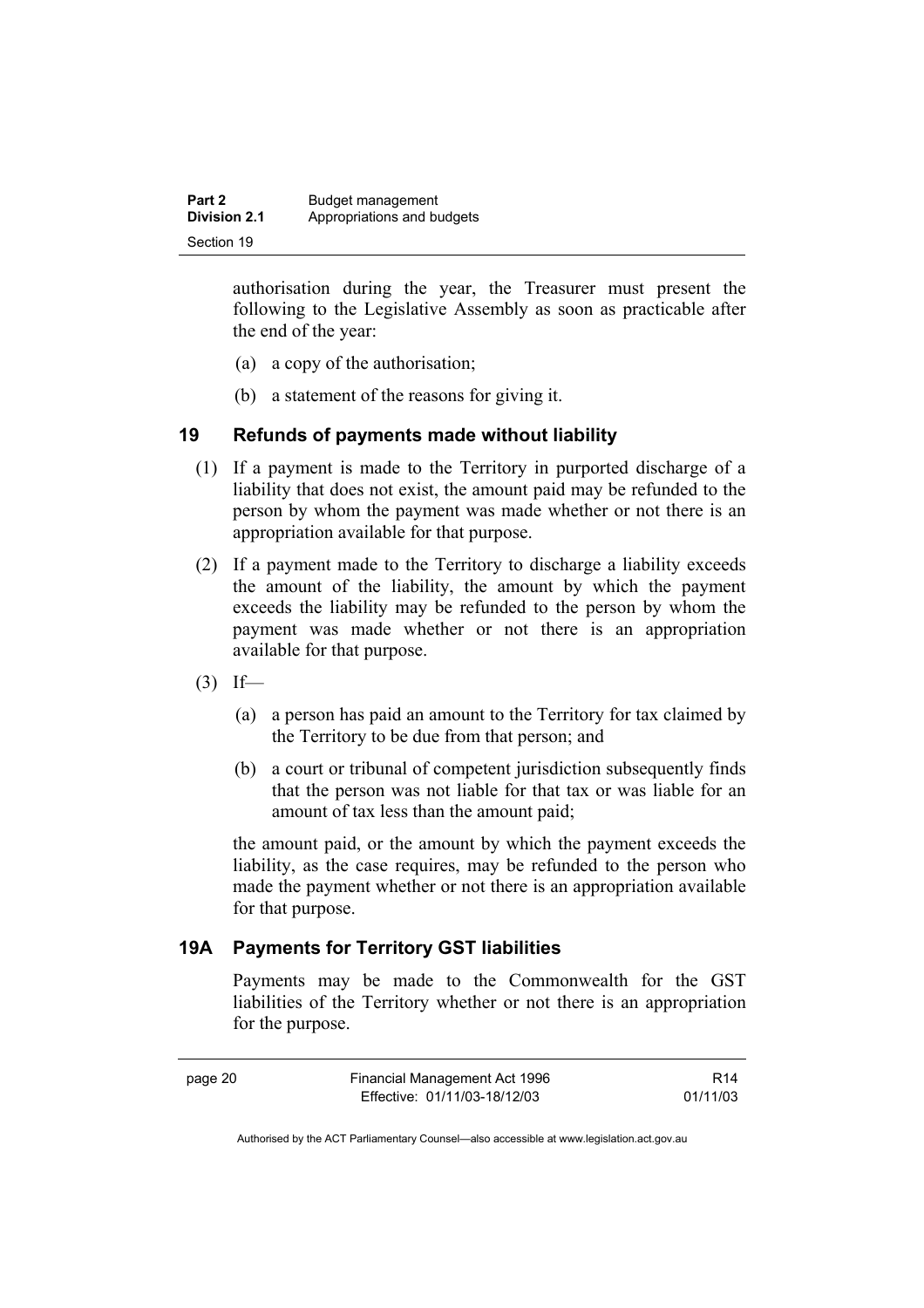authorisation during the year, the Treasurer must present the following to the Legislative Assembly as soon as practicable after the end of the year:

(a) a copy of the authorisation;

(b) a statement of the reasons for giving it.

## 19 Refunds of payments made without liability

(1) If a payment is made to the Territory in purported discharge of a liability that does not exist, the amount paid may be refunded to the person by whom the payment was made whether or not there is an appropriation available for that purpose.

(2) If a payment made to the Territory to discharge a liability exceeds the amount of the liability, the amount by which the payment exceeds the liability may be refunded to the person by whom the payment was made whether or not there is an appropriation available for that purpose.

(3) If—

(a) a person has paid an amount to the Territory for tax claimed by the Territory to be due from that person; and

(b) a court or tribunal of competent jurisdiction subsequently finds that the person was not liable for that tax or was liable for an amount of tax less than the amount paid;

the amount paid, or the amount by which the payment exceeds the liability, as the case requires, may be refunded to the person who made the payment whether or not there is an appropriation available for that purpose.

## 19A Payments for Territory GST liabilities

Payments may be made to the Commonwealth for the GST liabilities of the Territory whether or not there is an appropriation for the purpose.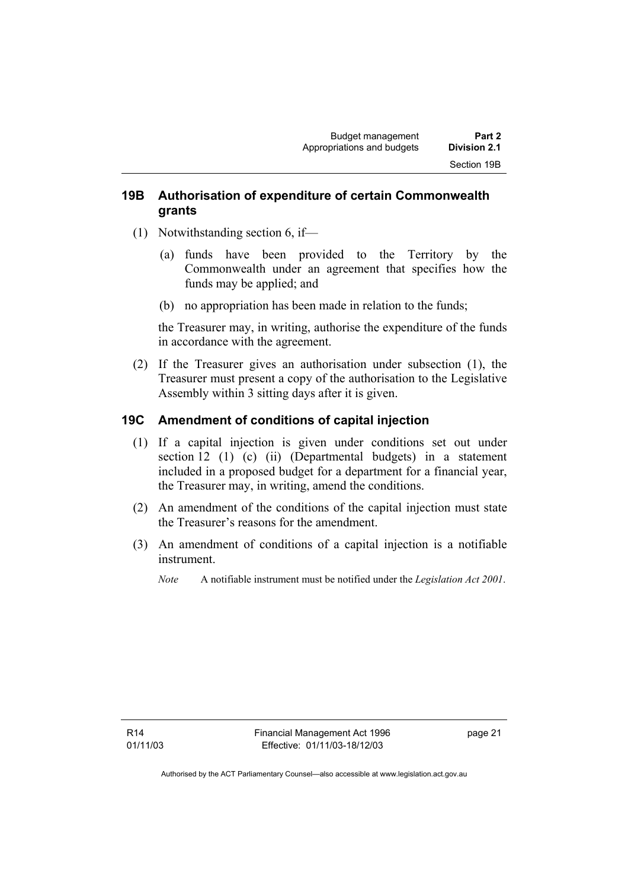## 19B Authorisation of expenditure of certain Commonwealth grants

(1) Notwithstanding section 6, if—

(a) funds have been provided to the Territory by the Commonwealth under an agreement that specifies how the funds may be applied; and

(b) no appropriation has been made in relation to the funds;

the Treasurer may, in writing, authorise the expenditure of the funds in accordance with the agreement.

(2) If the Treasurer gives an authorisation under subsection (1), the Treasurer must present a copy of the authorisation to the Legislative Assembly within 3 sitting days after it is given.

## 19C Amendment of conditions of capital injection

(1) If a capital injection is given under conditions set out under section 12 (1) (c) (ii) (Departmental budgets) in a statement included in a proposed budget for a department for a financial year, the Treasurer may, in writing, amend the conditions.

(2) An amendment of the conditions of the capital injection must state the Treasurer's reasons for the amendment.

(3) An amendment of conditions of a capital injection is a notifiable instrument.

*Note* A notifiable instrument must be notified under the *Legislation Act 2001*.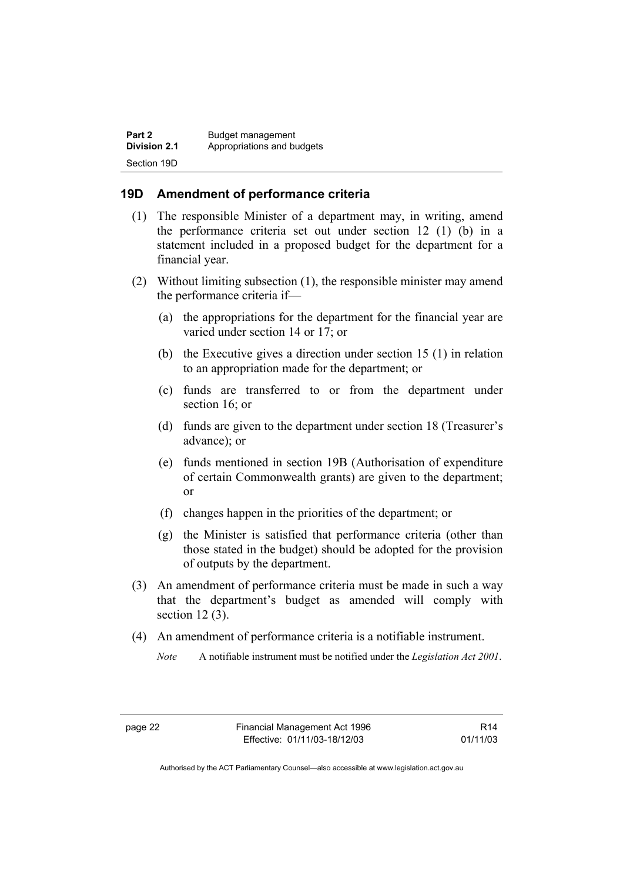## 19D Amendment of performance criteria

(1) The responsible Minister of a department may, in writing, amend the performance criteria set out under section 12 (1) (b) in a statement included in a proposed budget for the department for a financial year.

(2) Without limiting subsection (1), the responsible minister may amend the performance criteria if—

(a) the appropriations for the department for the financial year are varied under section 14 or 17; or

(b) the Executive gives a direction under section 15 (1) in relation to an appropriation made for the department; or

(c) funds are transferred to or from the department under section 16; or

(d) funds are given to the department under section 18 (Treasurer's advance); or

(e) funds mentioned in section 19B (Authorisation of expenditure of certain Commonwealth grants) are given to the department; or

(f) changes happen in the priorities of the department; or

(g) the Minister is satisfied that performance criteria (other than those stated in the budget) should be adopted for the provision of outputs by the department.

(3) An amendment of performance criteria must be made in such a way that the department's budget as amended will comply with section 12 (3).

(4) An amendment of performance criteria is a notifiable instrument.

*Note* A notifiable instrument must be notified under the *Legislation Act 2001*.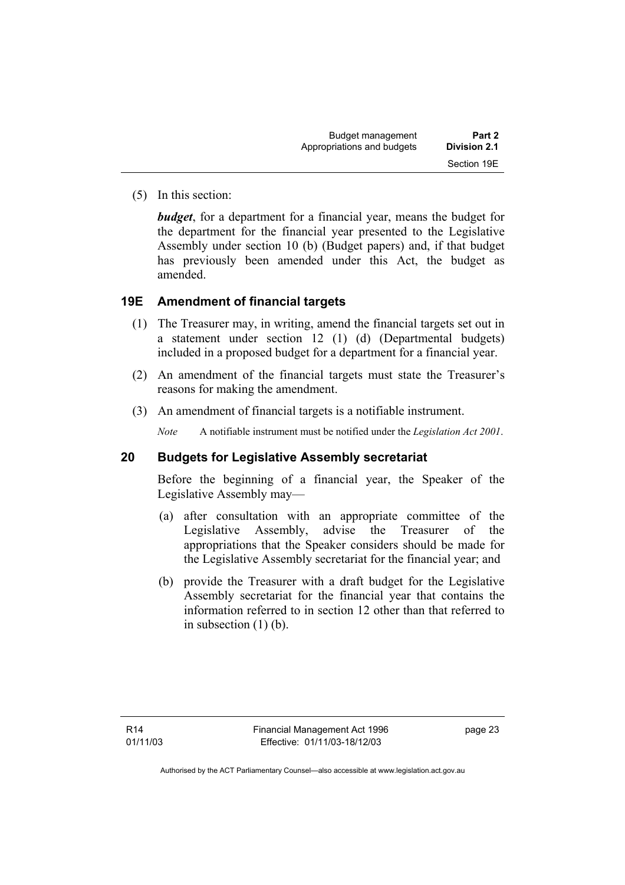(5) In this section:

***budget***, for a department for a financial year, means the budget for the department for the financial year presented to the Legislative Assembly under section 10 (b) (Budget papers) and, if that budget has previously been amended under this Act, the budget as amended.

### 19E Amendment of financial targets

(1) The Treasurer may, in writing, amend the financial targets set out in a statement under section 12 (1) (d) (Departmental budgets) included in a proposed budget for a department for a financial year.

(2) An amendment of the financial targets must state the Treasurer's reasons for making the amendment.

(3) An amendment of financial targets is a notifiable instrument.

*Note* A notifiable instrument must be notified under the *Legislation Act 2001*.

### 20 Budgets for Legislative Assembly secretariat

Before the beginning of a financial year, the Speaker of the Legislative Assembly may—

(a) after consultation with an appropriate committee of the Legislative Assembly, advise the Treasurer of the appropriations that the Speaker considers should be made for the Legislative Assembly secretariat for the financial year; and

(b) provide the Treasurer with a draft budget for the Legislative Assembly secretariat for the financial year that contains the information referred to in section 12 other than that referred to in subsection (1) (b).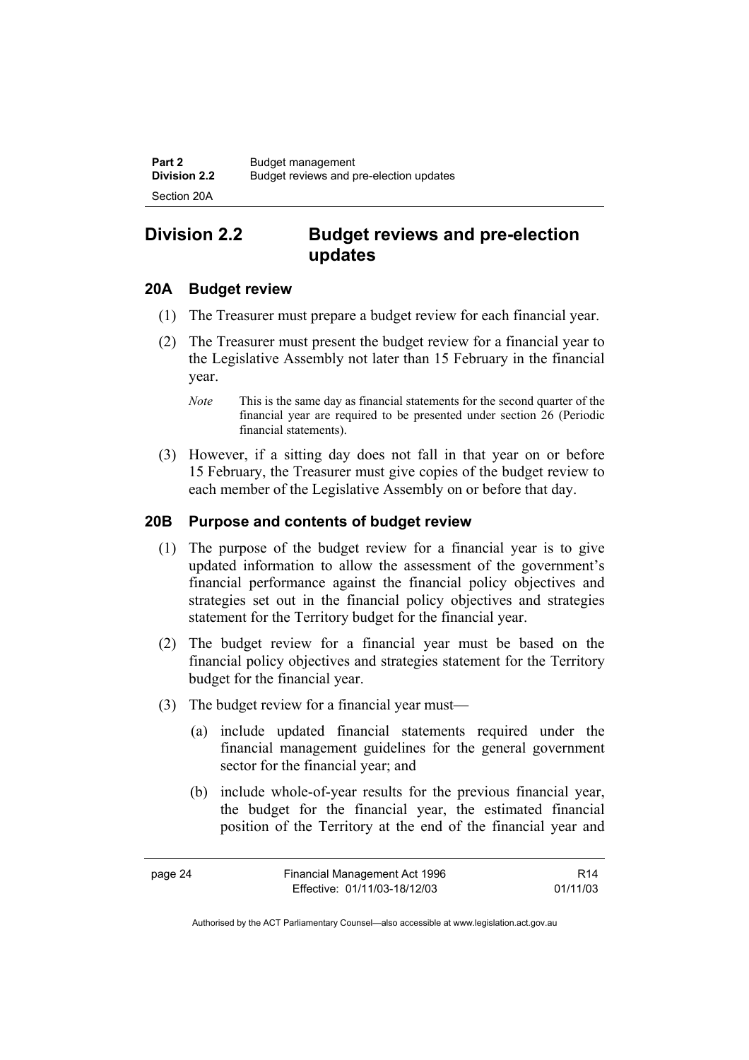## Division 2.2 Budget reviews and pre-election updates

### 20A Budget review

(1) The Treasurer must prepare a budget review for each financial year.

(2) The Treasurer must present the budget review for a financial year to the Legislative Assembly not later than 15 February in the financial year.

*Note* This is the same day as financial statements for the second quarter of the financial year are required to be presented under section 26 (Periodic financial statements).

(3) However, if a sitting day does not fall in that year on or before 15 February, the Treasurer must give copies of the budget review to each member of the Legislative Assembly on or before that day.

### 20B Purpose and contents of budget review

(1) The purpose of the budget review for a financial year is to give updated information to allow the assessment of the government's financial performance against the financial policy objectives and strategies set out in the financial policy objectives and strategies statement for the Territory budget for the financial year.

(2) The budget review for a financial year must be based on the financial policy objectives and strategies statement for the Territory budget for the financial year.

(3) The budget review for a financial year must—

(a) include updated financial statements required under the financial management guidelines for the general government sector for the financial year; and

(b) include whole-of-year results for the previous financial year, the budget for the financial year, the estimated financial position of the Territory at the end of the financial year and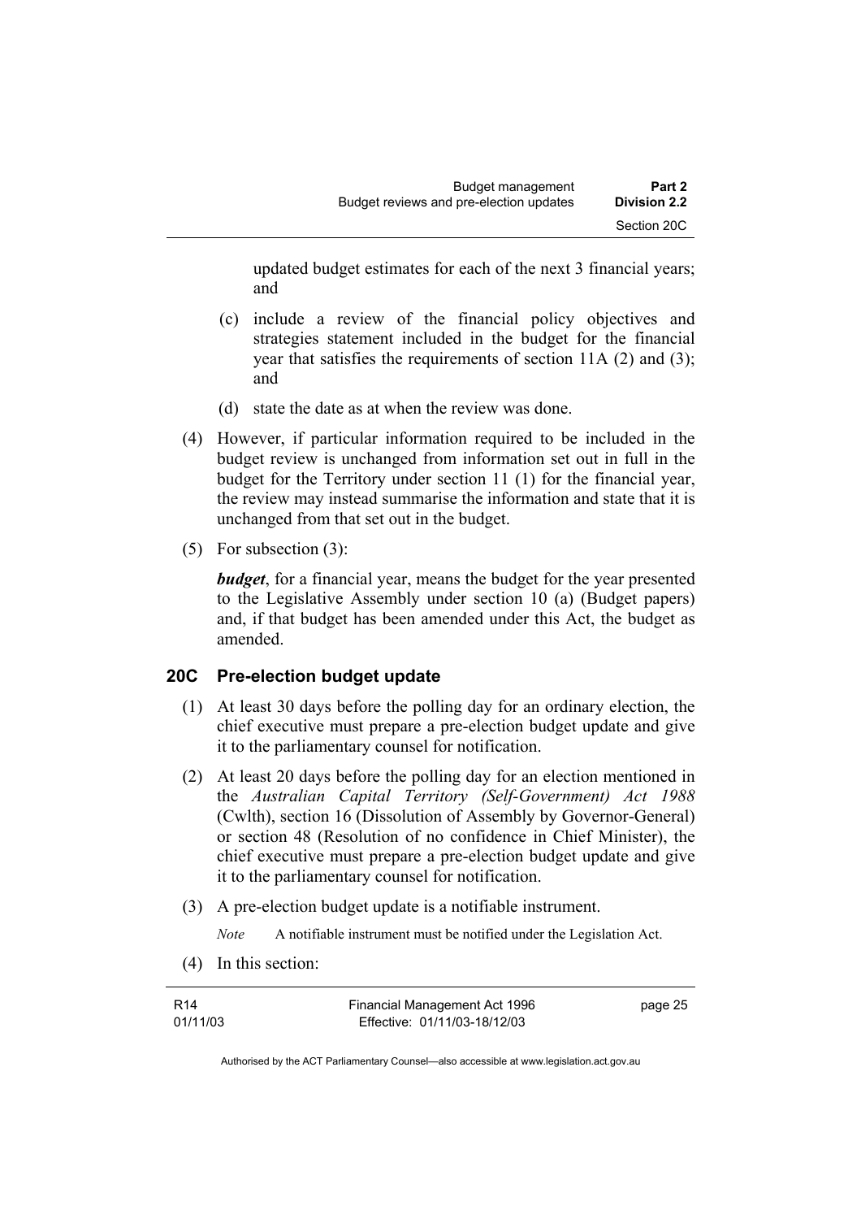updated budget estimates for each of the next 3 financial years; and

(c) include a review of the financial policy objectives and strategies statement included in the budget for the financial year that satisfies the requirements of section 11A (2) and (3); and

(d) state the date as at when the review was done.

(4) However, if particular information required to be included in the budget review is unchanged from information set out in full in the budget for the Territory under section 11 (1) for the financial year, the review may instead summarise the information and state that it is unchanged from that set out in the budget.

(5) For subsection (3):

***budget***, for a financial year, means the budget for the year presented to the Legislative Assembly under section 10 (a) (Budget papers) and, if that budget has been amended under this Act, the budget as amended.

## 20C Pre-election budget update

(1) At least 30 days before the polling day for an ordinary election, the chief executive must prepare a pre-election budget update and give it to the parliamentary counsel for notification.

(2) At least 20 days before the polling day for an election mentioned in the *Australian Capital Territory (Self-Government) Act 1988* (Cwlth), section 16 (Dissolution of Assembly by Governor-General) or section 48 (Resolution of no confidence in Chief Minister), the chief executive must prepare a pre-election budget update and give it to the parliamentary counsel for notification.

(3) A pre-election budget update is a notifiable instrument.

*Note* A notifiable instrument must be notified under the Legislation Act.

(4) In this section: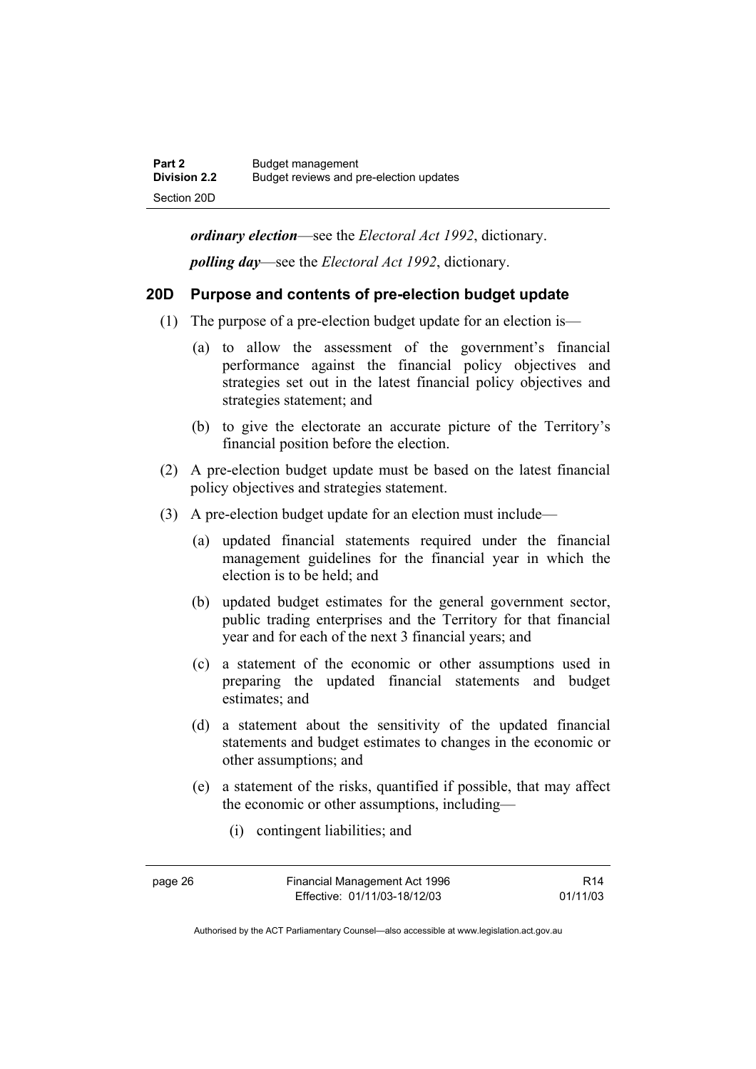*__ordinary election__*—see the *Electoral Act 1992*, dictionary.

*__polling day__*—see the *Electoral Act 1992*, dictionary.

## 20D Purpose and contents of pre-election budget update

(1) The purpose of a pre-election budget update for an election is—

(a) to allow the assessment of the government's financial performance against the financial policy objectives and strategies set out in the latest financial policy objectives and strategies statement; and

(b) to give the electorate an accurate picture of the Territory's financial position before the election.

(2) A pre-election budget update must be based on the latest financial policy objectives and strategies statement.

(3) A pre-election budget update for an election must include—

(a) updated financial statements required under the financial management guidelines for the financial year in which the election is to be held; and

(b) updated budget estimates for the general government sector, public trading enterprises and the Territory for that financial year and for each of the next 3 financial years; and

(c) a statement of the economic or other assumptions used in preparing the updated financial statements and budget estimates; and

(d) a statement about the sensitivity of the updated financial statements and budget estimates to changes in the economic or other assumptions; and

(e) a statement of the risks, quantified if possible, that may affect the economic or other assumptions, including—

(i) contingent liabilities; and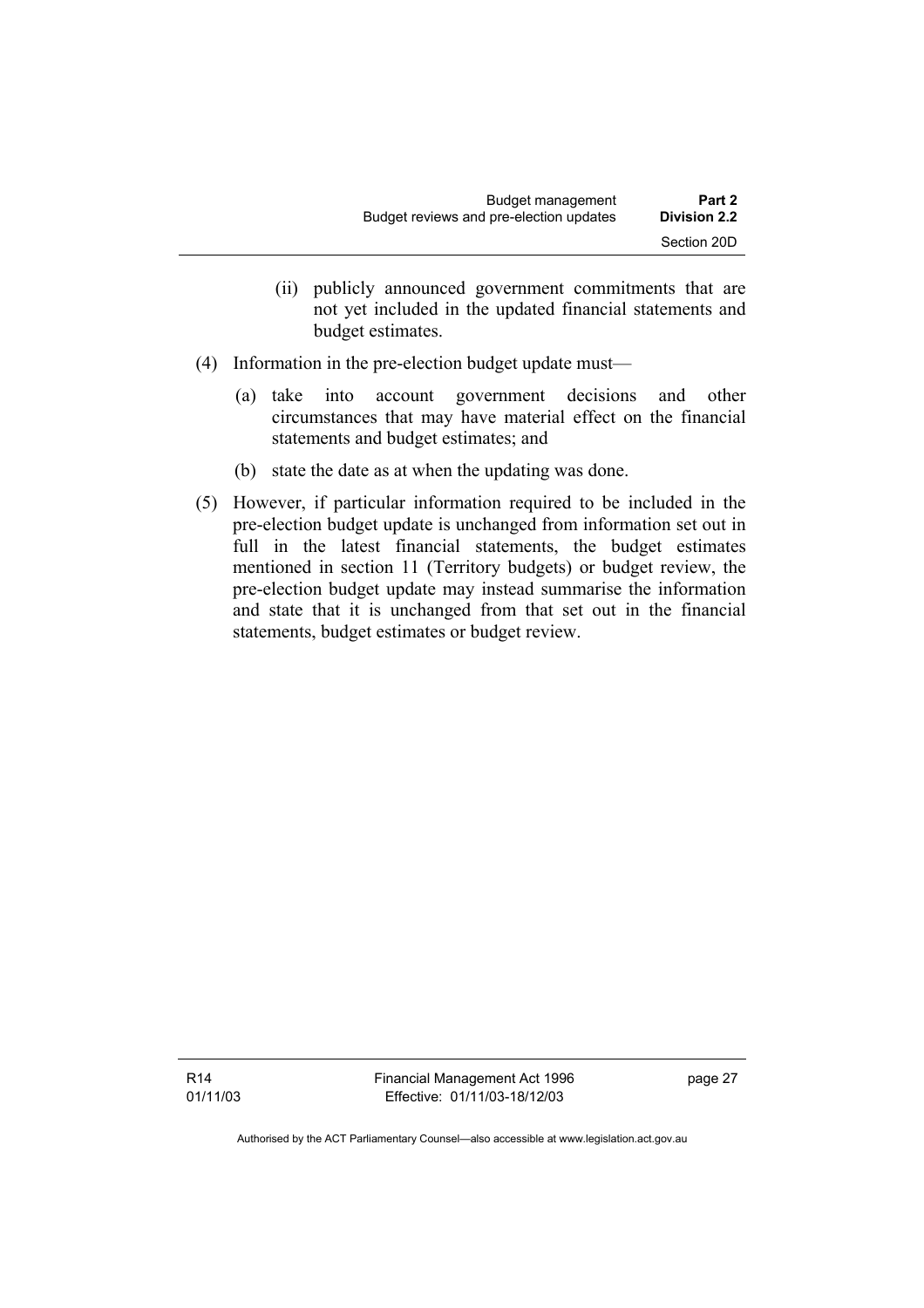(ii) publicly announced government commitments that are not yet included in the updated financial statements and budget estimates.

(4) Information in the pre-election budget update must—

(a) take into account government decisions and other circumstances that may have material effect on the financial statements and budget estimates; and

(b) state the date as at when the updating was done.

(5) However, if particular information required to be included in the pre-election budget update is unchanged from information set out in full in the latest financial statements, the budget estimates mentioned in section 11 (Territory budgets) or budget review, the pre-election budget update may instead summarise the information and state that it is unchanged from that set out in the financial statements, budget estimates or budget review.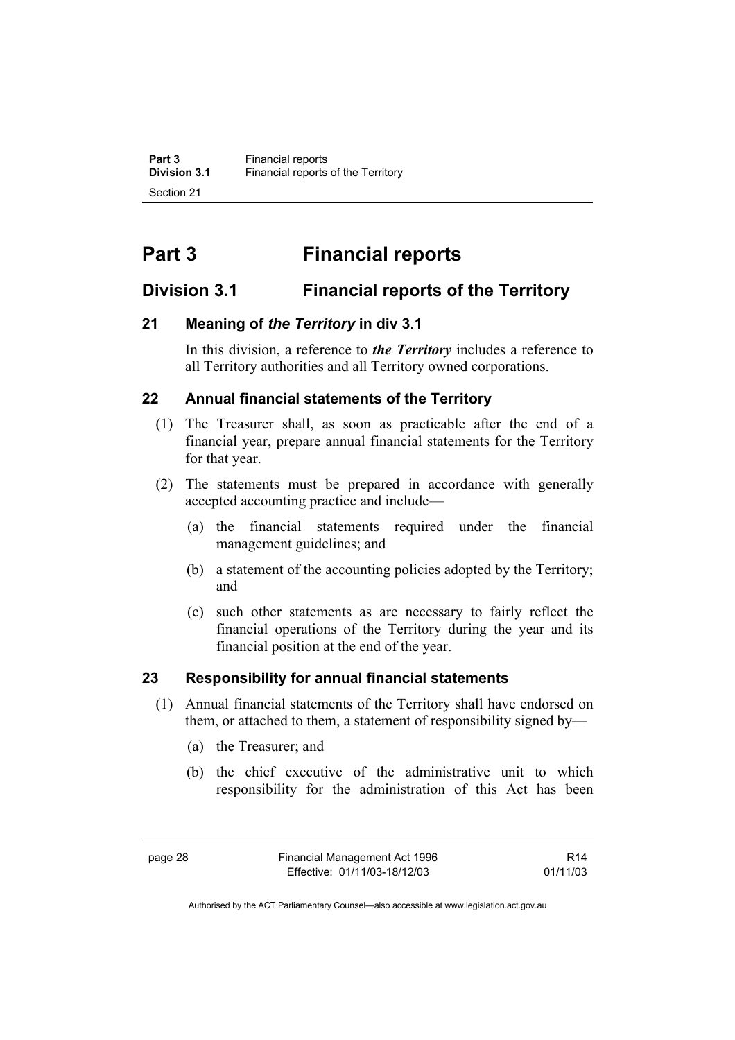# Part 3 Financial reports

## Division 3.1 Financial reports of the Territory

### 21 Meaning of *the Territory* in div 3.1

In this division, a reference to ***the Territory*** includes a reference to all Territory authorities and all Territory owned corporations.

### 22 Annual financial statements of the Territory

(1) The Treasurer shall, as soon as practicable after the end of a financial year, prepare annual financial statements for the Territory for that year.

(2) The statements must be prepared in accordance with generally accepted accounting practice and include—

(a) the financial statements required under the financial management guidelines; and

(b) a statement of the accounting policies adopted by the Territory; and

(c) such other statements as are necessary to fairly reflect the financial operations of the Territory during the year and its financial position at the end of the year.

### 23 Responsibility for annual financial statements

(1) Annual financial statements of the Territory shall have endorsed on them, or attached to them, a statement of responsibility signed by—

(a) the Treasurer; and

(b) the chief executive of the administrative unit to which responsibility for the administration of this Act has been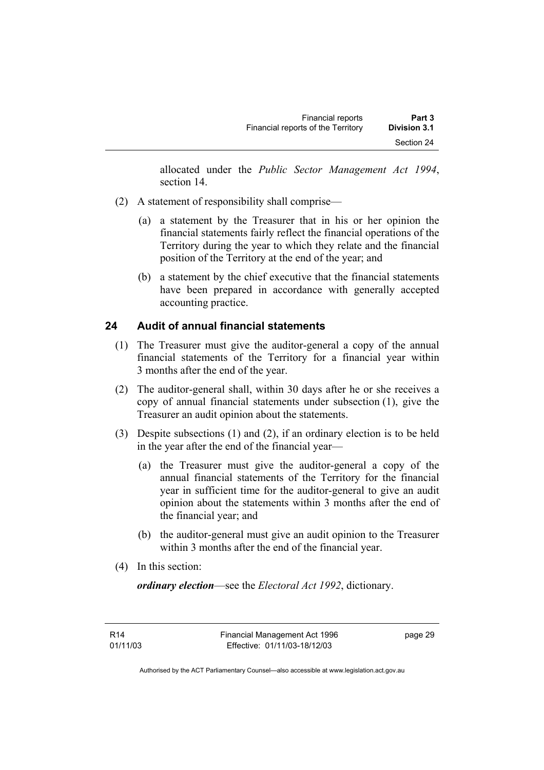allocated under the *Public Sector Management Act 1994*, section 14.

(2) A statement of responsibility shall comprise—

(a) a statement by the Treasurer that in his or her opinion the financial statements fairly reflect the financial operations of the Territory during the year to which they relate and the financial position of the Territory at the end of the year; and

(b) a statement by the chief executive that the financial statements have been prepared in accordance with generally accepted accounting practice.

## 24 Audit of annual financial statements

(1) The Treasurer must give the auditor-general a copy of the annual financial statements of the Territory for a financial year within 3 months after the end of the year.

(2) The auditor-general shall, within 30 days after he or she receives a copy of annual financial statements under subsection (1), give the Treasurer an audit opinion about the statements.

(3) Despite subsections (1) and (2), if an ordinary election is to be held in the year after the end of the financial year—

(a) the Treasurer must give the auditor-general a copy of the annual financial statements of the Territory for the financial year in sufficient time for the auditor-general to give an audit opinion about the statements within 3 months after the end of the financial year; and

(b) the auditor-general must give an audit opinion to the Treasurer within 3 months after the end of the financial year.

(4) In this section:

***ordinary election***—see the *Electoral Act 1992*, dictionary.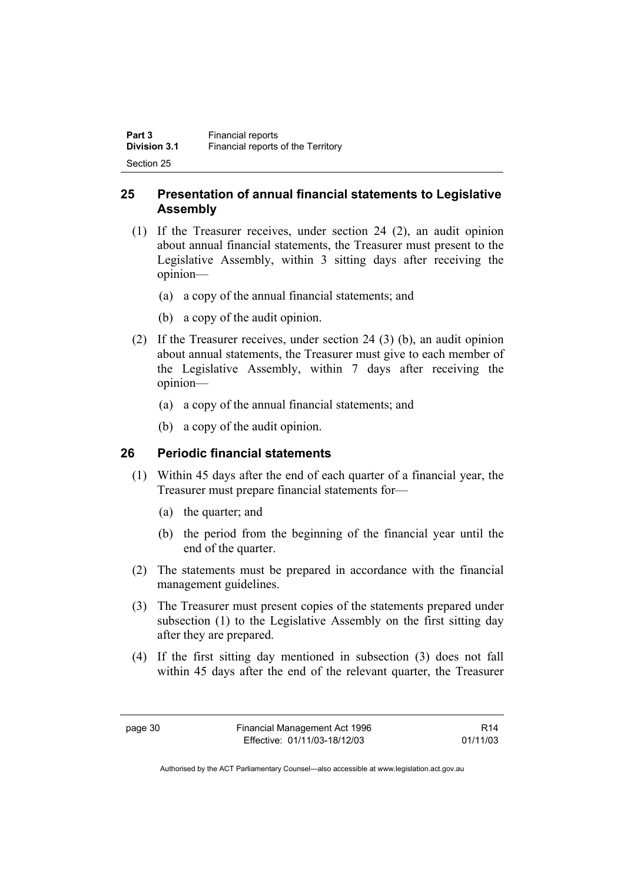## 25 Presentation of annual financial statements to Legislative Assembly

(1) If the Treasurer receives, under section 24 (2), an audit opinion about annual financial statements, the Treasurer must present to the Legislative Assembly, within 3 sitting days after receiving the opinion—

(a) a copy of the annual financial statements; and

(b) a copy of the audit opinion.

(2) If the Treasurer receives, under section 24 (3) (b), an audit opinion about annual statements, the Treasurer must give to each member of the Legislative Assembly, within 7 days after receiving the opinion—

(a) a copy of the annual financial statements; and

(b) a copy of the audit opinion.

## 26 Periodic financial statements

(1) Within 45 days after the end of each quarter of a financial year, the Treasurer must prepare financial statements for—

(a) the quarter; and

(b) the period from the beginning of the financial year until the end of the quarter.

(2) The statements must be prepared in accordance with the financial management guidelines.

(3) The Treasurer must present copies of the statements prepared under subsection (1) to the Legislative Assembly on the first sitting day after they are prepared.

(4) If the first sitting day mentioned in subsection (3) does not fall within 45 days after the end of the relevant quarter, the Treasurer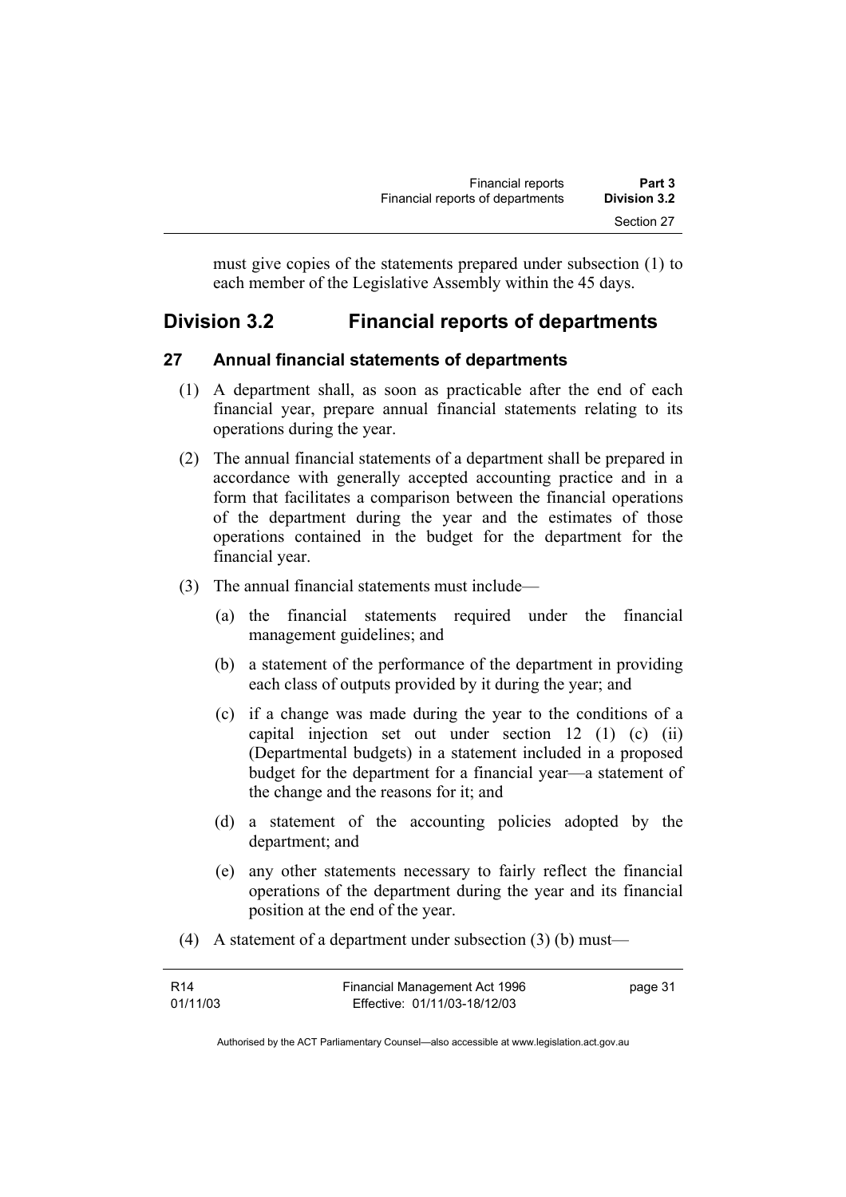must give copies of the statements prepared under subsection (1) to each member of the Legislative Assembly within the 45 days.

## Division 3.2 Financial reports of departments

### 27 Annual financial statements of departments

(1) A department shall, as soon as practicable after the end of each financial year, prepare annual financial statements relating to its operations during the year.

(2) The annual financial statements of a department shall be prepared in accordance with generally accepted accounting practice and in a form that facilitates a comparison between the financial operations of the department during the year and the estimates of those operations contained in the budget for the department for the financial year.

(3) The annual financial statements must include—

(a) the financial statements required under the financial management guidelines; and

(b) a statement of the performance of the department in providing each class of outputs provided by it during the year; and

(c) if a change was made during the year to the conditions of a capital injection set out under section 12 (1) (c) (ii) (Departmental budgets) in a statement included in a proposed budget for the department for a financial year—a statement of the change and the reasons for it; and

(d) a statement of the accounting policies adopted by the department; and

(e) any other statements necessary to fairly reflect the financial operations of the department during the year and its financial position at the end of the year.

(4) A statement of a department under subsection (3) (b) must—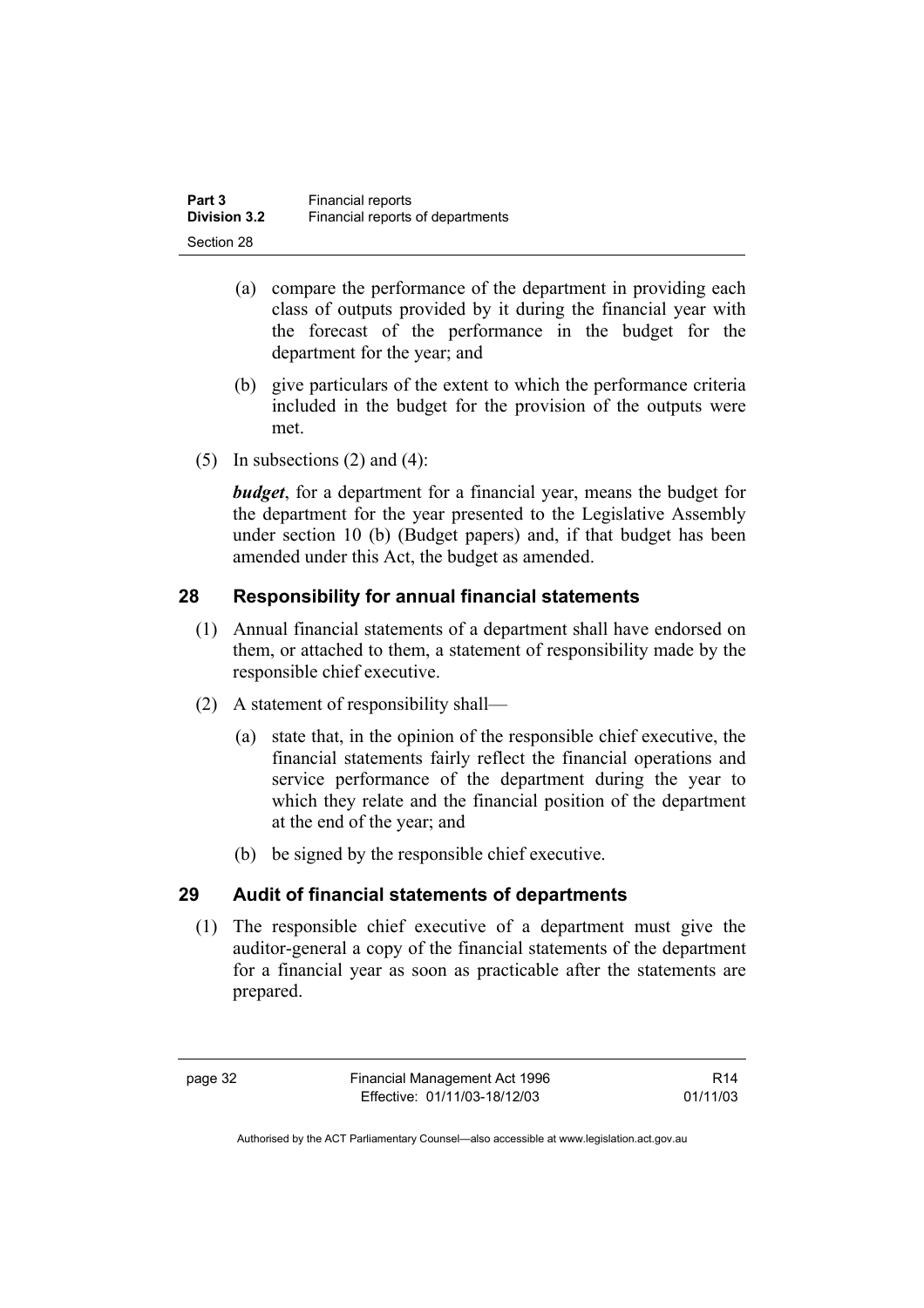(a) compare the performance of the department in providing each class of outputs provided by it during the financial year with the forecast of the performance in the budget for the department for the year; and

(b) give particulars of the extent to which the performance criteria included in the budget for the provision of the outputs were met.

(5) In subsections (2) and (4):

***budget***, for a department for a financial year, means the budget for the department for the year presented to the Legislative Assembly under section 10 (b) (Budget papers) and, if that budget has been amended under this Act, the budget as amended.

## 28 Responsibility for annual financial statements

(1) Annual financial statements of a department shall have endorsed on them, or attached to them, a statement of responsibility made by the responsible chief executive.

(2) A statement of responsibility shall—

(a) state that, in the opinion of the responsible chief executive, the financial statements fairly reflect the financial operations and service performance of the department during the year to which they relate and the financial position of the department at the end of the year; and

(b) be signed by the responsible chief executive.

## 29 Audit of financial statements of departments

(1) The responsible chief executive of a department must give the auditor-general a copy of the financial statements of the department for a financial year as soon as practicable after the statements are prepared.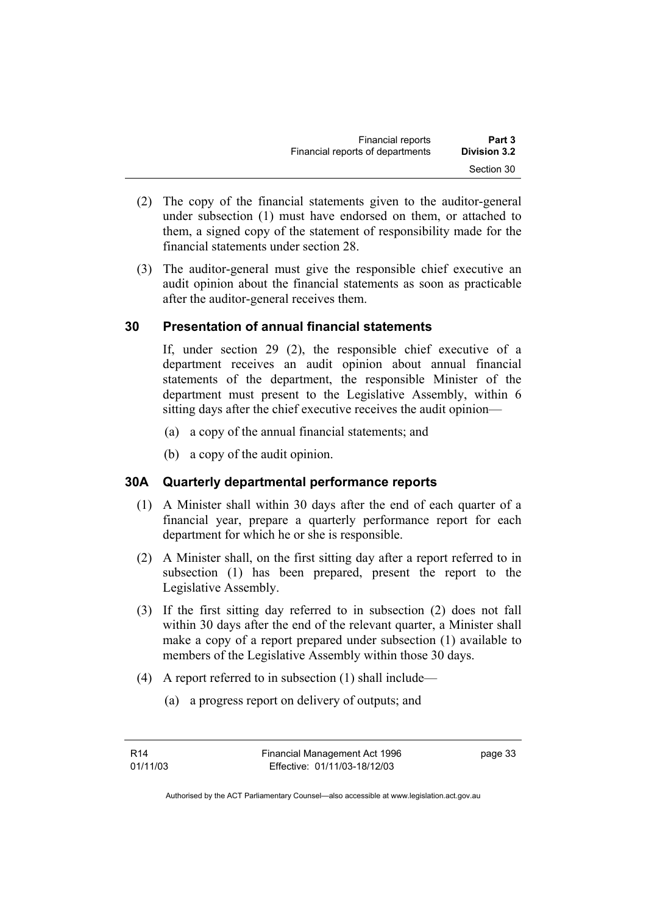(2) The copy of the financial statements given to the auditor-general under subsection (1) must have endorsed on them, or attached to them, a signed copy of the statement of responsibility made for the financial statements under section 28.

(3) The auditor-general must give the responsible chief executive an audit opinion about the financial statements as soon as practicable after the auditor-general receives them.

## 30 Presentation of annual financial statements

If, under section 29 (2), the responsible chief executive of a department receives an audit opinion about annual financial statements of the department, the responsible Minister of the department must present to the Legislative Assembly, within 6 sitting days after the chief executive receives the audit opinion—

(a) a copy of the annual financial statements; and

(b) a copy of the audit opinion.

## 30A Quarterly departmental performance reports

(1) A Minister shall within 30 days after the end of each quarter of a financial year, prepare a quarterly performance report for each department for which he or she is responsible.

(2) A Minister shall, on the first sitting day after a report referred to in subsection (1) has been prepared, present the report to the Legislative Assembly.

(3) If the first sitting day referred to in subsection (2) does not fall within 30 days after the end of the relevant quarter, a Minister shall make a copy of a report prepared under subsection (1) available to members of the Legislative Assembly within those 30 days.

(4) A report referred to in subsection (1) shall include—

(a) a progress report on delivery of outputs; and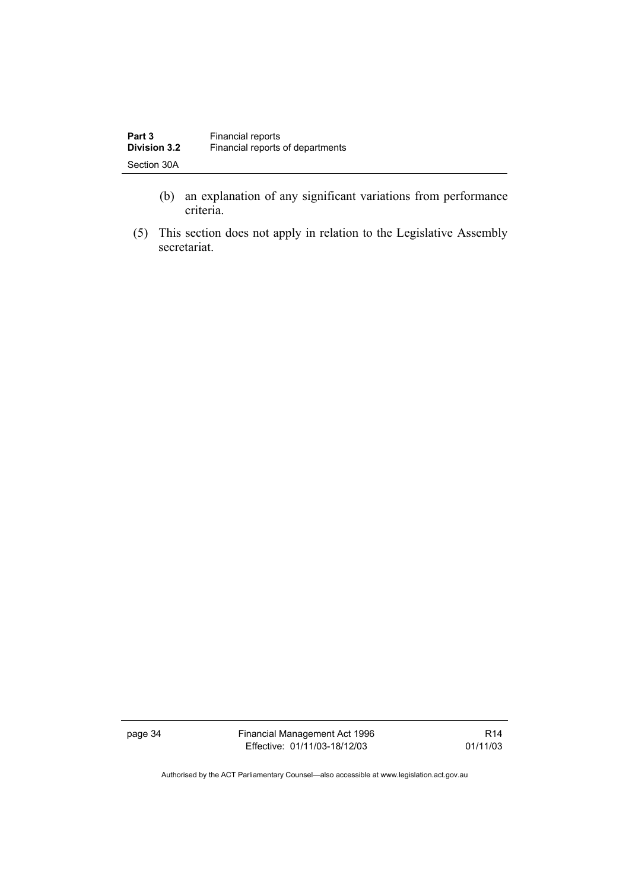(b) an explanation of any significant variations from performance criteria.

(5) This section does not apply in relation to the Legislative Assembly secretariat.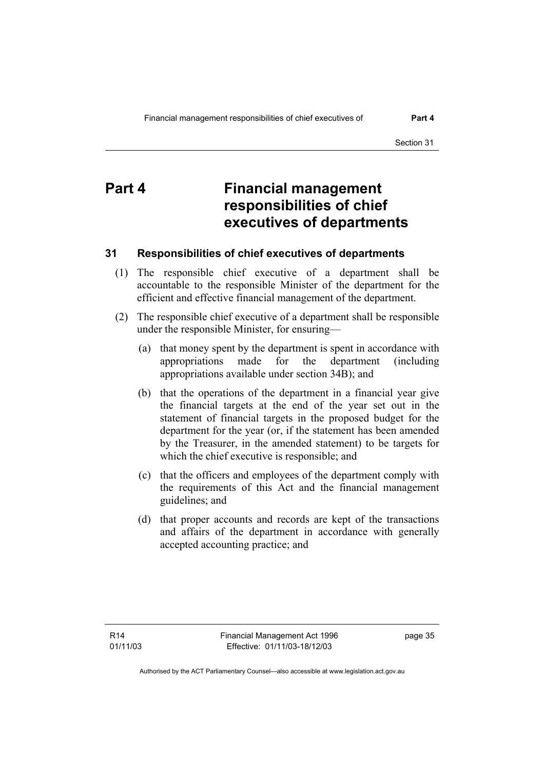# Part 4 Financial management responsibilities of chief executives of departments

## 31 Responsibilities of chief executives of departments

(1) The responsible chief executive of a department shall be accountable to the responsible Minister of the department for the efficient and effective financial management of the department.

(2) The responsible chief executive of a department shall be responsible under the responsible Minister, for ensuring—

(a) that money spent by the department is spent in accordance with appropriations made for the department (including appropriations available under section 34B); and

(b) that the operations of the department in a financial year give the financial targets at the end of the year set out in the statement of financial targets in the proposed budget for the department for the year (or, if the statement has been amended by the Treasurer, in the amended statement) to be targets for which the chief executive is responsible; and

(c) that the officers and employees of the department comply with the requirements of this Act and the financial management guidelines; and

(d) that proper accounts and records are kept of the transactions and affairs of the department in accordance with generally accepted accounting practice; and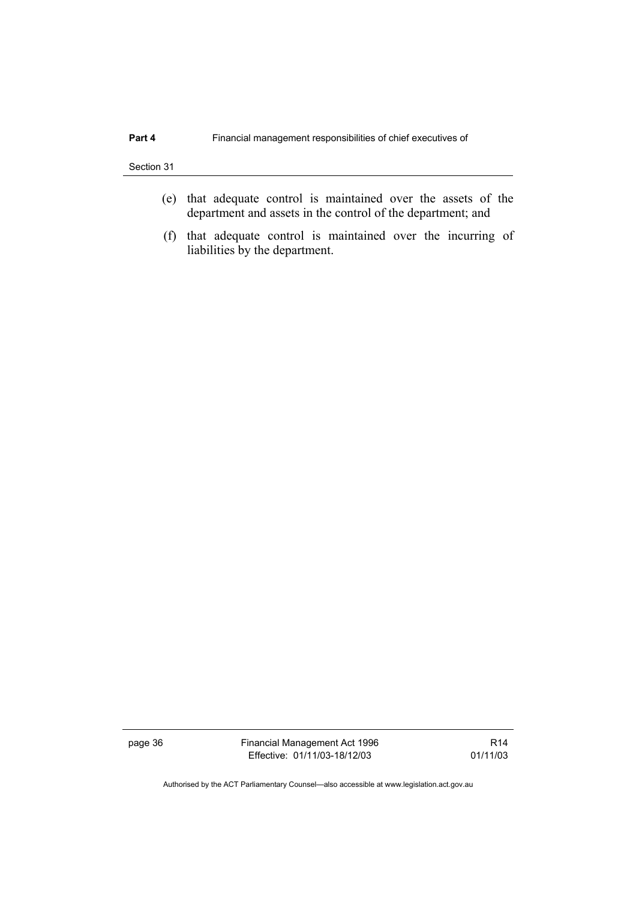(e) that adequate control is maintained over the assets of the department and assets in the control of the department; and

(f) that adequate control is maintained over the incurring of liabilities by the department.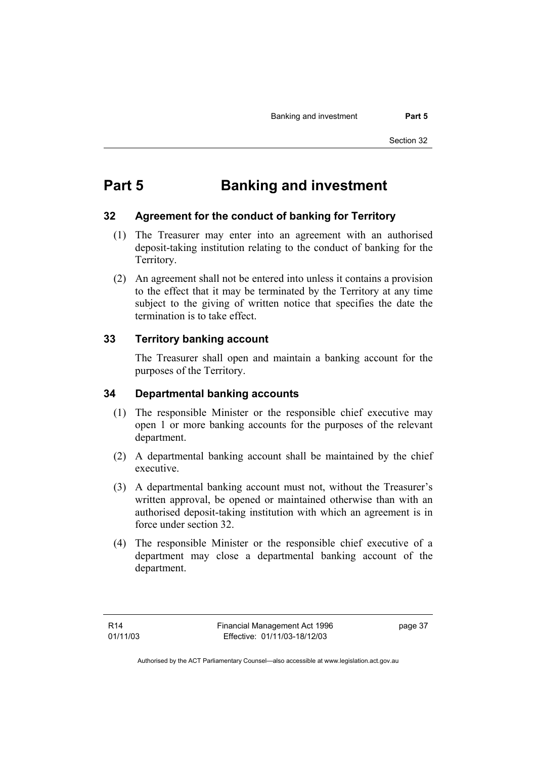# Part 5 Banking and investment

## 32 Agreement for the conduct of banking for Territory

(1) The Treasurer may enter into an agreement with an authorised deposit-taking institution relating to the conduct of banking for the Territory.

(2) An agreement shall not be entered into unless it contains a provision to the effect that it may be terminated by the Territory at any time subject to the giving of written notice that specifies the date the termination is to take effect.

## 33 Territory banking account

The Treasurer shall open and maintain a banking account for the purposes of the Territory.

## 34 Departmental banking accounts

(1) The responsible Minister or the responsible chief executive may open 1 or more banking accounts for the purposes of the relevant department.

(2) A departmental banking account shall be maintained by the chief executive.

(3) A departmental banking account must not, without the Treasurer's written approval, be opened or maintained otherwise than with an authorised deposit-taking institution with which an agreement is in force under section 32.

(4) The responsible Minister or the responsible chief executive of a department may close a departmental banking account of the department.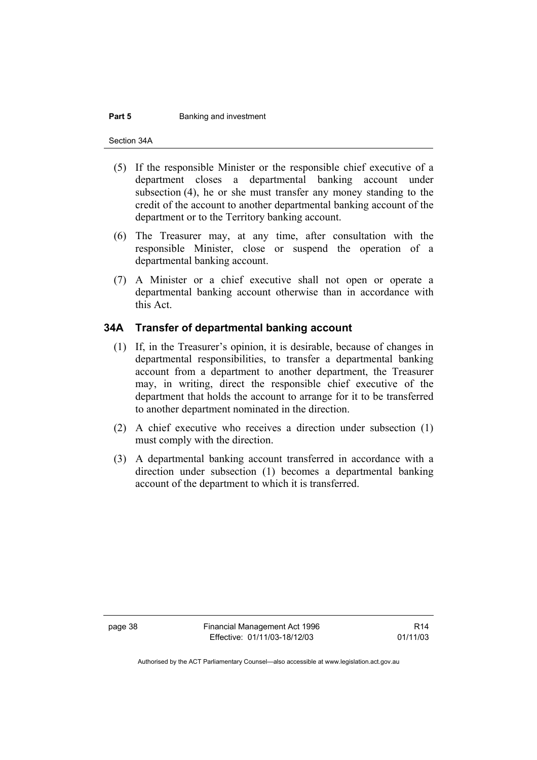(5) If the responsible Minister or the responsible chief executive of a department closes a departmental banking account under subsection (4), he or she must transfer any money standing to the credit of the account to another departmental banking account of the department or to the Territory banking account.

(6) The Treasurer may, at any time, after consultation with the responsible Minister, close or suspend the operation of a departmental banking account.

(7) A Minister or a chief executive shall not open or operate a departmental banking account otherwise than in accordance with this Act.

## 34A Transfer of departmental banking account

(1) If, in the Treasurer's opinion, it is desirable, because of changes in departmental responsibilities, to transfer a departmental banking account from a department to another department, the Treasurer may, in writing, direct the responsible chief executive of the department that holds the account to arrange for it to be transferred to another department nominated in the direction.

(2) A chief executive who receives a direction under subsection (1) must comply with the direction.

(3) A departmental banking account transferred in accordance with a direction under subsection (1) becomes a departmental banking account of the department to which it is transferred.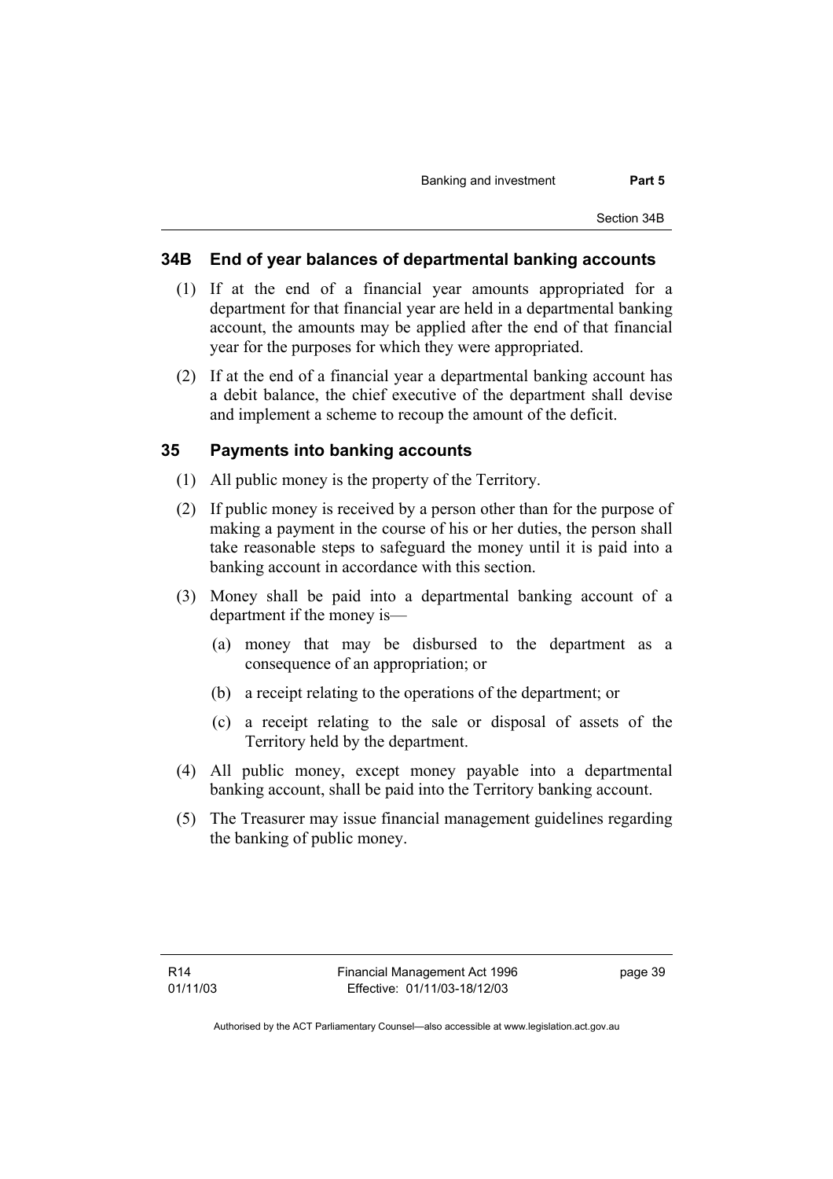## 34B End of year balances of departmental banking accounts

(1) If at the end of a financial year amounts appropriated for a department for that financial year are held in a departmental banking account, the amounts may be applied after the end of that financial year for the purposes for which they were appropriated.

(2) If at the end of a financial year a departmental banking account has a debit balance, the chief executive of the department shall devise and implement a scheme to recoup the amount of the deficit.

## 35 Payments into banking accounts

(1) All public money is the property of the Territory.

(2) If public money is received by a person other than for the purpose of making a payment in the course of his or her duties, the person shall take reasonable steps to safeguard the money until it is paid into a banking account in accordance with this section.

(3) Money shall be paid into a departmental banking account of a department if the money is—

(a) money that may be disbursed to the department as a consequence of an appropriation; or

(b) a receipt relating to the operations of the department; or

(c) a receipt relating to the sale or disposal of assets of the Territory held by the department.

(4) All public money, except money payable into a departmental banking account, shall be paid into the Territory banking account.

(5) The Treasurer may issue financial management guidelines regarding the banking of public money.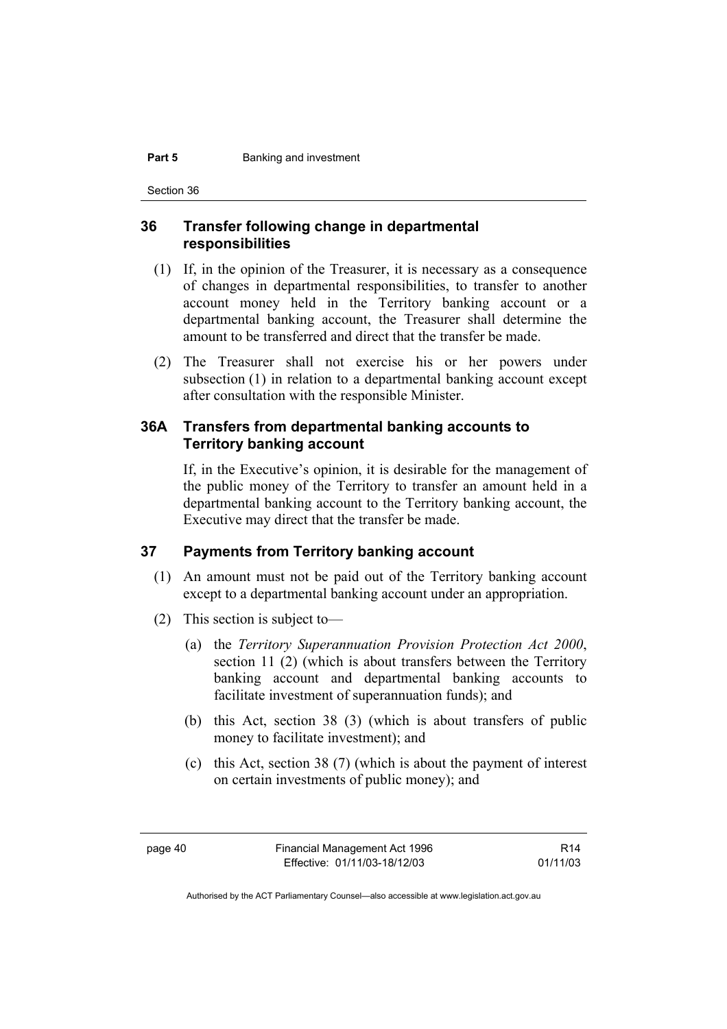## 36 Transfer following change in departmental responsibilities

(1) If, in the opinion of the Treasurer, it is necessary as a consequence of changes in departmental responsibilities, to transfer to another account money held in the Territory banking account or a departmental banking account, the Treasurer shall determine the amount to be transferred and direct that the transfer be made.

(2) The Treasurer shall not exercise his or her powers under subsection (1) in relation to a departmental banking account except after consultation with the responsible Minister.

## 36A Transfers from departmental banking accounts to Territory banking account

If, in the Executive's opinion, it is desirable for the management of the public money of the Territory to transfer an amount held in a departmental banking account to the Territory banking account, the Executive may direct that the transfer be made.

## 37 Payments from Territory banking account

(1) An amount must not be paid out of the Territory banking account except to a departmental banking account under an appropriation.

(2) This section is subject to—

(a) the *Territory Superannuation Provision Protection Act 2000*, section 11 (2) (which is about transfers between the Territory banking account and departmental banking accounts to facilitate investment of superannuation funds); and

(b) this Act, section 38 (3) (which is about transfers of public money to facilitate investment); and

(c) this Act, section 38 (7) (which is about the payment of interest on certain investments of public money); and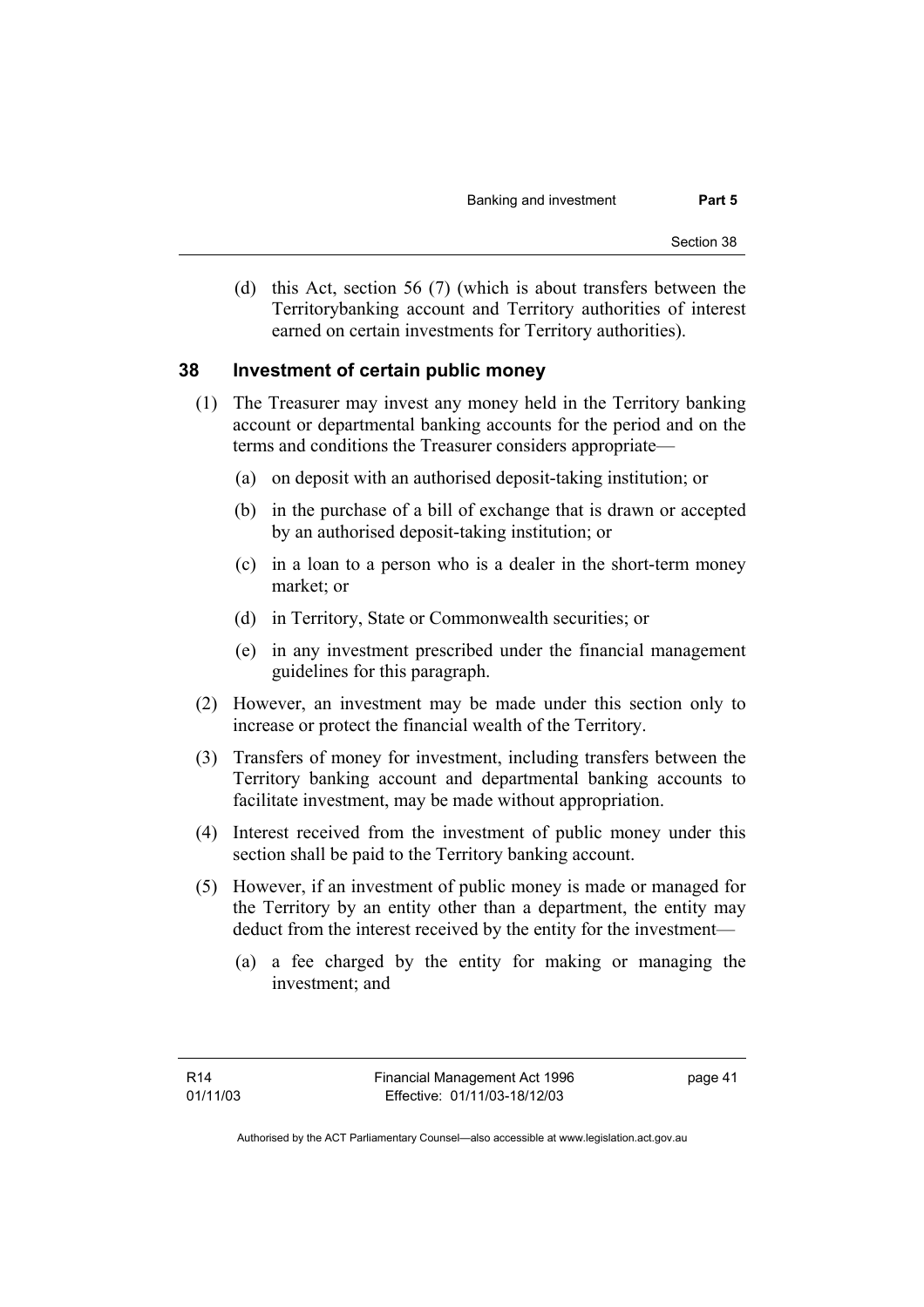(d) this Act, section 56 (7) (which is about transfers between the Territorybanking account and Territory authorities of interest earned on certain investments for Territory authorities).

## 38 Investment of certain public money

(1) The Treasurer may invest any money held in the Territory banking account or departmental banking accounts for the period and on the terms and conditions the Treasurer considers appropriate—

(a) on deposit with an authorised deposit-taking institution; or

(b) in the purchase of a bill of exchange that is drawn or accepted by an authorised deposit-taking institution; or

(c) in a loan to a person who is a dealer in the short-term money market; or

(d) in Territory, State or Commonwealth securities; or

(e) in any investment prescribed under the financial management guidelines for this paragraph.

(2) However, an investment may be made under this section only to increase or protect the financial wealth of the Territory.

(3) Transfers of money for investment, including transfers between the Territory banking account and departmental banking accounts to facilitate investment, may be made without appropriation.

(4) Interest received from the investment of public money under this section shall be paid to the Territory banking account.

(5) However, if an investment of public money is made or managed for the Territory by an entity other than a department, the entity may deduct from the interest received by the entity for the investment—

(a) a fee charged by the entity for making or managing the investment; and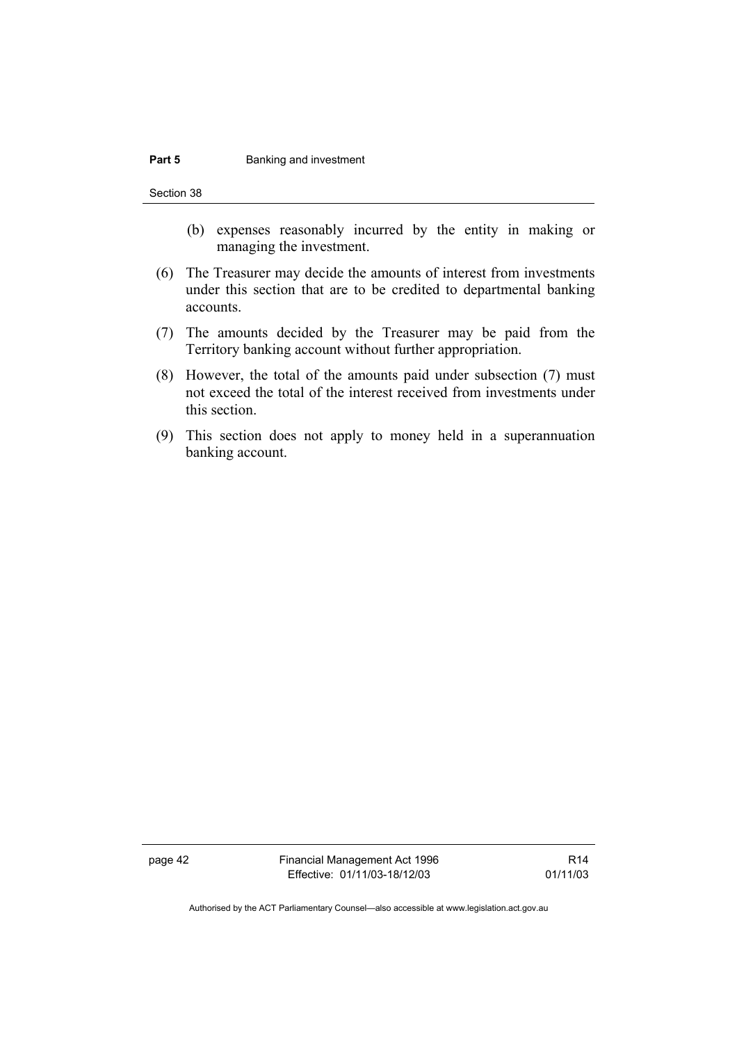(b) expenses reasonably incurred by the entity in making or managing the investment.

(6) The Treasurer may decide the amounts of interest from investments under this section that are to be credited to departmental banking accounts.

(7) The amounts decided by the Treasurer may be paid from the Territory banking account without further appropriation.

(8) However, the total of the amounts paid under subsection (7) must not exceed the total of the interest received from investments under this section.

(9) This section does not apply to money held in a superannuation banking account.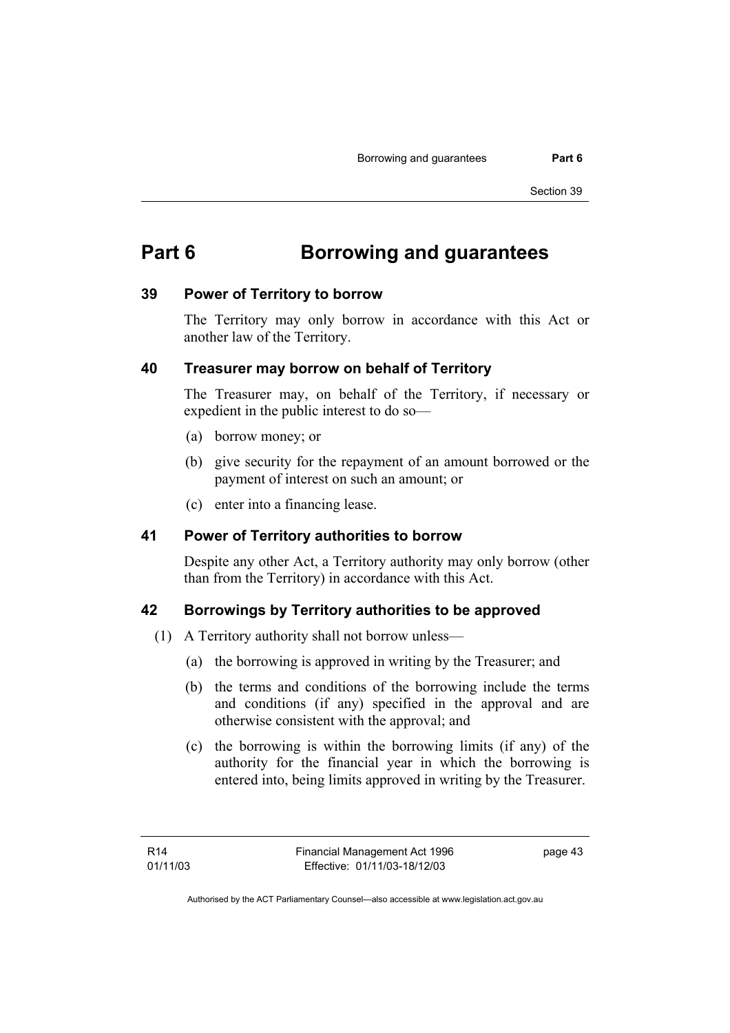# Part 6 Borrowing and guarantees

## 39 Power of Territory to borrow

The Territory may only borrow in accordance with this Act or another law of the Territory.

## 40 Treasurer may borrow on behalf of Territory

The Treasurer may, on behalf of the Territory, if necessary or expedient in the public interest to do so—

(a) borrow money; or

(b) give security for the repayment of an amount borrowed or the payment of interest on such an amount; or

(c) enter into a financing lease.

## 41 Power of Territory authorities to borrow

Despite any other Act, a Territory authority may only borrow (other than from the Territory) in accordance with this Act.

## 42 Borrowings by Territory authorities to be approved

(1) A Territory authority shall not borrow unless—

(a) the borrowing is approved in writing by the Treasurer; and

(b) the terms and conditions of the borrowing include the terms and conditions (if any) specified in the approval and are otherwise consistent with the approval; and

(c) the borrowing is within the borrowing limits (if any) of the authority for the financial year in which the borrowing is entered into, being limits approved in writing by the Treasurer.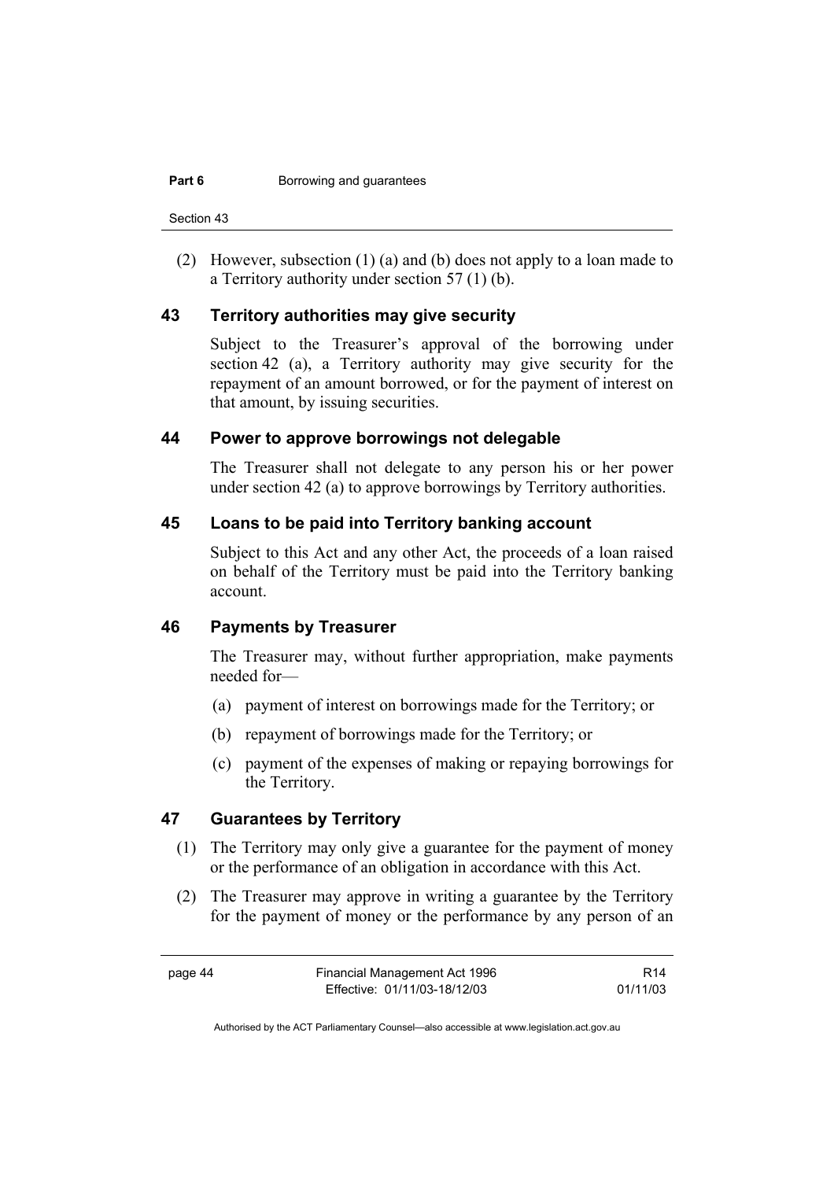(2) However, subsection (1) (a) and (b) does not apply to a loan made to a Territory authority under section 57 (1) (b).

## 43 Territory authorities may give security

Subject to the Treasurer's approval of the borrowing under section 42 (a), a Territory authority may give security for the repayment of an amount borrowed, or for the payment of interest on that amount, by issuing securities.

## 44 Power to approve borrowings not delegable

The Treasurer shall not delegate to any person his or her power under section 42 (a) to approve borrowings by Territory authorities.

## 45 Loans to be paid into Territory banking account

Subject to this Act and any other Act, the proceeds of a loan raised on behalf of the Territory must be paid into the Territory banking account.

## 46 Payments by Treasurer

The Treasurer may, without further appropriation, make payments needed for—

(a) payment of interest on borrowings made for the Territory; or

(b) repayment of borrowings made for the Territory; or

(c) payment of the expenses of making or repaying borrowings for the Territory.

## 47 Guarantees by Territory

(1) The Territory may only give a guarantee for the payment of money or the performance of an obligation in accordance with this Act.

(2) The Treasurer may approve in writing a guarantee by the Territory for the payment of money or the performance by any person of an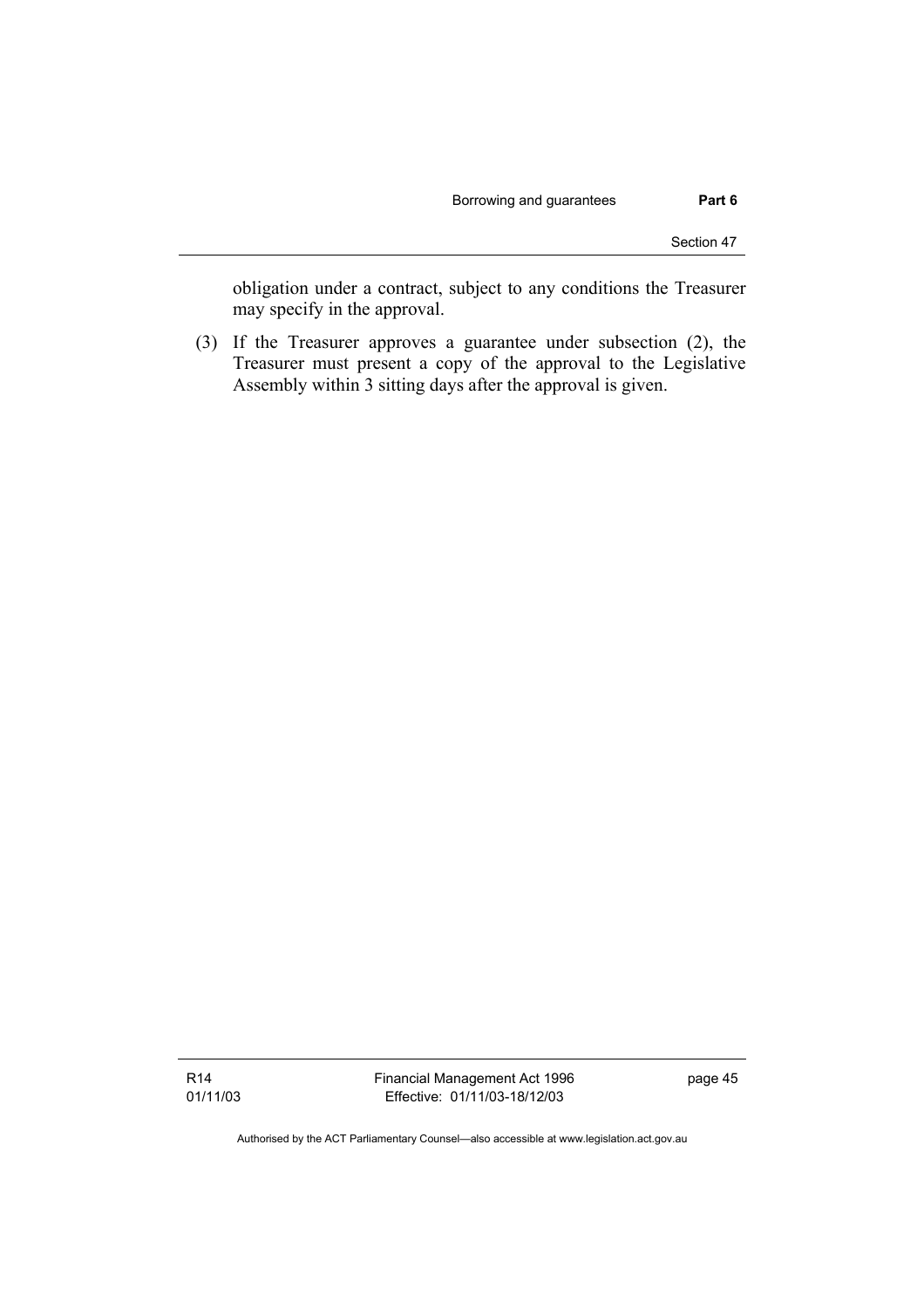obligation under a contract, subject to any conditions the Treasurer may specify in the approval.

(3) If the Treasurer approves a guarantee under subsection (2), the Treasurer must present a copy of the approval to the Legislative Assembly within 3 sitting days after the approval is given.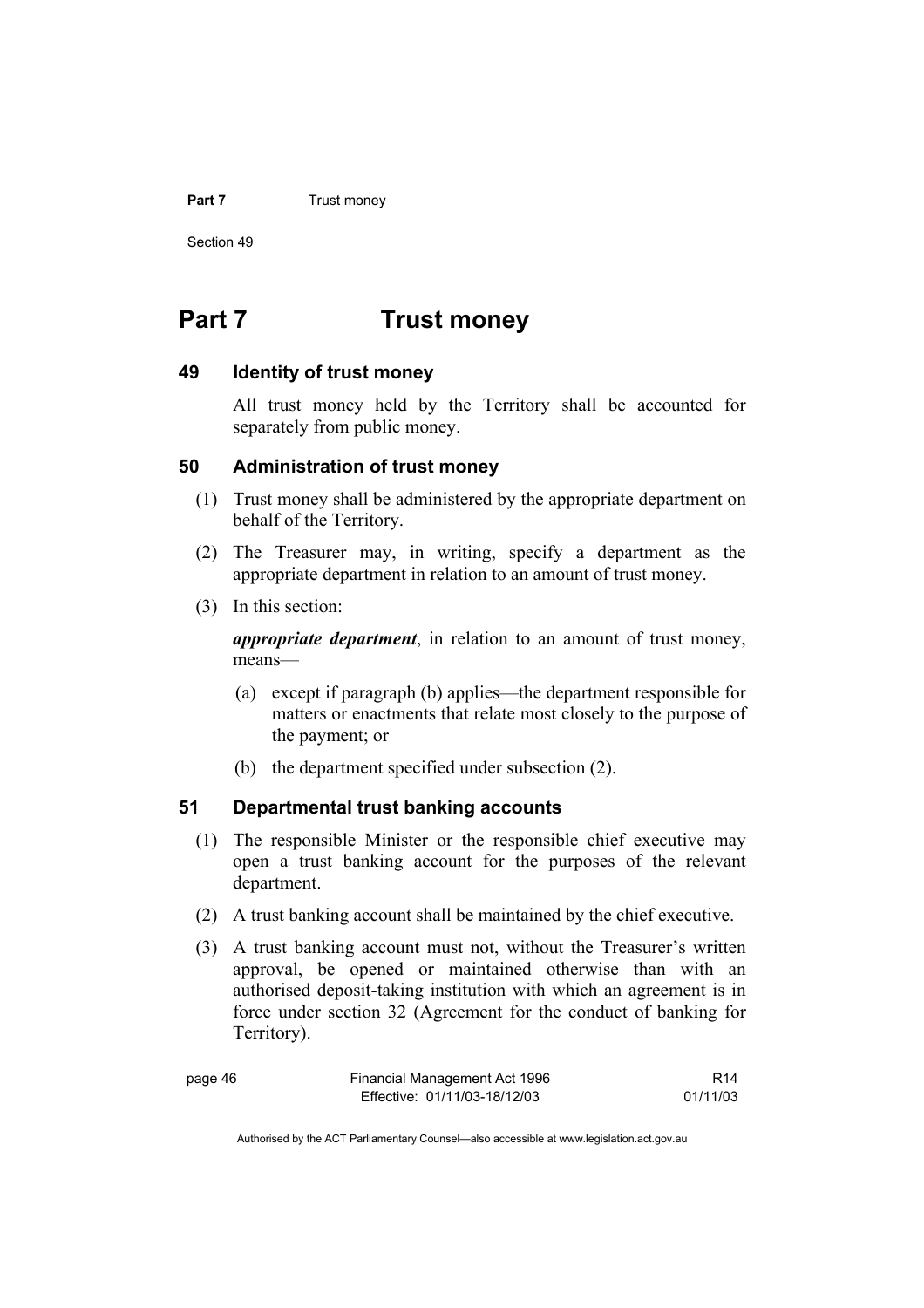# Part 7 Trust money

### 49 Identity of trust money

All trust money held by the Territory shall be accounted for separately from public money.

### 50 Administration of trust money

(1) Trust money shall be administered by the appropriate department on behalf of the Territory.

(2) The Treasurer may, in writing, specify a department as the appropriate department in relation to an amount of trust money.

(3) In this section:

***appropriate department***, in relation to an amount of trust money, means—

(a) except if paragraph (b) applies—the department responsible for matters or enactments that relate most closely to the purpose of the payment; or

(b) the department specified under subsection (2).

### 51 Departmental trust banking accounts

(1) The responsible Minister or the responsible chief executive may open a trust banking account for the purposes of the relevant department.

(2) A trust banking account shall be maintained by the chief executive.

(3) A trust banking account must not, without the Treasurer's written approval, be opened or maintained otherwise than with an authorised deposit-taking institution with which an agreement is in force under section 32 (Agreement for the conduct of banking for Territory).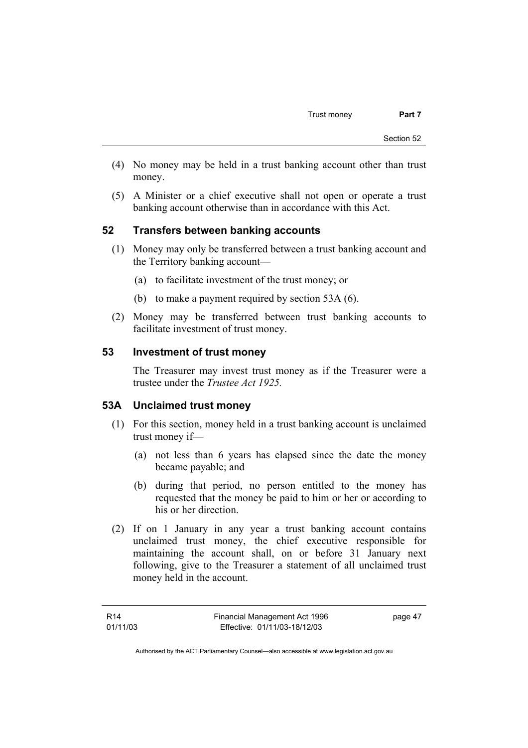(4) No money may be held in a trust banking account other than trust money.

(5) A Minister or a chief executive shall not open or operate a trust banking account otherwise than in accordance with this Act.

## 52 Transfers between banking accounts

(1) Money may only be transferred between a trust banking account and the Territory banking account—

(a) to facilitate investment of the trust money; or

(b) to make a payment required by section 53A (6).

(2) Money may be transferred between trust banking accounts to facilitate investment of trust money.

## 53 Investment of trust money

The Treasurer may invest trust money as if the Treasurer were a trustee under the *Trustee Act 1925.*

## 53A Unclaimed trust money

(1) For this section, money held in a trust banking account is unclaimed trust money if—

(a) not less than 6 years has elapsed since the date the money became payable; and

(b) during that period, no person entitled to the money has requested that the money be paid to him or her or according to his or her direction.

(2) If on 1 January in any year a trust banking account contains unclaimed trust money, the chief executive responsible for maintaining the account shall, on or before 31 January next following, give to the Treasurer a statement of all unclaimed trust money held in the account.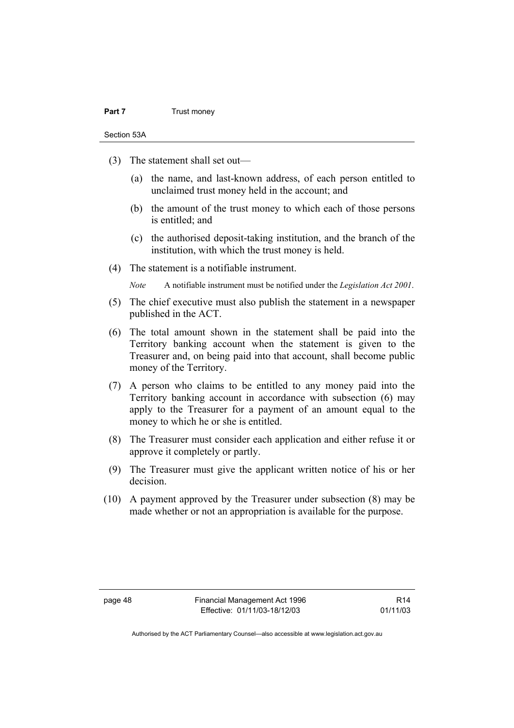(3) The statement shall set out—

(a) the name, and last-known address, of each person entitled to unclaimed trust money held in the account; and

(b) the amount of the trust money to which each of those persons is entitled; and

(c) the authorised deposit-taking institution, and the branch of the institution, with which the trust money is held.

(4) The statement is a notifiable instrument.

*Note* A notifiable instrument must be notified under the *Legislation Act 2001*.

(5) The chief executive must also publish the statement in a newspaper published in the ACT.

(6) The total amount shown in the statement shall be paid into the Territory banking account when the statement is given to the Treasurer and, on being paid into that account, shall become public money of the Territory.

(7) A person who claims to be entitled to any money paid into the Territory banking account in accordance with subsection (6) may apply to the Treasurer for a payment of an amount equal to the money to which he or she is entitled.

(8) The Treasurer must consider each application and either refuse it or approve it completely or partly.

(9) The Treasurer must give the applicant written notice of his or her decision.

(10) A payment approved by the Treasurer under subsection (8) may be made whether or not an appropriation is available for the purpose.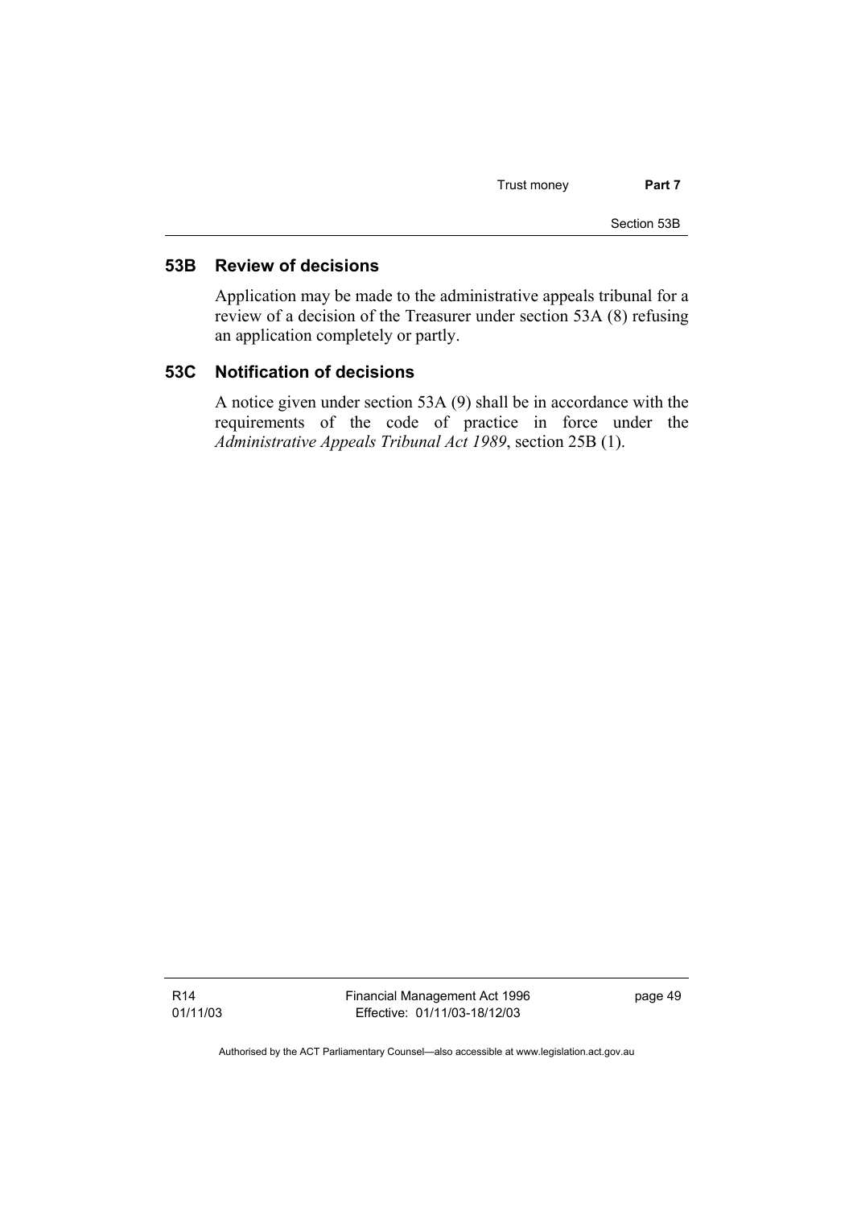## 53B Review of decisions

Application may be made to the administrative appeals tribunal for a review of a decision of the Treasurer under section 53A (8) refusing an application completely or partly.

## 53C Notification of decisions

A notice given under section 53A (9) shall be in accordance with the requirements of the code of practice in force under the *Administrative Appeals Tribunal Act 1989*, section 25B (1).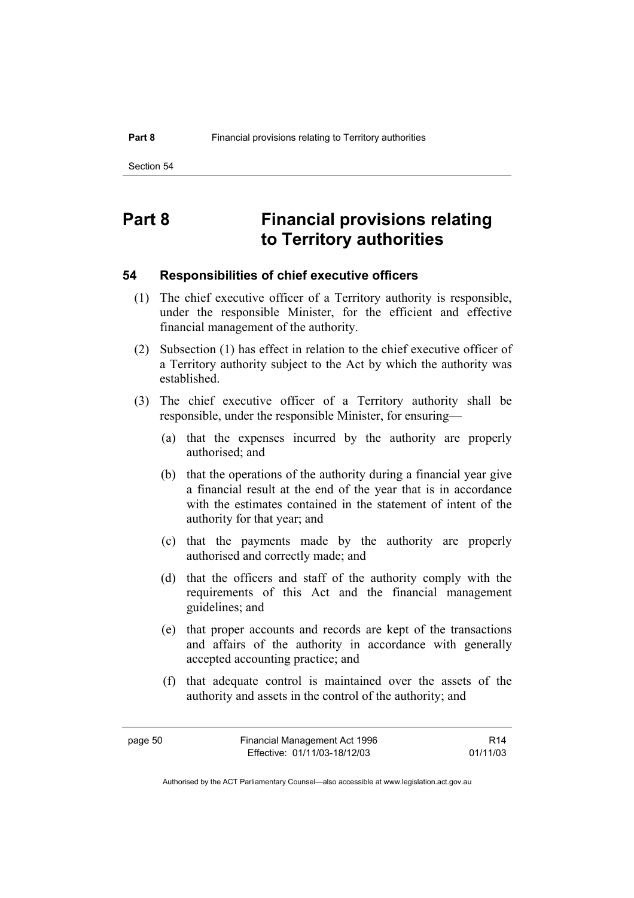# Part 8 Financial provisions relating to Territory authorities

### 54 Responsibilities of chief executive officers

(1) The chief executive officer of a Territory authority is responsible, under the responsible Minister, for the efficient and effective financial management of the authority.

(2) Subsection (1) has effect in relation to the chief executive officer of a Territory authority subject to the Act by which the authority was established.

(3) The chief executive officer of a Territory authority shall be responsible, under the responsible Minister, for ensuring—

(a) that the expenses incurred by the authority are properly authorised; and

(b) that the operations of the authority during a financial year give a financial result at the end of the year that is in accordance with the estimates contained in the statement of intent of the authority for that year; and

(c) that the payments made by the authority are properly authorised and correctly made; and

(d) that the officers and staff of the authority comply with the requirements of this Act and the financial management guidelines; and

(e) that proper accounts and records are kept of the transactions and affairs of the authority in accordance with generally accepted accounting practice; and

(f) that adequate control is maintained over the assets of the authority and assets in the control of the authority; and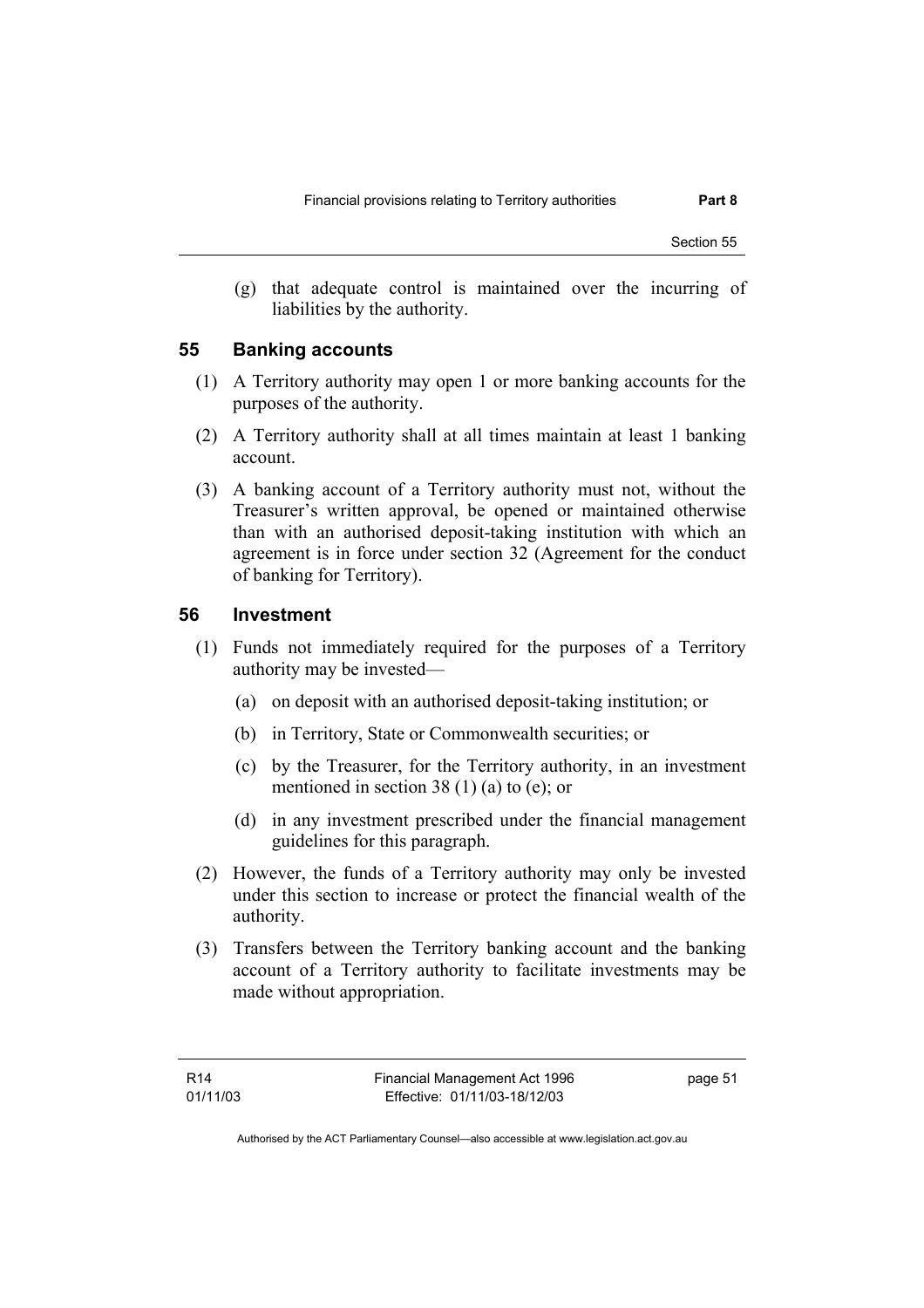(g) that adequate control is maintained over the incurring of liabilities by the authority.

## 55 Banking accounts

(1) A Territory authority may open 1 or more banking accounts for the purposes of the authority.

(2) A Territory authority shall at all times maintain at least 1 banking account.

(3) A banking account of a Territory authority must not, without the Treasurer's written approval, be opened or maintained otherwise than with an authorised deposit-taking institution with which an agreement is in force under section 32 (Agreement for the conduct of banking for Territory).

## 56 Investment

(1) Funds not immediately required for the purposes of a Territory authority may be invested—

(a) on deposit with an authorised deposit-taking institution; or

(b) in Territory, State or Commonwealth securities; or

(c) by the Treasurer, for the Territory authority, in an investment mentioned in section 38 (1) (a) to (e); or

(d) in any investment prescribed under the financial management guidelines for this paragraph.

(2) However, the funds of a Territory authority may only be invested under this section to increase or protect the financial wealth of the authority.

(3) Transfers between the Territory banking account and the banking account of a Territory authority to facilitate investments may be made without appropriation.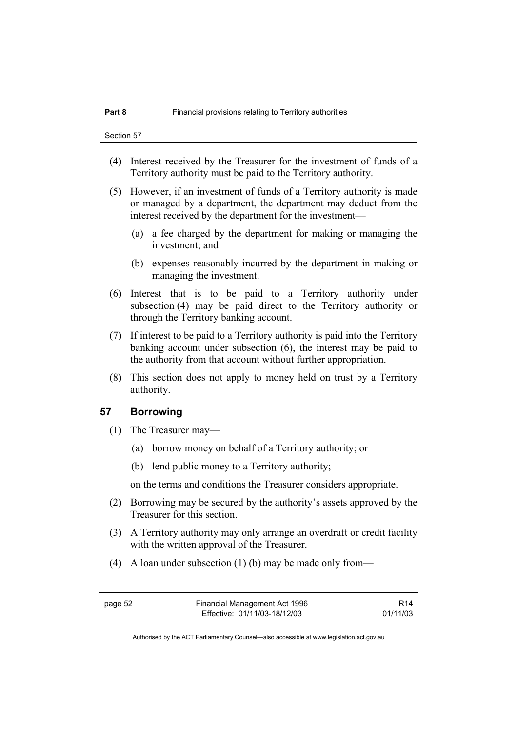(4) Interest received by the Treasurer for the investment of funds of a Territory authority must be paid to the Territory authority.

(5) However, if an investment of funds of a Territory authority is made or managed by a department, the department may deduct from the interest received by the department for the investment—

  (a) a fee charged by the department for making or managing the investment; and

  (b) expenses reasonably incurred by the department in making or managing the investment.

(6) Interest that is to be paid to a Territory authority under subsection (4) may be paid direct to the Territory authority or through the Territory banking account.

(7) If interest to be paid to a Territory authority is paid into the Territory banking account under subsection (6), the interest may be paid to the authority from that account without further appropriation.

(8) This section does not apply to money held on trust by a Territory authority.

## 57 Borrowing

(1) The Treasurer may—

  (a) borrow money on behalf of a Territory authority; or

  (b) lend public money to a Territory authority;

  on the terms and conditions the Treasurer considers appropriate.

(2) Borrowing may be secured by the authority's assets approved by the Treasurer for this section.

(3) A Territory authority may only arrange an overdraft or credit facility with the written approval of the Treasurer.

(4) A loan under subsection (1) (b) may be made only from—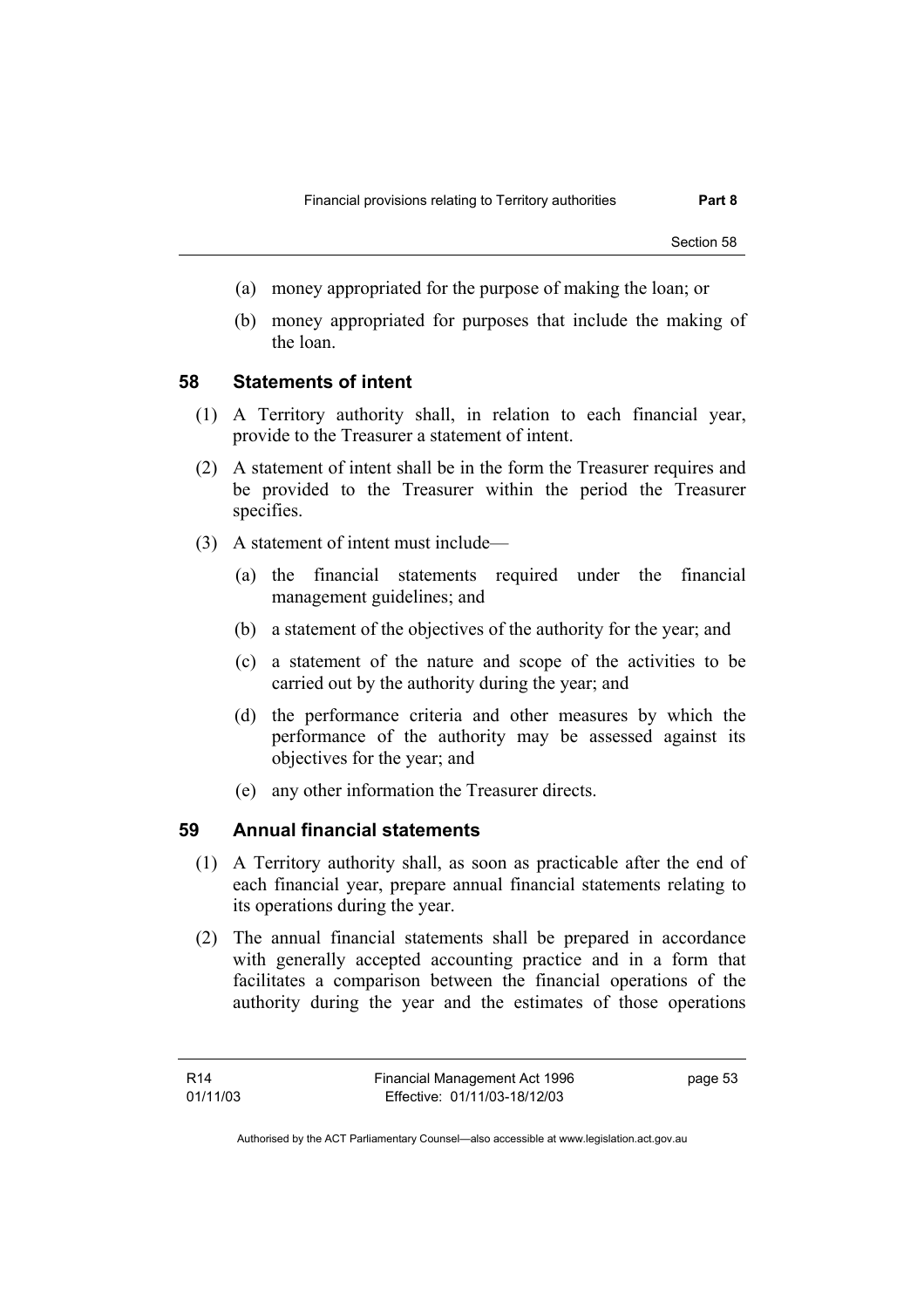(a) money appropriated for the purpose of making the loan; or

(b) money appropriated for purposes that include the making of the loan.

## 58 Statements of intent

(1) A Territory authority shall, in relation to each financial year, provide to the Treasurer a statement of intent.

(2) A statement of intent shall be in the form the Treasurer requires and be provided to the Treasurer within the period the Treasurer specifies.

(3) A statement of intent must include—

(a) the financial statements required under the financial management guidelines; and

(b) a statement of the objectives of the authority for the year; and

(c) a statement of the nature and scope of the activities to be carried out by the authority during the year; and

(d) the performance criteria and other measures by which the performance of the authority may be assessed against its objectives for the year; and

(e) any other information the Treasurer directs.

## 59 Annual financial statements

(1) A Territory authority shall, as soon as practicable after the end of each financial year, prepare annual financial statements relating to its operations during the year.

(2) The annual financial statements shall be prepared in accordance with generally accepted accounting practice and in a form that facilitates a comparison between the financial operations of the authority during the year and the estimates of those operations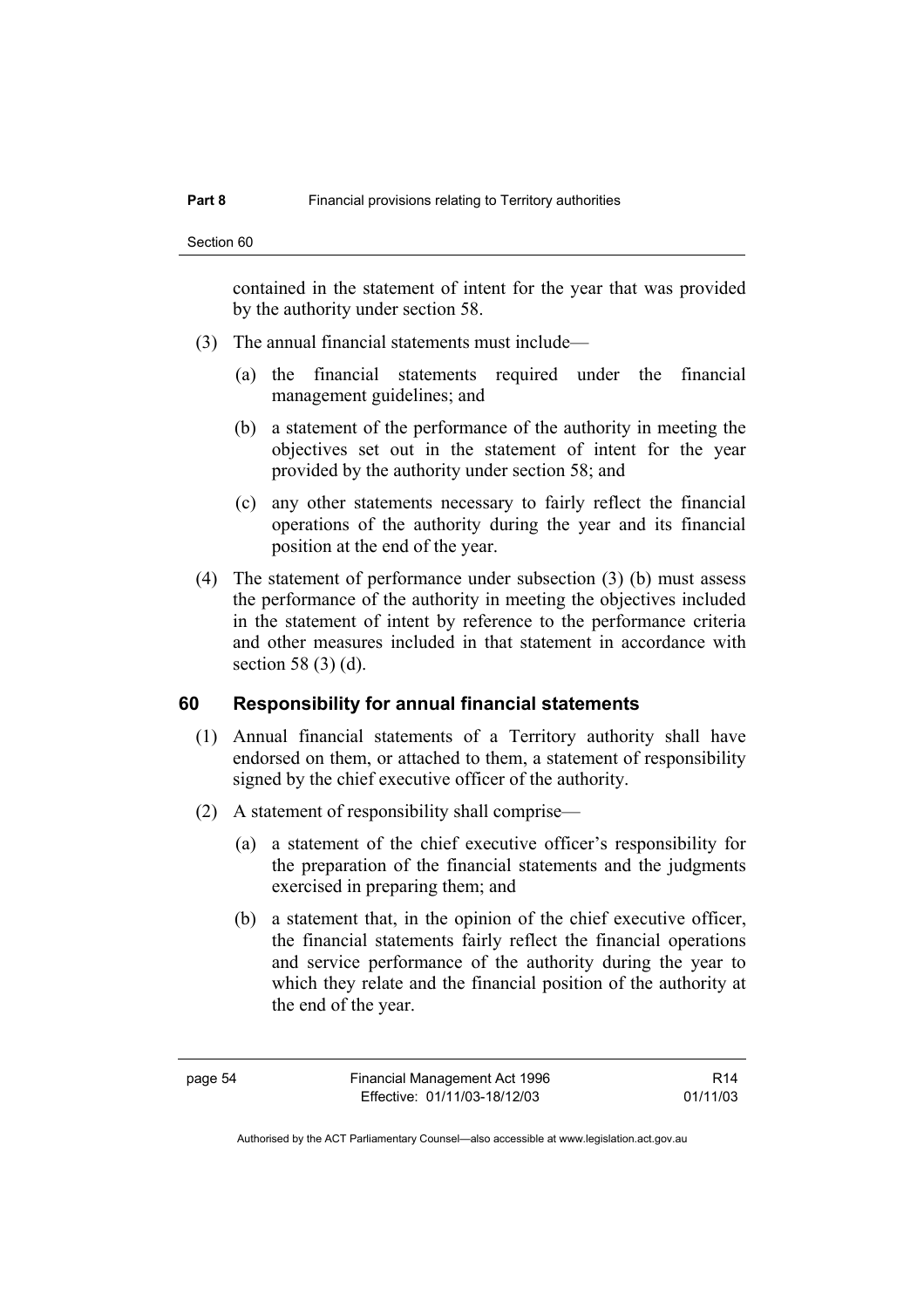contained in the statement of intent for the year that was provided by the authority under section 58.

(3) The annual financial statements must include—

(a) the financial statements required under the financial management guidelines; and

(b) a statement of the performance of the authority in meeting the objectives set out in the statement of intent for the year provided by the authority under section 58; and

(c) any other statements necessary to fairly reflect the financial operations of the authority during the year and its financial position at the end of the year.

(4) The statement of performance under subsection (3) (b) must assess the performance of the authority in meeting the objectives included in the statement of intent by reference to the performance criteria and other measures included in that statement in accordance with section 58 (3) (d).

## 60 Responsibility for annual financial statements

(1) Annual financial statements of a Territory authority shall have endorsed on them, or attached to them, a statement of responsibility signed by the chief executive officer of the authority.

(2) A statement of responsibility shall comprise—

(a) a statement of the chief executive officer's responsibility for the preparation of the financial statements and the judgments exercised in preparing them; and

(b) a statement that, in the opinion of the chief executive officer, the financial statements fairly reflect the financial operations and service performance of the authority during the year to which they relate and the financial position of the authority at the end of the year.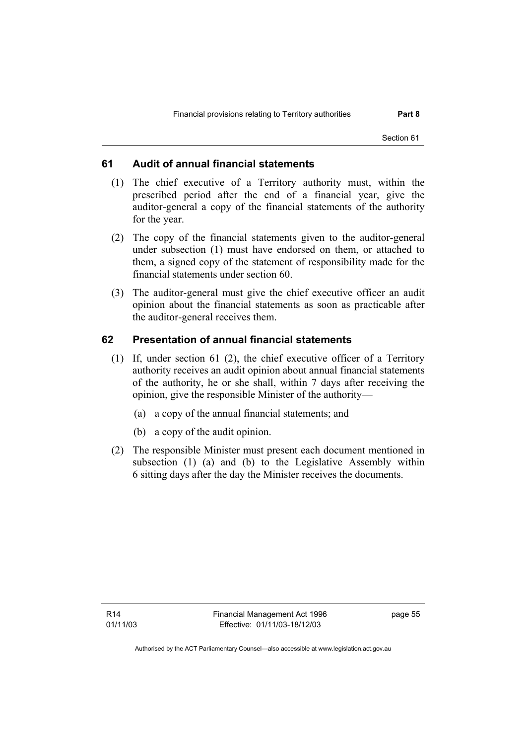## 61 Audit of annual financial statements

(1) The chief executive of a Territory authority must, within the prescribed period after the end of a financial year, give the auditor-general a copy of the financial statements of the authority for the year.

(2) The copy of the financial statements given to the auditor-general under subsection (1) must have endorsed on them, or attached to them, a signed copy of the statement of responsibility made for the financial statements under section 60.

(3) The auditor-general must give the chief executive officer an audit opinion about the financial statements as soon as practicable after the auditor-general receives them.

## 62 Presentation of annual financial statements

(1) If, under section 61 (2), the chief executive officer of a Territory authority receives an audit opinion about annual financial statements of the authority, he or she shall, within 7 days after receiving the opinion, give the responsible Minister of the authority—

(a) a copy of the annual financial statements; and

(b) a copy of the audit opinion.

(2) The responsible Minister must present each document mentioned in subsection (1) (a) and (b) to the Legislative Assembly within 6 sitting days after the day the Minister receives the documents.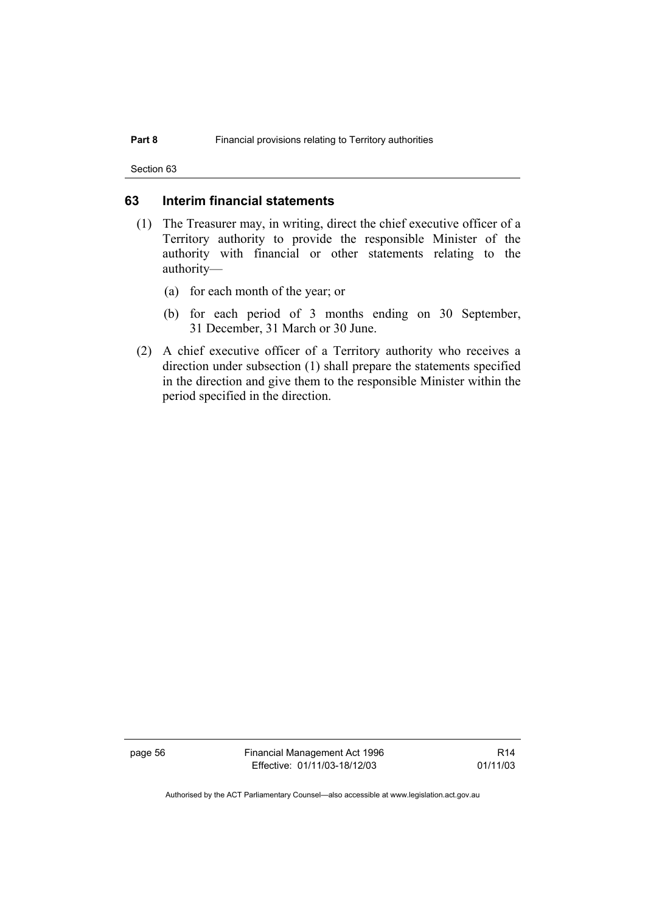## 63 Interim financial statements

(1) The Treasurer may, in writing, direct the chief executive officer of a Territory authority to provide the responsible Minister of the authority with financial or other statements relating to the authority—

(a) for each month of the year; or

(b) for each period of 3 months ending on 30 September, 31 December, 31 March or 30 June.

(2) A chief executive officer of a Territory authority who receives a direction under subsection (1) shall prepare the statements specified in the direction and give them to the responsible Minister within the period specified in the direction.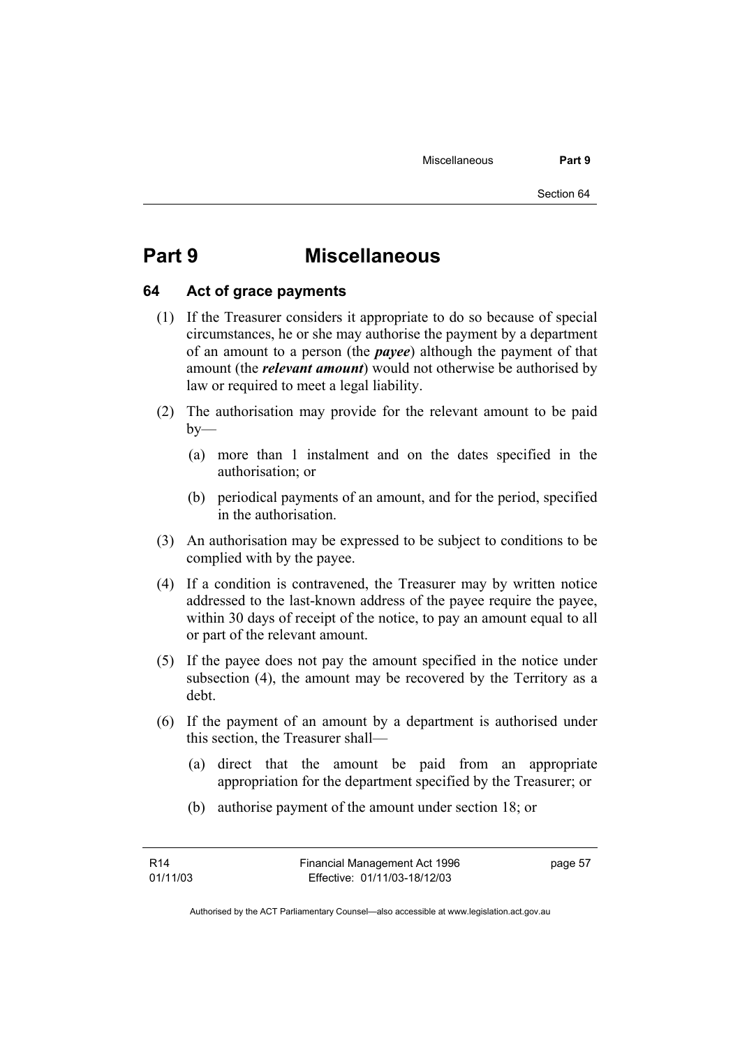# Part 9 Miscellaneous

## 64 Act of grace payments

(1) If the Treasurer considers it appropriate to do so because of special circumstances, he or she may authorise the payment by a department of an amount to a person (the ***payee***) although the payment of that amount (the ***relevant amount***) would not otherwise be authorised by law or required to meet a legal liability.

(2) The authorisation may provide for the relevant amount to be paid by—

(a) more than 1 instalment and on the dates specified in the authorisation; or

(b) periodical payments of an amount, and for the period, specified in the authorisation.

(3) An authorisation may be expressed to be subject to conditions to be complied with by the payee.

(4) If a condition is contravened, the Treasurer may by written notice addressed to the last-known address of the payee require the payee, within 30 days of receipt of the notice, to pay an amount equal to all or part of the relevant amount.

(5) If the payee does not pay the amount specified in the notice under subsection (4), the amount may be recovered by the Territory as a debt.

(6) If the payment of an amount by a department is authorised under this section, the Treasurer shall—

(a) direct that the amount be paid from an appropriate appropriation for the department specified by the Treasurer; or

(b) authorise payment of the amount under section 18; or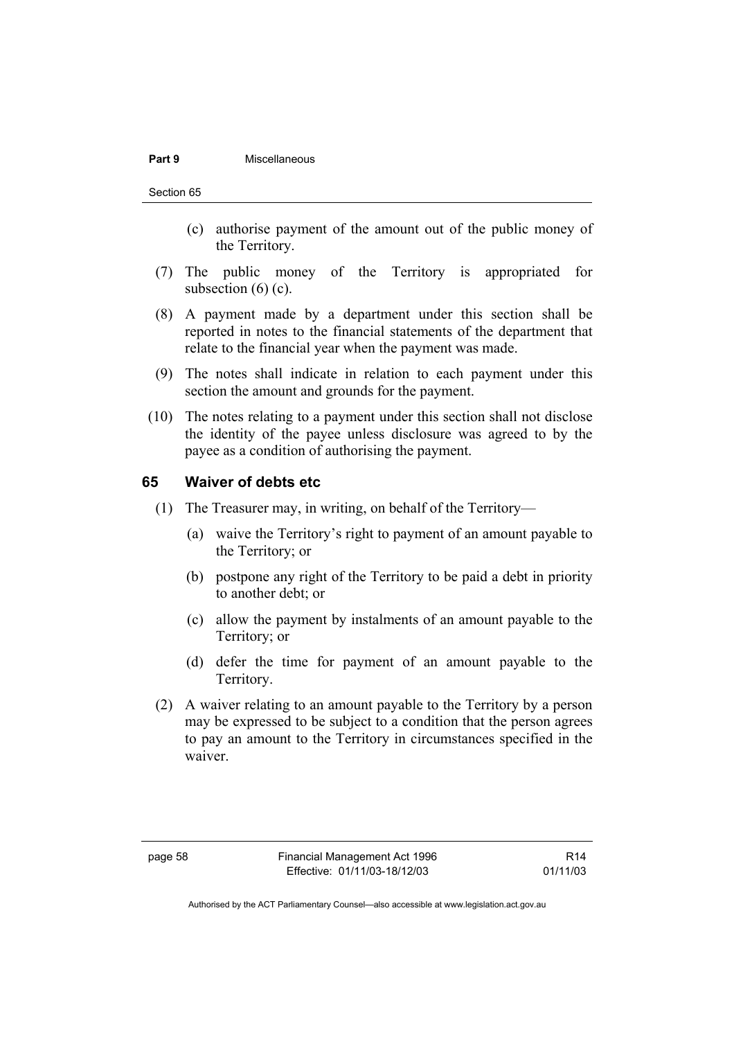(c) authorise payment of the amount out of the public money of the Territory.

(7) The public money of the Territory is appropriated for subsection (6) (c).

(8) A payment made by a department under this section shall be reported in notes to the financial statements of the department that relate to the financial year when the payment was made.

(9) The notes shall indicate in relation to each payment under this section the amount and grounds for the payment.

(10) The notes relating to a payment under this section shall not disclose the identity of the payee unless disclosure was agreed to by the payee as a condition of authorising the payment.

### 65 Waiver of debts etc

(1) The Treasurer may, in writing, on behalf of the Territory—

(a) waive the Territory's right to payment of an amount payable to the Territory; or

(b) postpone any right of the Territory to be paid a debt in priority to another debt; or

(c) allow the payment by instalments of an amount payable to the Territory; or

(d) defer the time for payment of an amount payable to the Territory.

(2) A waiver relating to an amount payable to the Territory by a person may be expressed to be subject to a condition that the person agrees to pay an amount to the Territory in circumstances specified in the waiver.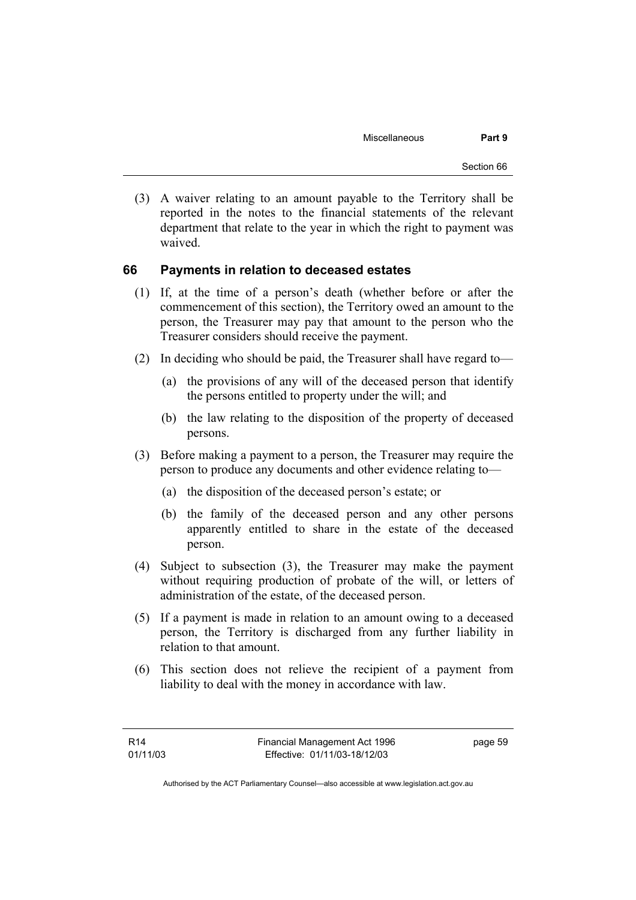(3) A waiver relating to an amount payable to the Territory shall be reported in the notes to the financial statements of the relevant department that relate to the year in which the right to payment was waived.

## 66 Payments in relation to deceased estates

(1) If, at the time of a person's death (whether before or after the commencement of this section), the Territory owed an amount to the person, the Treasurer may pay that amount to the person who the Treasurer considers should receive the payment.

(2) In deciding who should be paid, the Treasurer shall have regard to—

(a) the provisions of any will of the deceased person that identify the persons entitled to property under the will; and

(b) the law relating to the disposition of the property of deceased persons.

(3) Before making a payment to a person, the Treasurer may require the person to produce any documents and other evidence relating to—

(a) the disposition of the deceased person's estate; or

(b) the family of the deceased person and any other persons apparently entitled to share in the estate of the deceased person.

(4) Subject to subsection (3), the Treasurer may make the payment without requiring production of probate of the will, or letters of administration of the estate, of the deceased person.

(5) If a payment is made in relation to an amount owing to a deceased person, the Territory is discharged from any further liability in relation to that amount.

(6) This section does not relieve the recipient of a payment from liability to deal with the money in accordance with law.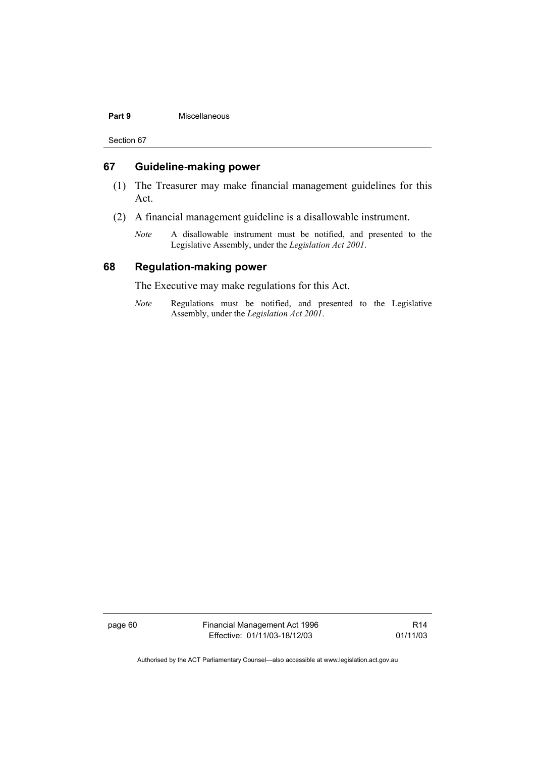## 67 Guideline-making power

(1) The Treasurer may make financial management guidelines for this Act.

(2) A financial management guideline is a disallowable instrument.

*Note* A disallowable instrument must be notified, and presented to the Legislative Assembly, under the *Legislation Act 2001*.

## 68 Regulation-making power

The Executive may make regulations for this Act.

*Note* Regulations must be notified, and presented to the Legislative Assembly, under the *Legislation Act 2001*.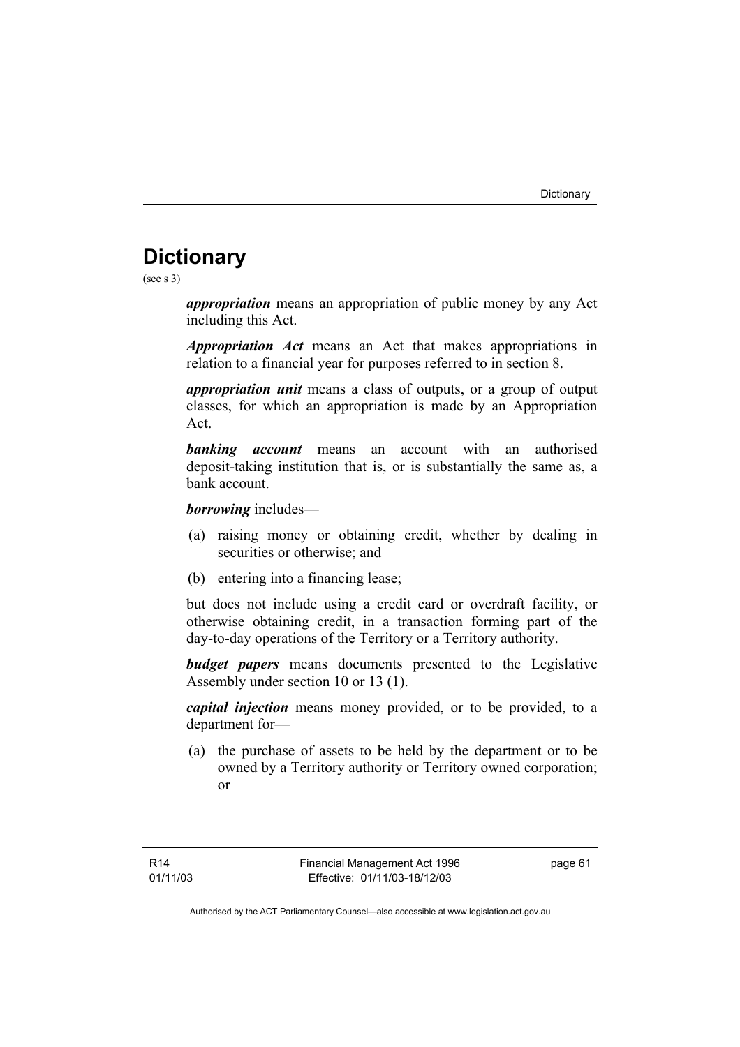# Dictionary

(see s 3)

***appropriation*** means an appropriation of public money by any Act including this Act.

***Appropriation Act*** means an Act that makes appropriations in relation to a financial year for purposes referred to in section 8.

***appropriation unit*** means a class of outputs, or a group of output classes, for which an appropriation is made by an Appropriation Act.

***banking account*** means an account with an authorised deposit-taking institution that is, or is substantially the same as, a bank account.

***borrowing*** includes—

(a) raising money or obtaining credit, whether by dealing in securities or otherwise; and

(b) entering into a financing lease;

but does not include using a credit card or overdraft facility, or otherwise obtaining credit, in a transaction forming part of the day-to-day operations of the Territory or a Territory authority.

***budget papers*** means documents presented to the Legislative Assembly under section 10 or 13 (1).

***capital injection*** means money provided, or to be provided, to a department for—

(a) the purchase of assets to be held by the department or to be owned by a Territory authority or Territory owned corporation; or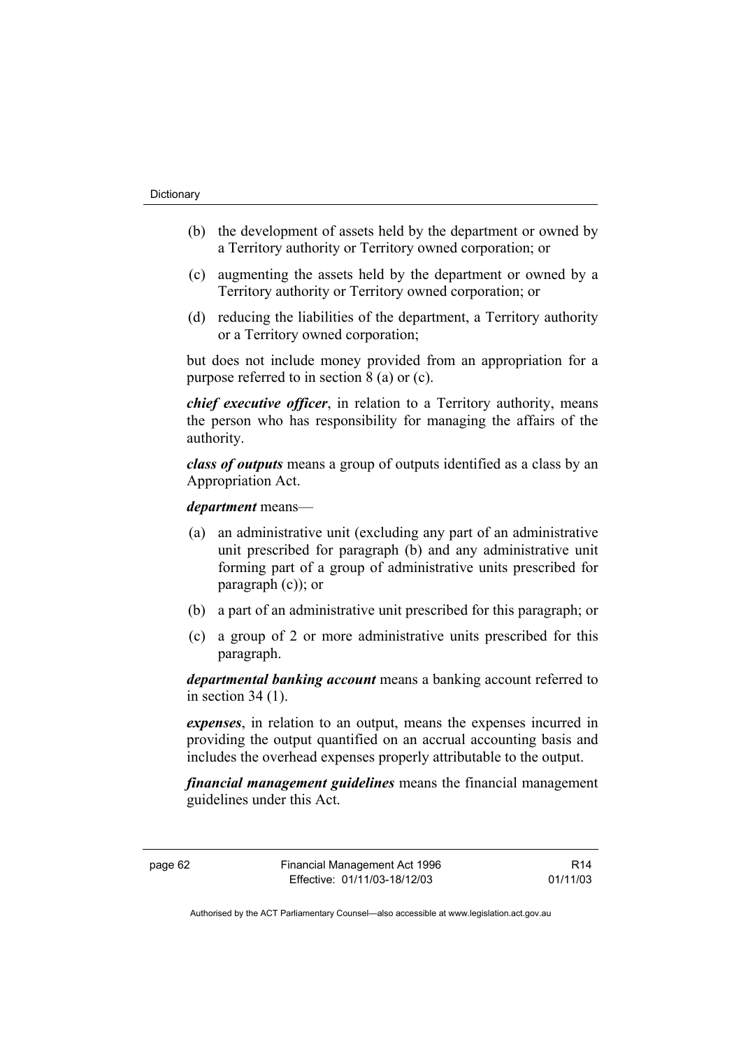(b) the development of assets held by the department or owned by a Territory authority or Territory owned corporation; or

(c) augmenting the assets held by the department or owned by a Territory authority or Territory owned corporation; or

(d) reducing the liabilities of the department, a Territory authority or a Territory owned corporation;

but does not include money provided from an appropriation for a purpose referred to in section 8 (a) or (c).

***chief executive officer***, in relation to a Territory authority, means the person who has responsibility for managing the affairs of the authority.

***class of outputs*** means a group of outputs identified as a class by an Appropriation Act.

***department*** means—

(a) an administrative unit (excluding any part of an administrative unit prescribed for paragraph (b) and any administrative unit forming part of a group of administrative units prescribed for paragraph (c)); or

(b) a part of an administrative unit prescribed for this paragraph; or

(c) a group of 2 or more administrative units prescribed for this paragraph.

***departmental banking account*** means a banking account referred to in section 34 (1).

***expenses***, in relation to an output, means the expenses incurred in providing the output quantified on an accrual accounting basis and includes the overhead expenses properly attributable to the output.

***financial management guidelines*** means the financial management guidelines under this Act.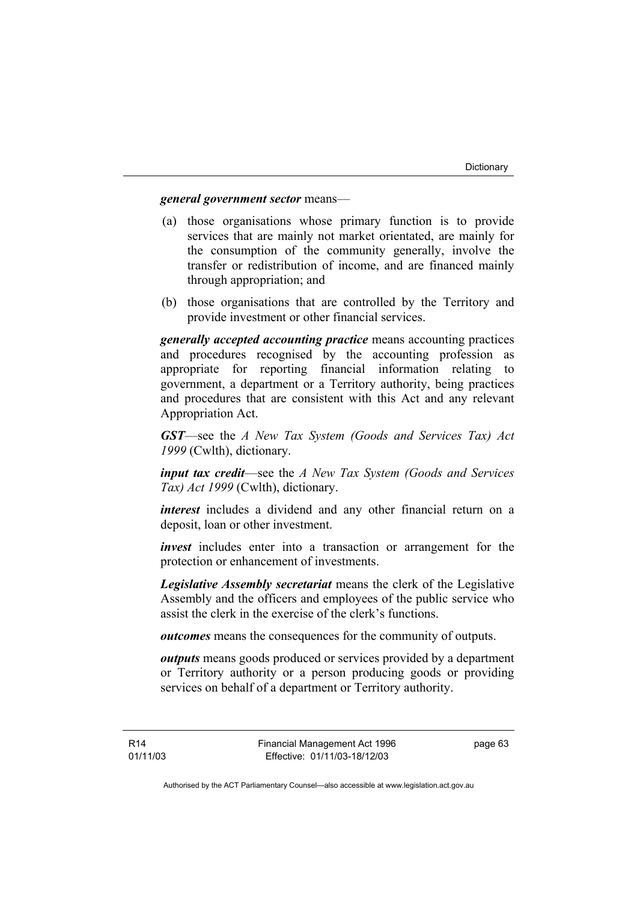***general government sector*** means—

(a) those organisations whose primary function is to provide services that are mainly not market orientated, are mainly for the consumption of the community generally, involve the transfer or redistribution of income, and are financed mainly through appropriation; and

(b) those organisations that are controlled by the Territory and provide investment or other financial services.

***generally accepted accounting practice*** means accounting practices and procedures recognised by the accounting profession as appropriate for reporting financial information relating to government, a department or a Territory authority, being practices and procedures that are consistent with this Act and any relevant Appropriation Act.

***GST***—see the *A New Tax System (Goods and Services Tax) Act 1999* (Cwlth), dictionary.

***input tax credit***—see the *A New Tax System (Goods and Services Tax) Act 1999* (Cwlth), dictionary.

***interest*** includes a dividend and any other financial return on a deposit, loan or other investment.

***invest*** includes enter into a transaction or arrangement for the protection or enhancement of investments.

***Legislative Assembly secretariat*** means the clerk of the Legislative Assembly and the officers and employees of the public service who assist the clerk in the exercise of the clerk's functions.

***outcomes*** means the consequences for the community of outputs.

***outputs*** means goods produced or services provided by a department or Territory authority or a person producing goods or providing services on behalf of a department or Territory authority.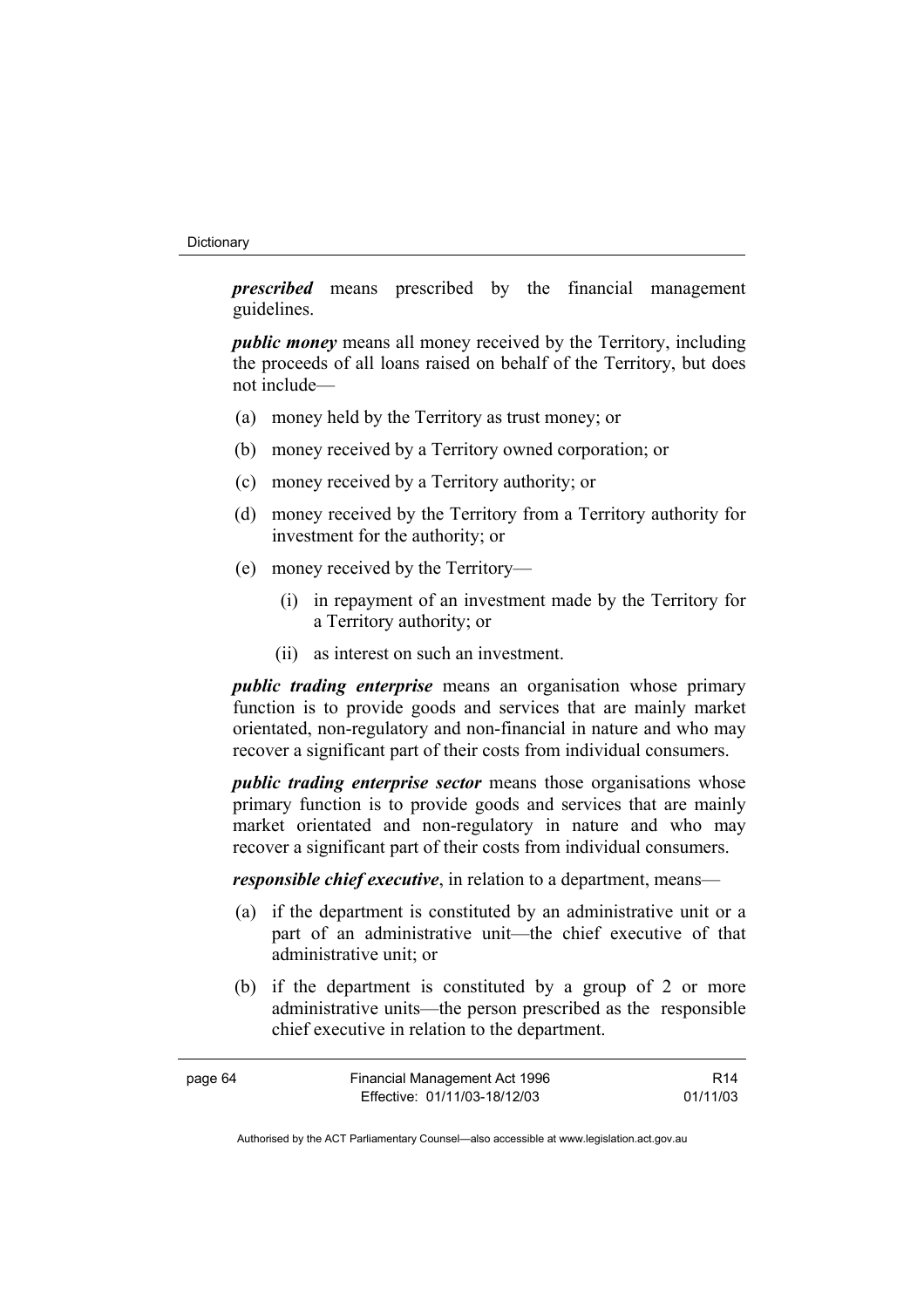***prescribed*** means prescribed by the financial management guidelines.

***public money*** means all money received by the Territory, including the proceeds of all loans raised on behalf of the Territory, but does not include—

(a) money held by the Territory as trust money; or

(b) money received by a Territory owned corporation; or

(c) money received by a Territory authority; or

(d) money received by the Territory from a Territory authority for investment for the authority; or

(e) money received by the Territory—

  (i) in repayment of an investment made by the Territory for a Territory authority; or

  (ii) as interest on such an investment.

***public trading enterprise*** means an organisation whose primary function is to provide goods and services that are mainly market orientated, non-regulatory and non-financial in nature and who may recover a significant part of their costs from individual consumers.

***public trading enterprise sector*** means those organisations whose primary function is to provide goods and services that are mainly market orientated and non-regulatory in nature and who may recover a significant part of their costs from individual consumers.

***responsible chief executive***, in relation to a department, means—

(a) if the department is constituted by an administrative unit or a part of an administrative unit—the chief executive of that administrative unit; or

(b) if the department is constituted by a group of 2 or more administrative units—the person prescribed as the responsible chief executive in relation to the department.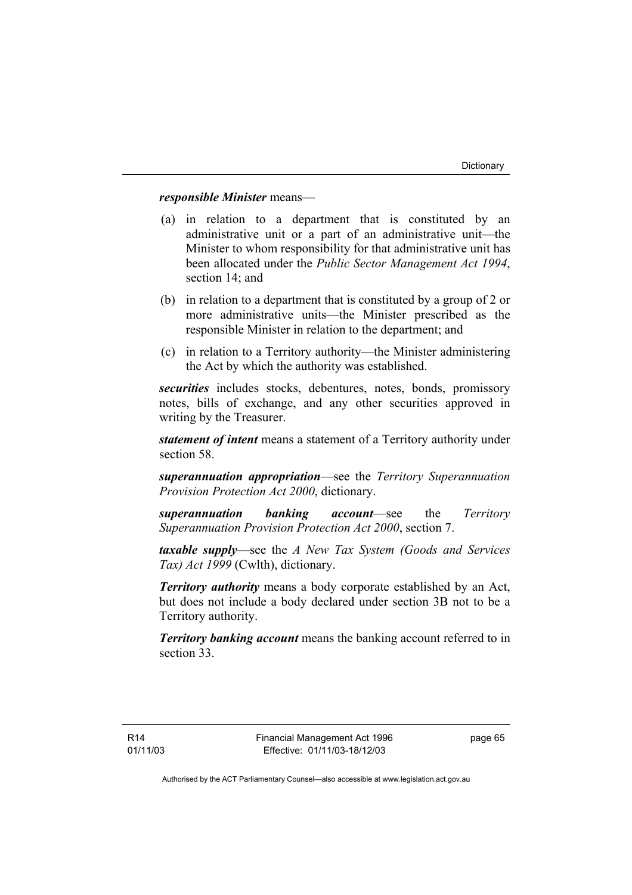***responsible Minister*** means—

(a) in relation to a department that is constituted by an administrative unit or a part of an administrative unit—the Minister to whom responsibility for that administrative unit has been allocated under the *Public Sector Management Act 1994*, section 14; and

(b) in relation to a department that is constituted by a group of 2 or more administrative units—the Minister prescribed as the responsible Minister in relation to the department; and

(c) in relation to a Territory authority—the Minister administering the Act by which the authority was established.

***securities*** includes stocks, debentures, notes, bonds, promissory notes, bills of exchange, and any other securities approved in writing by the Treasurer.

***statement of intent*** means a statement of a Territory authority under section 58.

***superannuation appropriation***—see the *Territory Superannuation Provision Protection Act 2000*, dictionary.

***superannuation banking account***—see the *Territory Superannuation Provision Protection Act 2000*, section 7.

***taxable supply***—see the *A New Tax System (Goods and Services Tax) Act 1999* (Cwlth), dictionary.

***Territory authority*** means a body corporate established by an Act, but does not include a body declared under section 3B not to be a Territory authority.

***Territory banking account*** means the banking account referred to in section 33.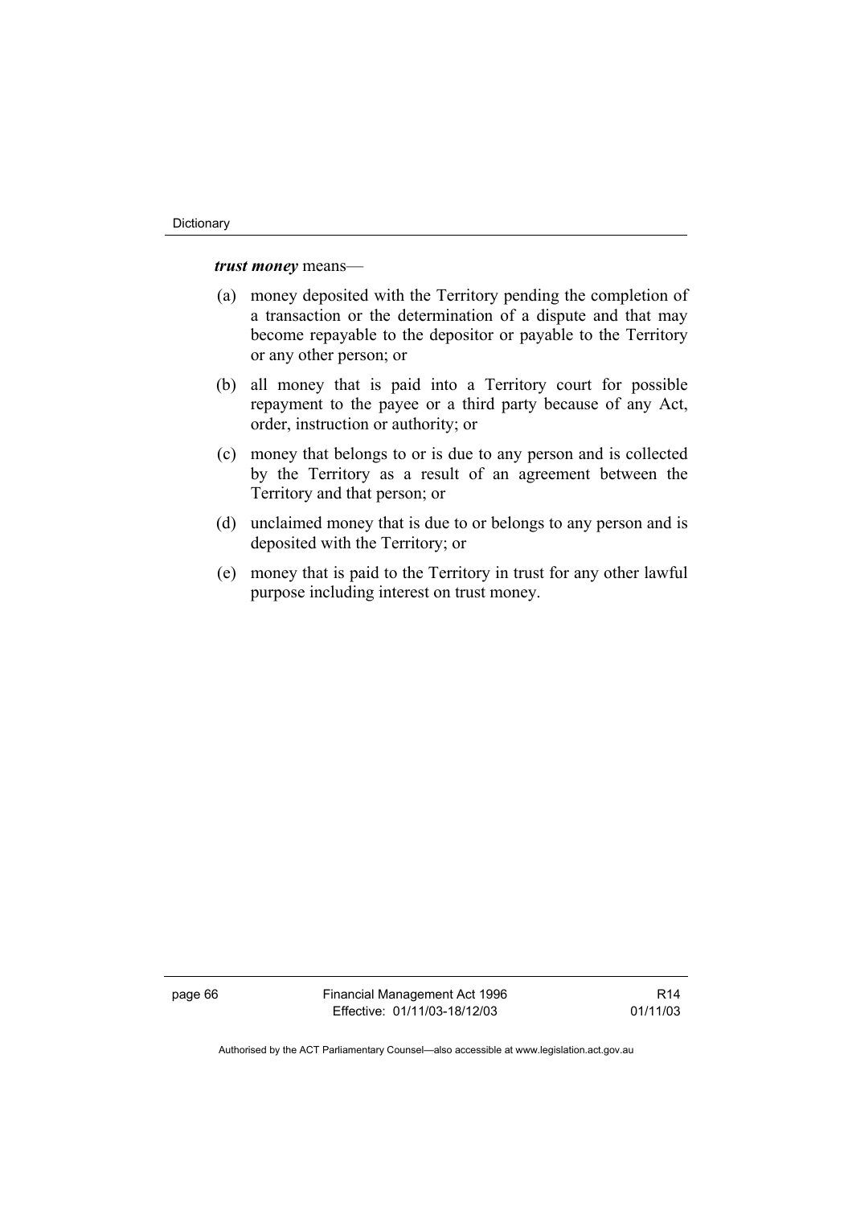***trust money*** means—

(a) money deposited with the Territory pending the completion of a transaction or the determination of a dispute and that may become repayable to the depositor or payable to the Territory or any other person; or

(b) all money that is paid into a Territory court for possible repayment to the payee or a third party because of any Act, order, instruction or authority; or

(c) money that belongs to or is due to any person and is collected by the Territory as a result of an agreement between the Territory and that person; or

(d) unclaimed money that is due to or belongs to any person and is deposited with the Territory; or

(e) money that is paid to the Territory in trust for any other lawful purpose including interest on trust money.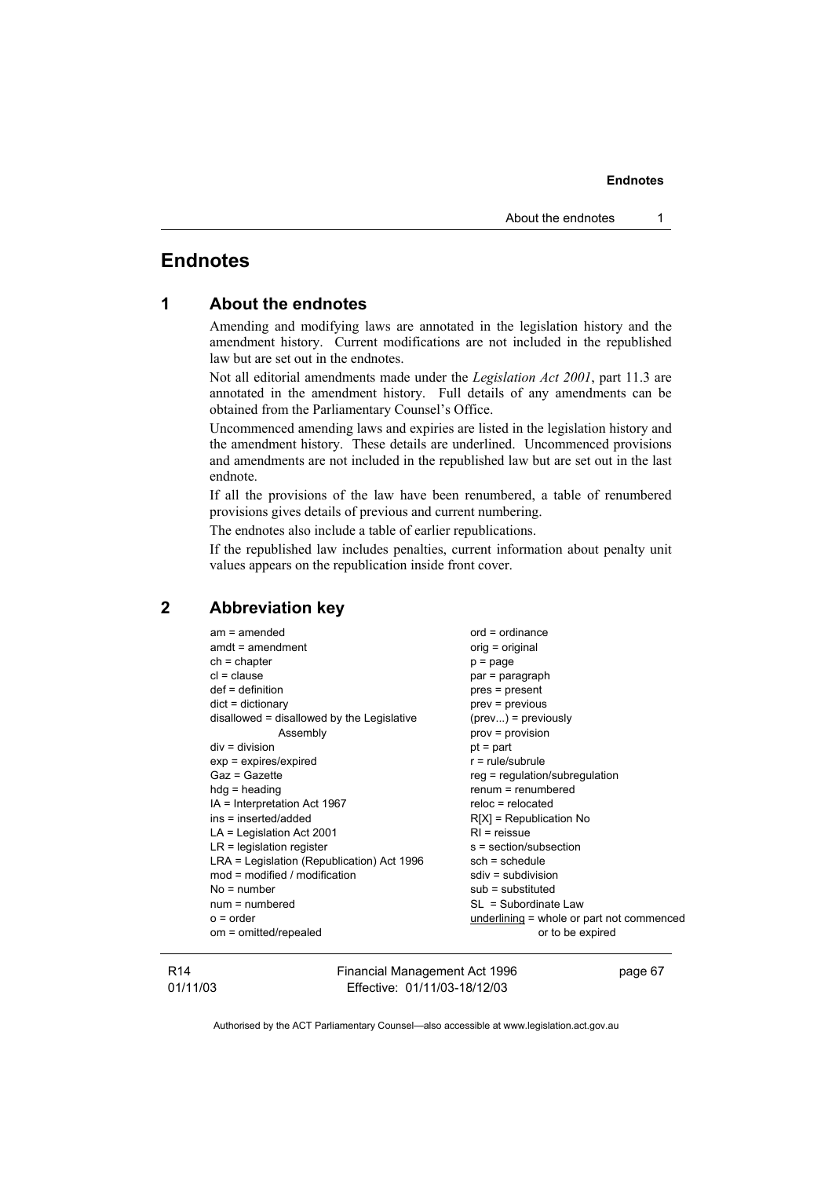# Endnotes

## 1 About the endnotes

Amending and modifying laws are annotated in the legislation history and the amendment history. Current modifications are not included in the republished law but are set out in the endnotes.

Not all editorial amendments made under the *Legislation Act 2001*, part 11.3 are annotated in the amendment history. Full details of any amendments can be obtained from the Parliamentary Counsel's Office.

Uncommenced amending laws and expiries are listed in the legislation history and the amendment history. These details are underlined. Uncommenced provisions and amendments are not included in the republished law but are set out in the last endnote.

If all the provisions of the law have been renumbered, a table of renumbered provisions gives details of previous and current numbering.

The endnotes also include a table of earlier republications.

If the republished law includes penalties, current information about penalty unit values appears on the republication inside front cover.

## 2 Abbreviation key

am = amended
amdt = amendment
ch = chapter
cl = clause
def = definition
dict = dictionary
disallowed = disallowed by the Legislative Assembly
div = division
exp = expires/expired
Gaz = Gazette
hdg = heading
IA = Interpretation Act 1967
ins = inserted/added
LA = Legislation Act 2001
LR = legislation register
LRA = Legislation (Republication) Act 1996
mod = modified / modification
No = number
num = numbered
o = order
om = omitted/repealed
ord = ordinance
orig = original
p = page
par = paragraph
pres = present
prev = previous
(prev...) = previously
prov = provision
pt = part
r = rule/subrule
reg = regulation/subregulation
renum = renumbered
reloc = relocated
R[X] = Republication No
RI = reissue
s = section/subsection
sch = schedule
sdiv = subdivision
sub = substituted
SL = Subordinate Law
<u>underlining</u> = whole or part not commenced or to be expired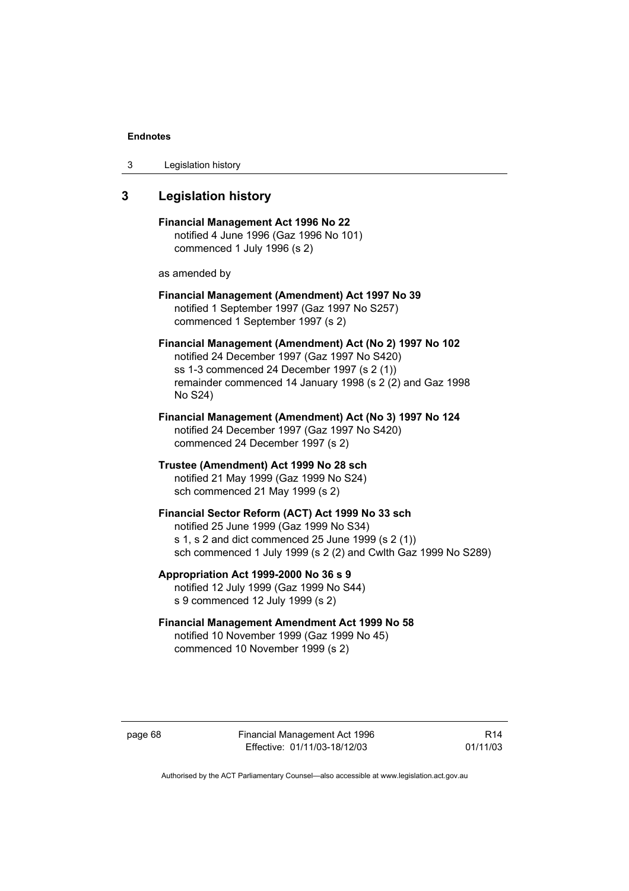## 3 Legislation history

**Financial Management Act 1996 No 22**
notified 4 June 1996 (Gaz 1996 No 101)
commenced 1 July 1996 (s 2)

as amended by

**Financial Management (Amendment) Act 1997 No 39**
notified 1 September 1997 (Gaz 1997 No S257)
commenced 1 September 1997 (s 2)

**Financial Management (Amendment) Act (No 2) 1997 No 102**
notified 24 December 1997 (Gaz 1997 No S420)
ss 1-3 commenced 24 December 1997 (s 2 (1))
remainder commenced 14 January 1998 (s 2 (2) and Gaz 1998 No S24)

**Financial Management (Amendment) Act (No 3) 1997 No 124**
notified 24 December 1997 (Gaz 1997 No S420)
commenced 24 December 1997 (s 2)

**Trustee (Amendment) Act 1999 No 28 sch**
notified 21 May 1999 (Gaz 1999 No S24)
sch commenced 21 May 1999 (s 2)

**Financial Sector Reform (ACT) Act 1999 No 33 sch**
notified 25 June 1999 (Gaz 1999 No S34)
s 1, s 2 and dict commenced 25 June 1999 (s 2 (1))
sch commenced 1 July 1999 (s 2 (2) and Cwlth Gaz 1999 No S289)

**Appropriation Act 1999-2000 No 36 s 9**
notified 12 July 1999 (Gaz 1999 No S44)
s 9 commenced 12 July 1999 (s 2)

**Financial Management Amendment Act 1999 No 58**
notified 10 November 1999 (Gaz 1999 No 45)
commenced 10 November 1999 (s 2)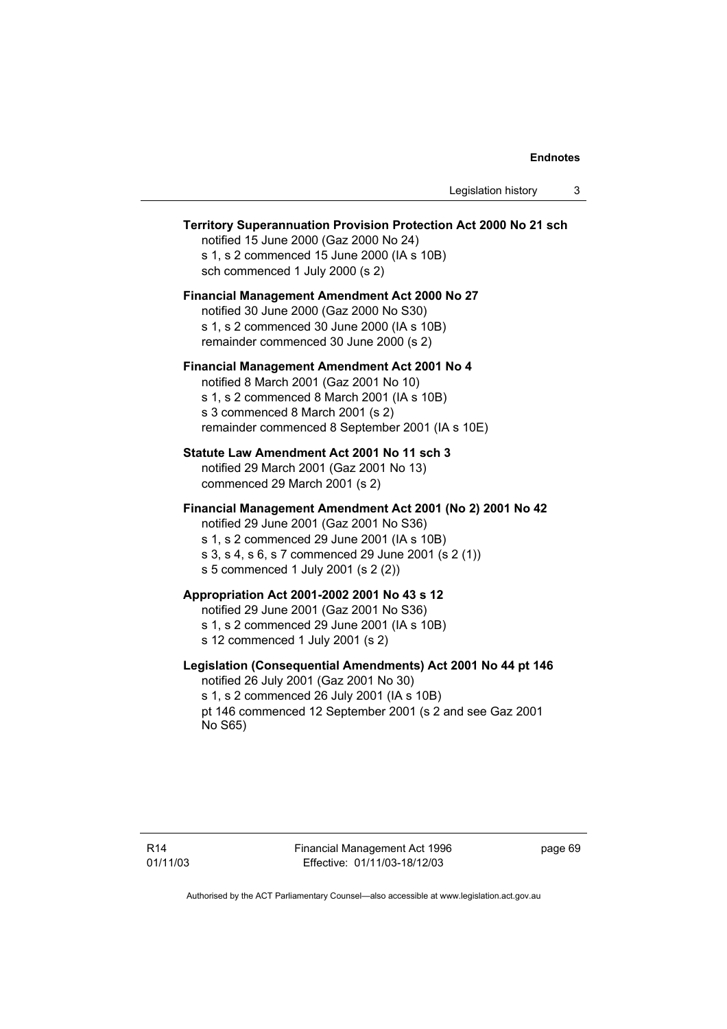**Territory Superannuation Provision Protection Act 2000 No 21 sch**
notified 15 June 2000 (Gaz 2000 No 24)
s 1, s 2 commenced 15 June 2000 (IA s 10B)
sch commenced 1 July 2000 (s 2)

**Financial Management Amendment Act 2000 No 27**
notified 30 June 2000 (Gaz 2000 No S30)
s 1, s 2 commenced 30 June 2000 (IA s 10B)
remainder commenced 30 June 2000 (s 2)

**Financial Management Amendment Act 2001 No 4**
notified 8 March 2001 (Gaz 2001 No 10)
s 1, s 2 commenced 8 March 2001 (IA s 10B)
s 3 commenced 8 March 2001 (s 2)
remainder commenced 8 September 2001 (IA s 10E)

**Statute Law Amendment Act 2001 No 11 sch 3**
notified 29 March 2001 (Gaz 2001 No 13)
commenced 29 March 2001 (s 2)

**Financial Management Amendment Act 2001 (No 2) 2001 No 42**
notified 29 June 2001 (Gaz 2001 No S36)
s 1, s 2 commenced 29 June 2001 (IA s 10B)
s 3, s 4, s 6, s 7 commenced 29 June 2001 (s 2 (1))
s 5 commenced 1 July 2001 (s 2 (2))

**Appropriation Act 2001-2002 2001 No 43 s 12**
notified 29 June 2001 (Gaz 2001 No S36)
s 1, s 2 commenced 29 June 2001 (IA s 10B)
s 12 commenced 1 July 2001 (s 2)

**Legislation (Consequential Amendments) Act 2001 No 44 pt 146**
notified 26 July 2001 (Gaz 2001 No 30)
s 1, s 2 commenced 26 July 2001 (IA s 10B)
pt 146 commenced 12 September 2001 (s 2 and see Gaz 2001 No S65)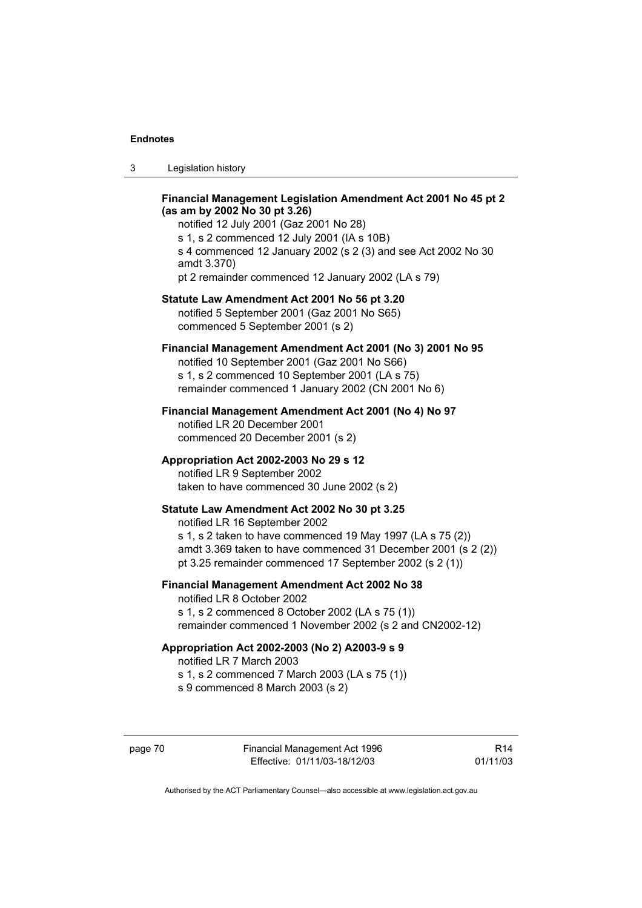**Financial Management Legislation Amendment Act 2001 No 45 pt 2 (as am by 2002 No 30 pt 3.26)**

notified 12 July 2001 (Gaz 2001 No 28)
s 1, s 2 commenced 12 July 2001 (IA s 10B)
s 4 commenced 12 January 2002 (s 2 (3) and see Act 2002 No 30 amdt 3.370)
pt 2 remainder commenced 12 January 2002 (LA s 79)

**Statute Law Amendment Act 2001 No 56 pt 3.20**

notified 5 September 2001 (Gaz 2001 No S65)
commenced 5 September 2001 (s 2)

**Financial Management Amendment Act 2001 (No 3) 2001 No 95**

notified 10 September 2001 (Gaz 2001 No S66)
s 1, s 2 commenced 10 September 2001 (LA s 75)
remainder commenced 1 January 2002 (CN 2001 No 6)

**Financial Management Amendment Act 2001 (No 4) No 97**

notified LR 20 December 2001
commenced 20 December 2001 (s 2)

**Appropriation Act 2002-2003 No 29 s 12**

notified LR 9 September 2002
taken to have commenced 30 June 2002 (s 2)

**Statute Law Amendment Act 2002 No 30 pt 3.25**

notified LR 16 September 2002
s 1, s 2 taken to have commenced 19 May 1997 (LA s 75 (2))
amdt 3.369 taken to have commenced 31 December 2001 (s 2 (2))
pt 3.25 remainder commenced 17 September 2002 (s 2 (1))

**Financial Management Amendment Act 2002 No 38**

notified LR 8 October 2002
s 1, s 2 commenced 8 October 2002 (LA s 75 (1))
remainder commenced 1 November 2002 (s 2 and CN2002-12)

**Appropriation Act 2002-2003 (No 2) A2003-9 s 9**

notified LR 7 March 2003
s 1, s 2 commenced 7 March 2003 (LA s 75 (1))
s 9 commenced 8 March 2003 (s 2)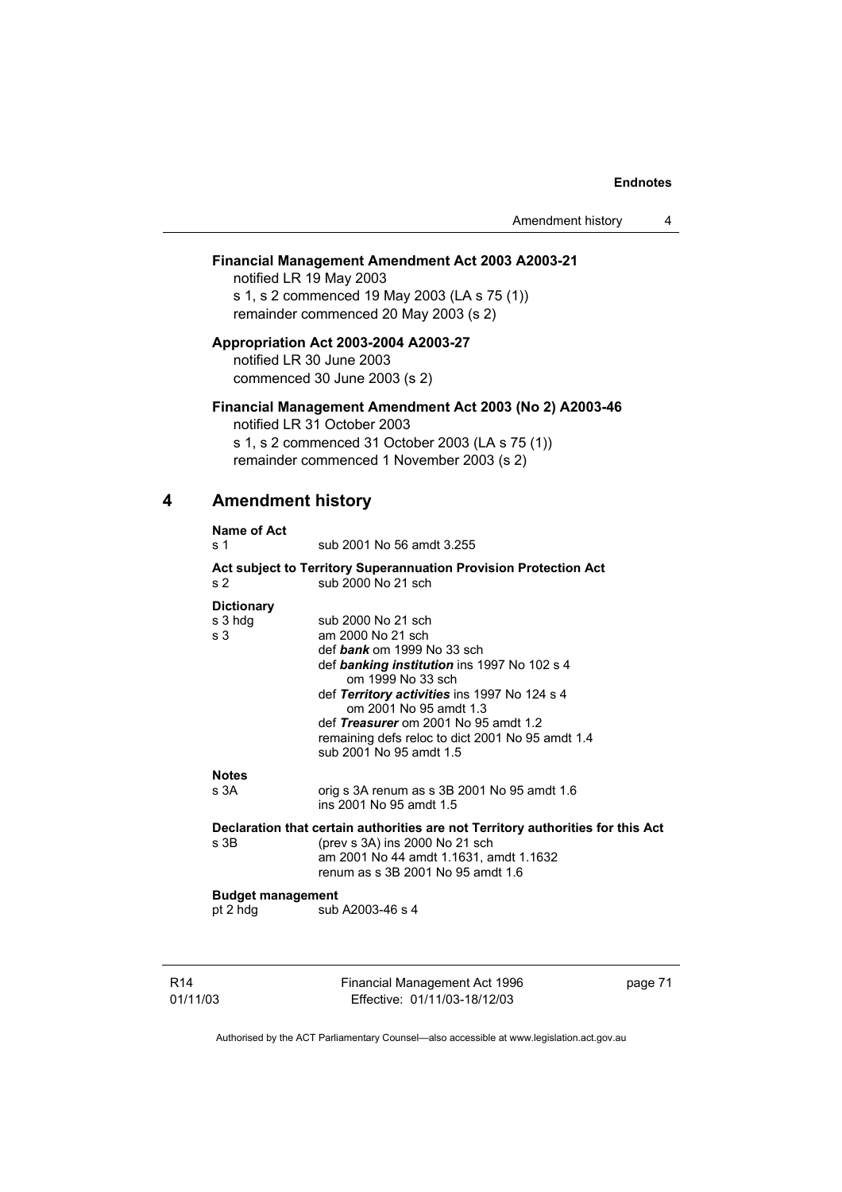**Financial Management Amendment Act 2003 A2003-21**

notified LR 19 May 2003
s 1, s 2 commenced 19 May 2003 (LA s 75 (1))
remainder commenced 20 May 2003 (s 2)

**Appropriation Act 2003-2004 A2003-27**

notified LR 30 June 2003
commenced 30 June 2003 (s 2)

**Financial Management Amendment Act 2003 (No 2) A2003-46**

notified LR 31 October 2003
s 1, s 2 commenced 31 October 2003 (LA s 75 (1))
remainder commenced 1 November 2003 (s 2)

## 4 Amendment history

**Name of Act**

s 1 sub 2001 No 56 amdt 3.255

**Act subject to Territory Superannuation Provision Protection Act**

s 2 sub 2000 No 21 sch

**Dictionary**

s 3 hdg sub 2000 No 21 sch

s 3 am 2000 No 21 sch
def ***bank*** om 1999 No 33 sch
def ***banking institution*** ins 1997 No 102 s 4
om 1999 No 33 sch
def ***Territory activities*** ins 1997 No 124 s 4
om 2001 No 95 amdt 1.3
def ***Treasurer*** om 2001 No 95 amdt 1.2
remaining defs reloc to dict 2001 No 95 amdt 1.4
sub 2001 No 95 amdt 1.5

**Notes**

s 3A orig s 3A renum as s 3B 2001 No 95 amdt 1.6
ins 2001 No 95 amdt 1.5

**Declaration that certain authorities are not Territory authorities for this Act**

s 3B (prev s 3A) ins 2000 No 21 sch
am 2001 No 44 amdt 1.1631, amdt 1.1632
renum as s 3B 2001 No 95 amdt 1.6

**Budget management**

pt 2 hdg sub A2003-46 s 4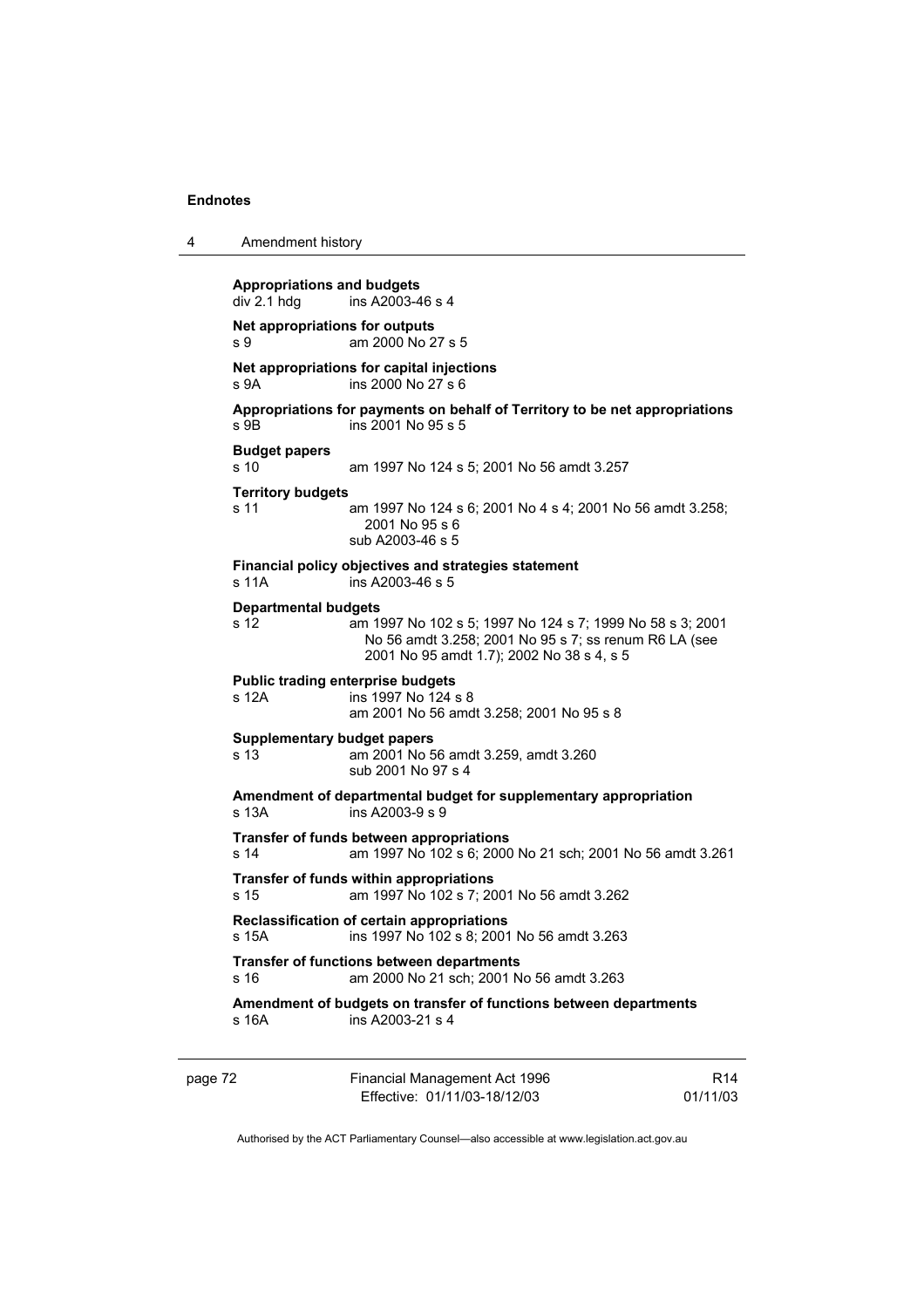**Appropriations and budgets**
div 2.1 hdg ins A2003-46 s 4

**Net appropriations for outputs**
s 9 am 2000 No 27 s 5

**Net appropriations for capital injections**
s 9A ins 2000 No 27 s 6

**Appropriations for payments on behalf of Territory to be net appropriations**
s 9B ins 2001 No 95 s 5

**Budget papers**
s 10 am 1997 No 124 s 5; 2001 No 56 amdt 3.257

**Territory budgets**
s 11 am 1997 No 124 s 6; 2001 No 4 s 4; 2001 No 56 amdt 3.258; 2001 No 95 s 6
sub A2003-46 s 5

**Financial policy objectives and strategies statement**
s 11A ins A2003-46 s 5

**Departmental budgets**
s 12 am 1997 No 102 s 5; 1997 No 124 s 7; 1999 No 58 s 3; 2001 No 56 amdt 3.258; 2001 No 95 s 7; ss renum R6 LA (see 2001 No 95 amdt 1.7); 2002 No 38 s 4, s 5

**Public trading enterprise budgets**
s 12A ins 1997 No 124 s 8
am 2001 No 56 amdt 3.258; 2001 No 95 s 8

**Supplementary budget papers**
s 13 am 2001 No 56 amdt 3.259, amdt 3.260
sub 2001 No 97 s 4

**Amendment of departmental budget for supplementary appropriation**
s 13A ins A2003-9 s 9

**Transfer of funds between appropriations**
s 14 am 1997 No 102 s 6; 2000 No 21 sch; 2001 No 56 amdt 3.261

**Transfer of funds within appropriations**
s 15 am 1997 No 102 s 7; 2001 No 56 amdt 3.262

**Reclassification of certain appropriations**
s 15A ins 1997 No 102 s 8; 2001 No 56 amdt 3.263

**Transfer of functions between departments**
s 16 am 2000 No 21 sch; 2001 No 56 amdt 3.263

**Amendment of budgets on transfer of functions between departments**
s 16A ins A2003-21 s 4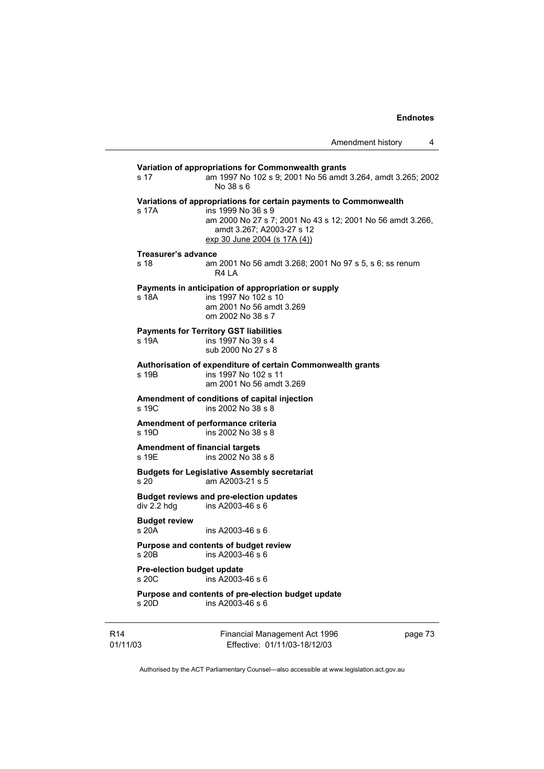**Variation of appropriations for Commonwealth grants**
s 17 am 1997 No 102 s 9; 2001 No 56 amdt 3.264, amdt 3.265; 2002 No 38 s 6

**Variations of appropriations for certain payments to Commonwealth**
s 17A ins 1999 No 36 s 9
am 2000 No 27 s 7; 2001 No 43 s 12; 2001 No 56 amdt 3.266, amdt 3.267; A2003-27 s 12
exp 30 June 2004 (s 17A (4))

**Treasurer's advance**
s 18 am 2001 No 56 amdt 3.268; 2001 No 97 s 5, s 6; ss renum R4 LA

**Payments in anticipation of appropriation or supply**
s 18A ins 1997 No 102 s 10
am 2001 No 56 amdt 3.269
om 2002 No 38 s 7

**Payments for Territory GST liabilities**
s 19A ins 1997 No 39 s 4
sub 2000 No 27 s 8

**Authorisation of expenditure of certain Commonwealth grants**
s 19B ins 1997 No 102 s 11
am 2001 No 56 amdt 3.269

**Amendment of conditions of capital injection**
s 19C ins 2002 No 38 s 8

**Amendment of performance criteria**
s 19D ins 2002 No 38 s 8

**Amendment of financial targets**
s 19E ins 2002 No 38 s 8

**Budgets for Legislative Assembly secretariat**
s 20 am A2003-21 s 5

**Budget reviews and pre-election updates**
div 2.2 hdg ins A2003-46 s 6

**Budget review**
s 20A ins A2003-46 s 6

**Purpose and contents of budget review**
s 20B ins A2003-46 s 6

**Pre-election budget update**
s 20C ins A2003-46 s 6

**Purpose and contents of pre-election budget update**
s 20D ins A2003-46 s 6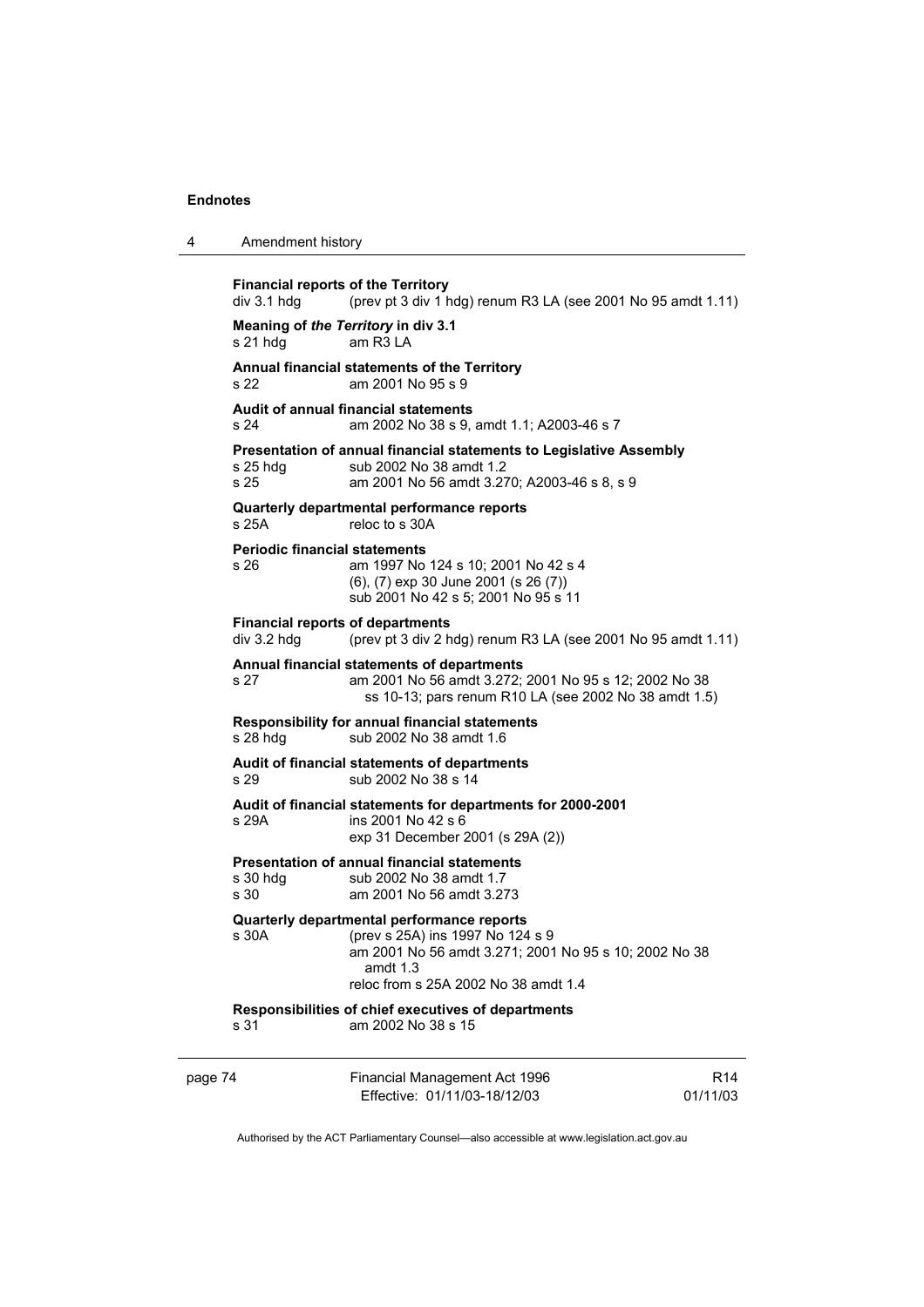**Financial reports of the Territory**
div 3.1 hdg (prev pt 3 div 1 hdg) renum R3 LA (see 2001 No 95 amdt 1.11)

**Meaning of *the Territory* in div 3.1**
s 21 hdg am R3 LA

**Annual financial statements of the Territory**
s 22 am 2001 No 95 s 9

**Audit of annual financial statements**
s 24 am 2002 No 38 s 9, amdt 1.1; A2003-46 s 7

**Presentation of annual financial statements to Legislative Assembly**
s 25 hdg sub 2002 No 38 amdt 1.2
s 25 am 2001 No 56 amdt 3.270; A2003-46 s 8, s 9

**Quarterly departmental performance reports**
s 25A reloc to s 30A

**Periodic financial statements**
s 26 am 1997 No 124 s 10; 2001 No 42 s 4
(6), (7) exp 30 June 2001 (s 26 (7))
sub 2001 No 42 s 5; 2001 No 95 s 11

**Financial reports of departments**
div 3.2 hdg (prev pt 3 div 2 hdg) renum R3 LA (see 2001 No 95 amdt 1.11)

**Annual financial statements of departments**
s 27 am 2001 No 56 amdt 3.272; 2001 No 95 s 12; 2002 No 38 ss 10-13; pars renum R10 LA (see 2002 No 38 amdt 1.5)

**Responsibility for annual financial statements**
s 28 hdg sub 2002 No 38 amdt 1.6

**Audit of financial statements of departments**
s 29 sub 2002 No 38 s 14

**Audit of financial statements for departments for 2000-2001**
s 29A ins 2001 No 42 s 6
exp 31 December 2001 (s 29A (2))

**Presentation of annual financial statements**
s 30 hdg sub 2002 No 38 amdt 1.7
s 30 am 2001 No 56 amdt 3.273

**Quarterly departmental performance reports**
s 30A (prev s 25A) ins 1997 No 124 s 9
am 2001 No 56 amdt 3.271; 2001 No 95 s 10; 2002 No 38 amdt 1.3
reloc from s 25A 2002 No 38 amdt 1.4

**Responsibilities of chief executives of departments**
s 31 am 2002 No 38 s 15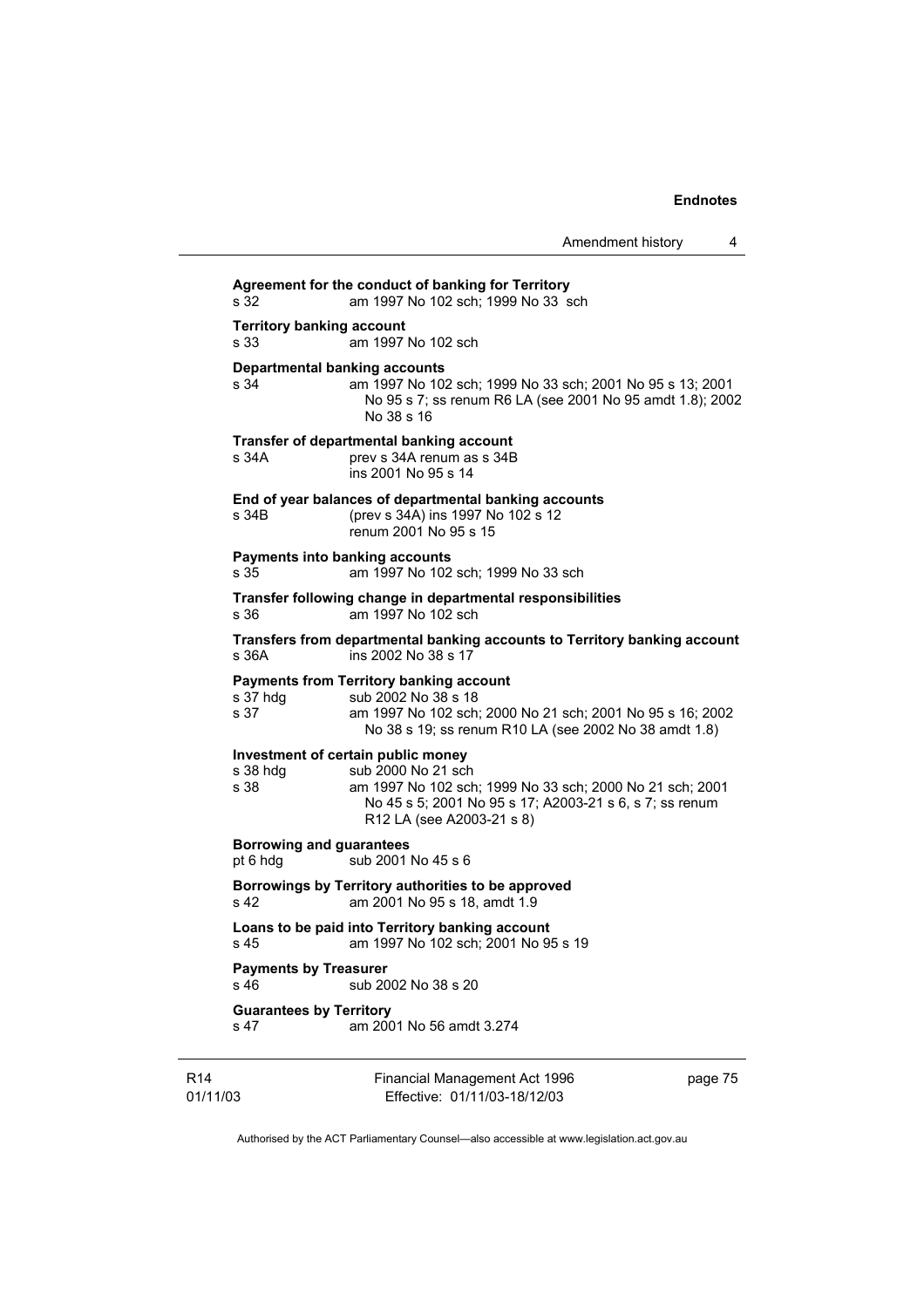**Agreement for the conduct of banking for Territory**
s 32 am 1997 No 102 sch; 1999 No 33 sch

**Territory banking account**
s 33 am 1997 No 102 sch

**Departmental banking accounts**
s 34 am 1997 No 102 sch; 1999 No 33 sch; 2001 No 95 s 13; 2001 No 95 s 7; ss renum R6 LA (see 2001 No 95 amdt 1.8); 2002 No 38 s 16

**Transfer of departmental banking account**
s 34A prev s 34A renum as s 34B
ins 2001 No 95 s 14

**End of year balances of departmental banking accounts**
s 34B (prev s 34A) ins 1997 No 102 s 12
renum 2001 No 95 s 15

**Payments into banking accounts**
s 35 am 1997 No 102 sch; 1999 No 33 sch

**Transfer following change in departmental responsibilities**
s 36 am 1997 No 102 sch

**Transfers from departmental banking accounts to Territory banking account**
s 36A ins 2002 No 38 s 17

**Payments from Territory banking account**
s 37 hdg sub 2002 No 38 s 18
s 37 am 1997 No 102 sch; 2000 No 21 sch; 2001 No 95 s 16; 2002 No 38 s 19; ss renum R10 LA (see 2002 No 38 amdt 1.8)

**Investment of certain public money**
s 38 hdg sub 2000 No 21 sch
s 38 am 1997 No 102 sch; 1999 No 33 sch; 2000 No 21 sch; 2001 No 45 s 5; 2001 No 95 s 17; A2003-21 s 6, s 7; ss renum R12 LA (see A2003-21 s 8)

**Borrowing and guarantees**
pt 6 hdg sub 2001 No 45 s 6

**Borrowings by Territory authorities to be approved**
s 42 am 2001 No 95 s 18, amdt 1.9

**Loans to be paid into Territory banking account**
s 45 am 1997 No 102 sch; 2001 No 95 s 19

**Payments by Treasurer**
s 46 sub 2002 No 38 s 20

**Guarantees by Territory**
s 47 am 2001 No 56 amdt 3.274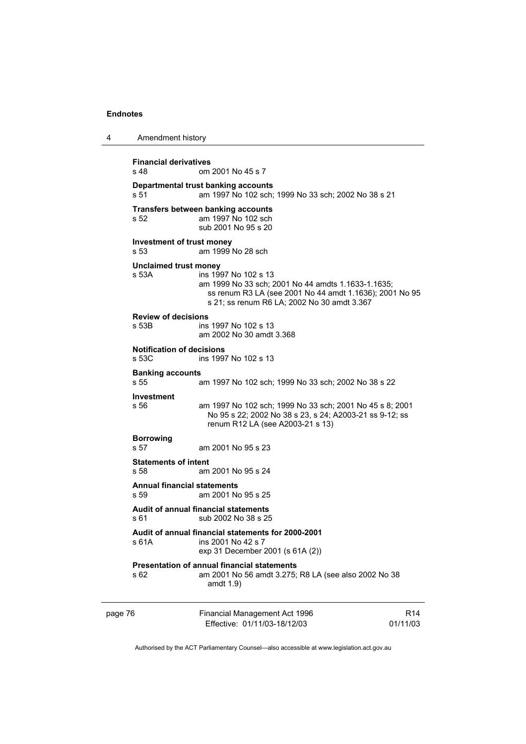**Financial derivatives**
s 48 om 2001 No 45 s 7

**Departmental trust banking accounts**
s 51 am 1997 No 102 sch; 1999 No 33 sch; 2002 No 38 s 21

**Transfers between banking accounts**
s 52 am 1997 No 102 sch
sub 2001 No 95 s 20

**Investment of trust money**
s 53 am 1999 No 28 sch

**Unclaimed trust money**
s 53A ins 1997 No 102 s 13
am 1999 No 33 sch; 2001 No 44 amdts 1.1633-1.1635; ss renum R3 LA (see 2001 No 44 amdt 1.1636); 2001 No 95 s 21; ss renum R6 LA; 2002 No 30 amdt 3.367

**Review of decisions**
s 53B ins 1997 No 102 s 13
am 2002 No 30 amdt 3.368

**Notification of decisions**
s 53C ins 1997 No 102 s 13

**Banking accounts**
s 55 am 1997 No 102 sch; 1999 No 33 sch; 2002 No 38 s 22

**Investment**
s 56 am 1997 No 102 sch; 1999 No 33 sch; 2001 No 45 s 8; 2001 No 95 s 22; 2002 No 38 s 23, s 24; A2003-21 ss 9-12; ss renum R12 LA (see A2003-21 s 13)

**Borrowing**
s 57 am 2001 No 95 s 23

**Statements of intent**
s 58 am 2001 No 95 s 24

**Annual financial statements**
s 59 am 2001 No 95 s 25

**Audit of annual financial statements**
s 61 sub 2002 No 38 s 25

**Audit of annual financial statements for 2000-2001**
s 61A ins 2001 No 42 s 7
exp 31 December 2001 (s 61A (2))

**Presentation of annual financial statements**
s 62 am 2001 No 56 amdt 3.275; R8 LA (see also 2002 No 38 amdt 1.9)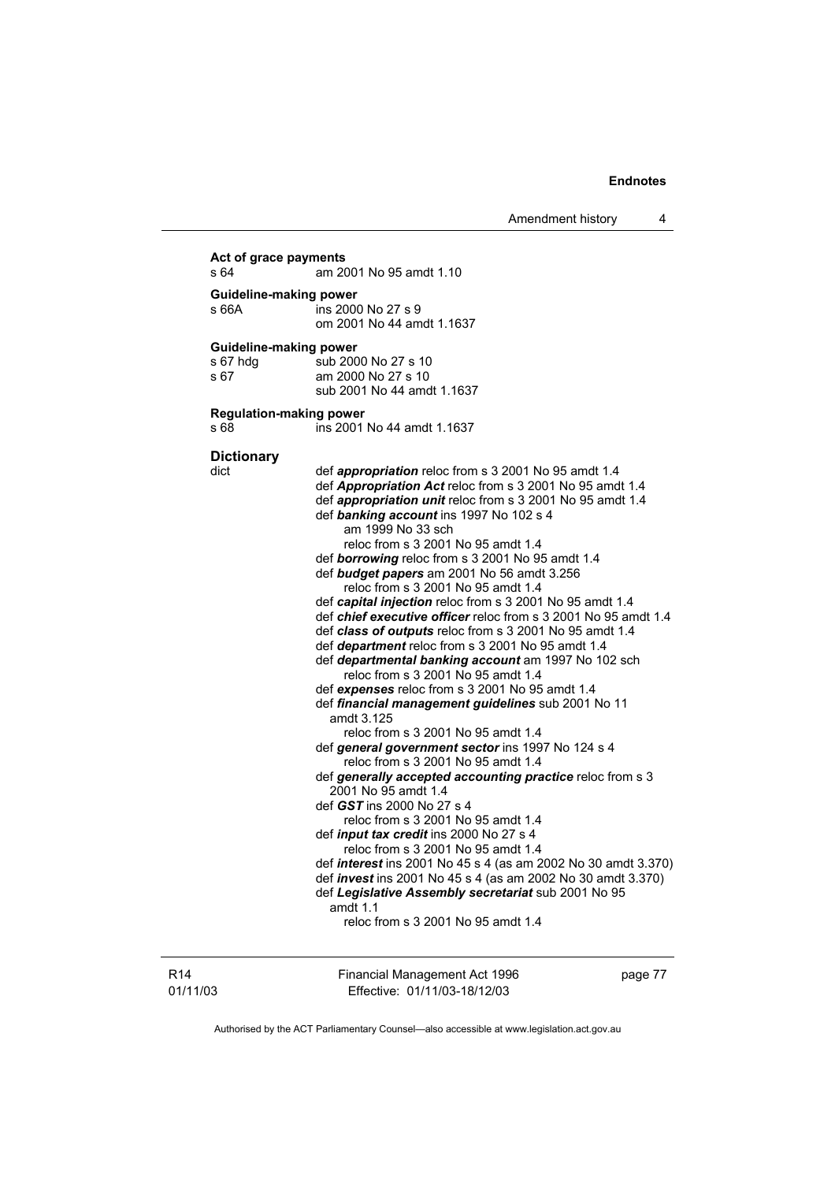**Act of grace payments**

s 64 am 2001 No 95 amdt 1.10

**Guideline-making power**

s 66A ins 2000 No 27 s 9
om 2001 No 44 amdt 1.1637

**Guideline-making power**

s 67 hdg sub 2000 No 27 s 10
s 67 am 2000 No 27 s 10
sub 2001 No 44 amdt 1.1637

**Regulation-making power**

s 68 ins 2001 No 44 amdt 1.1637

**Dictionary**

dict def ***appropriation*** reloc from s 3 2001 No 95 amdt 1.4
def ***Appropriation Act*** reloc from s 3 2001 No 95 amdt 1.4
def ***appropriation unit*** reloc from s 3 2001 No 95 amdt 1.4
def ***banking account*** ins 1997 No 102 s 4
am 1999 No 33 sch
reloc from s 3 2001 No 95 amdt 1.4
def ***borrowing*** reloc from s 3 2001 No 95 amdt 1.4
def ***budget papers*** am 2001 No 56 amdt 3.256
reloc from s 3 2001 No 95 amdt 1.4
def ***capital injection*** reloc from s 3 2001 No 95 amdt 1.4
def ***chief executive officer*** reloc from s 3 2001 No 95 amdt 1.4
def ***class of outputs*** reloc from s 3 2001 No 95 amdt 1.4
def ***department*** reloc from s 3 2001 No 95 amdt 1.4
def ***departmental banking account*** am 1997 No 102 sch
reloc from s 3 2001 No 95 amdt 1.4
def ***expenses*** reloc from s 3 2001 No 95 amdt 1.4
def ***financial management guidelines*** sub 2001 No 11 amdt 3.125
reloc from s 3 2001 No 95 amdt 1.4
def ***general government sector*** ins 1997 No 124 s 4
reloc from s 3 2001 No 95 amdt 1.4
def ***generally accepted accounting practice*** reloc from s 3 2001 No 95 amdt 1.4
def ***GST*** ins 2000 No 27 s 4
reloc from s 3 2001 No 95 amdt 1.4
def ***input tax credit*** ins 2000 No 27 s 4
reloc from s 3 2001 No 95 amdt 1.4
def ***interest*** ins 2001 No 45 s 4 (as am 2002 No 30 amdt 3.370)
def ***invest*** ins 2001 No 45 s 4 (as am 2002 No 30 amdt 3.370)
def ***Legislative Assembly secretariat*** sub 2001 No 95 amdt 1.1
reloc from s 3 2001 No 95 amdt 1.4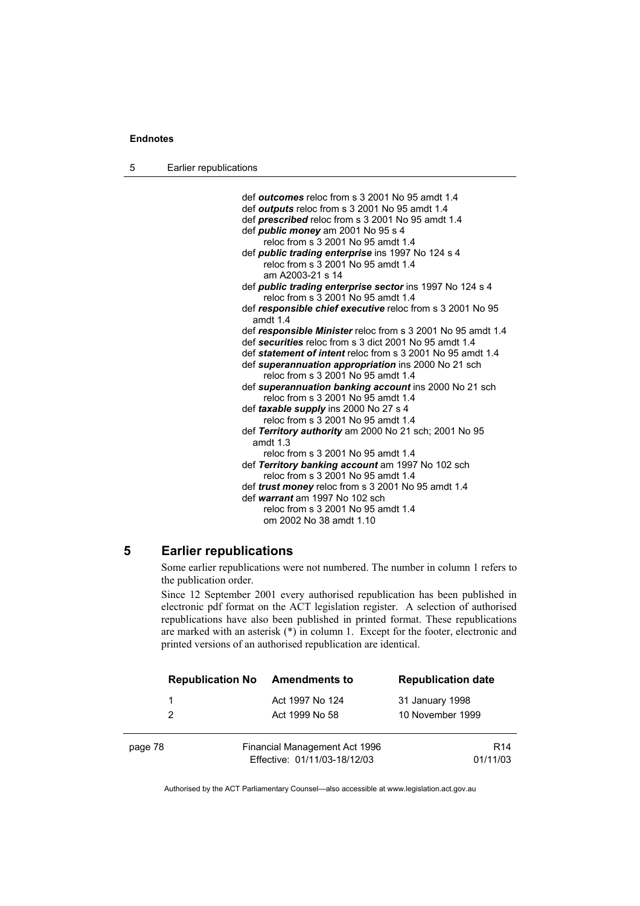def ***outcomes*** reloc from s 3 2001 No 95 amdt 1.4
def ***outputs*** reloc from s 3 2001 No 95 amdt 1.4
def ***prescribed*** reloc from s 3 2001 No 95 amdt 1.4
def ***public money*** am 2001 No 95 s 4
    reloc from s 3 2001 No 95 amdt 1.4
def ***public trading enterprise*** ins 1997 No 124 s 4
    reloc from s 3 2001 No 95 amdt 1.4
    am A2003-21 s 14
def ***public trading enterprise sector*** ins 1997 No 124 s 4
    reloc from s 3 2001 No 95 amdt 1.4
def ***responsible chief executive*** reloc from s 3 2001 No 95 amdt 1.4
def ***responsible Minister*** reloc from s 3 2001 No 95 amdt 1.4
def ***securities*** reloc from s 3 dict 2001 No 95 amdt 1.4
def ***statement of intent*** reloc from s 3 2001 No 95 amdt 1.4
def ***superannuation appropriation*** ins 2000 No 21 sch
    reloc from s 3 2001 No 95 amdt 1.4
def ***superannuation banking account*** ins 2000 No 21 sch
    reloc from s 3 2001 No 95 amdt 1.4
def ***taxable supply*** ins 2000 No 27 s 4
    reloc from s 3 2001 No 95 amdt 1.4
def ***Territory authority*** am 2000 No 21 sch; 2001 No 95 amdt 1.3
    reloc from s 3 2001 No 95 amdt 1.4
def ***Territory banking account*** am 1997 No 102 sch
    reloc from s 3 2001 No 95 amdt 1.4
def ***trust money*** reloc from s 3 2001 No 95 amdt 1.4
def ***warrant*** am 1997 No 102 sch
    reloc from s 3 2001 No 95 amdt 1.4
    om 2002 No 38 amdt 1.10

## 5 Earlier republications

Some earlier republications were not numbered. The number in column 1 refers to the publication order.

Since 12 September 2001 every authorised republication has been published in electronic pdf format on the ACT legislation register. A selection of authorised republications have also been published in printed format. These republications are marked with an asterisk (*) in column 1. Except for the footer, electronic and printed versions of an authorised republication are identical.

| Republication No | Amendments to | Republication date |
|---|---|---|
| 1 | Act 1997 No 124 | 31 January 1998 |
| 2 | Act 1999 No 58 | 10 November 1999 |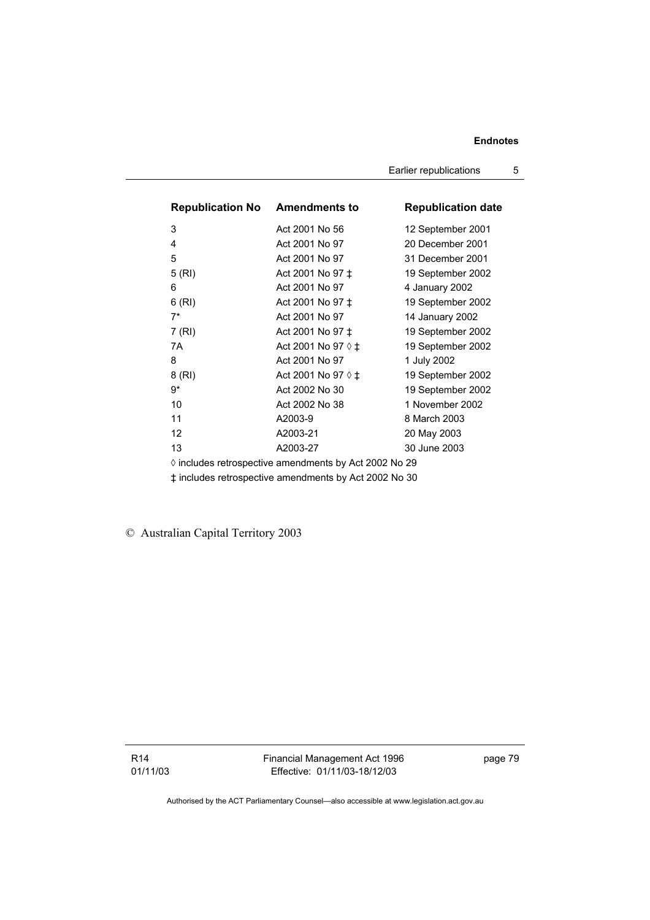| Republication No | Amendments to | Republication date |
|---|---|---|
| 3 | Act 2001 No 56 | 12 September 2001 |
| 4 | Act 2001 No 97 | 20 December 2001 |
| 5 | Act 2001 No 97 | 31 December 2001 |
| 5 (RI) | Act 2001 No 97 ‡ | 19 September 2002 |
| 6 | Act 2001 No 97 | 4 January 2002 |
| 6 (RI) | Act 2001 No 97 ‡ | 19 September 2002 |
| 7* | Act 2001 No 97 | 14 January 2002 |
| 7 (RI) | Act 2001 No 97 ‡ | 19 September 2002 |
| 7A | Act 2001 No 97 ◊ ‡ | 19 September 2002 |
| 8 | Act 2001 No 97 | 1 July 2002 |
| 8 (RI) | Act 2001 No 97 ◊ ‡ | 19 September 2002 |
| 9* | Act 2002 No 30 | 19 September 2002 |
| 10 | Act 2002 No 38 | 1 November 2002 |
| 11 | A2003-9 | 8 March 2003 |
| 12 | A2003-21 | 20 May 2003 |
| 13 | A2003-27 | 30 June 2003 |

◊ includes retrospective amendments by Act 2002 No 29

‡ includes retrospective amendments by Act 2002 No 30

© Australian Capital Territory 2003